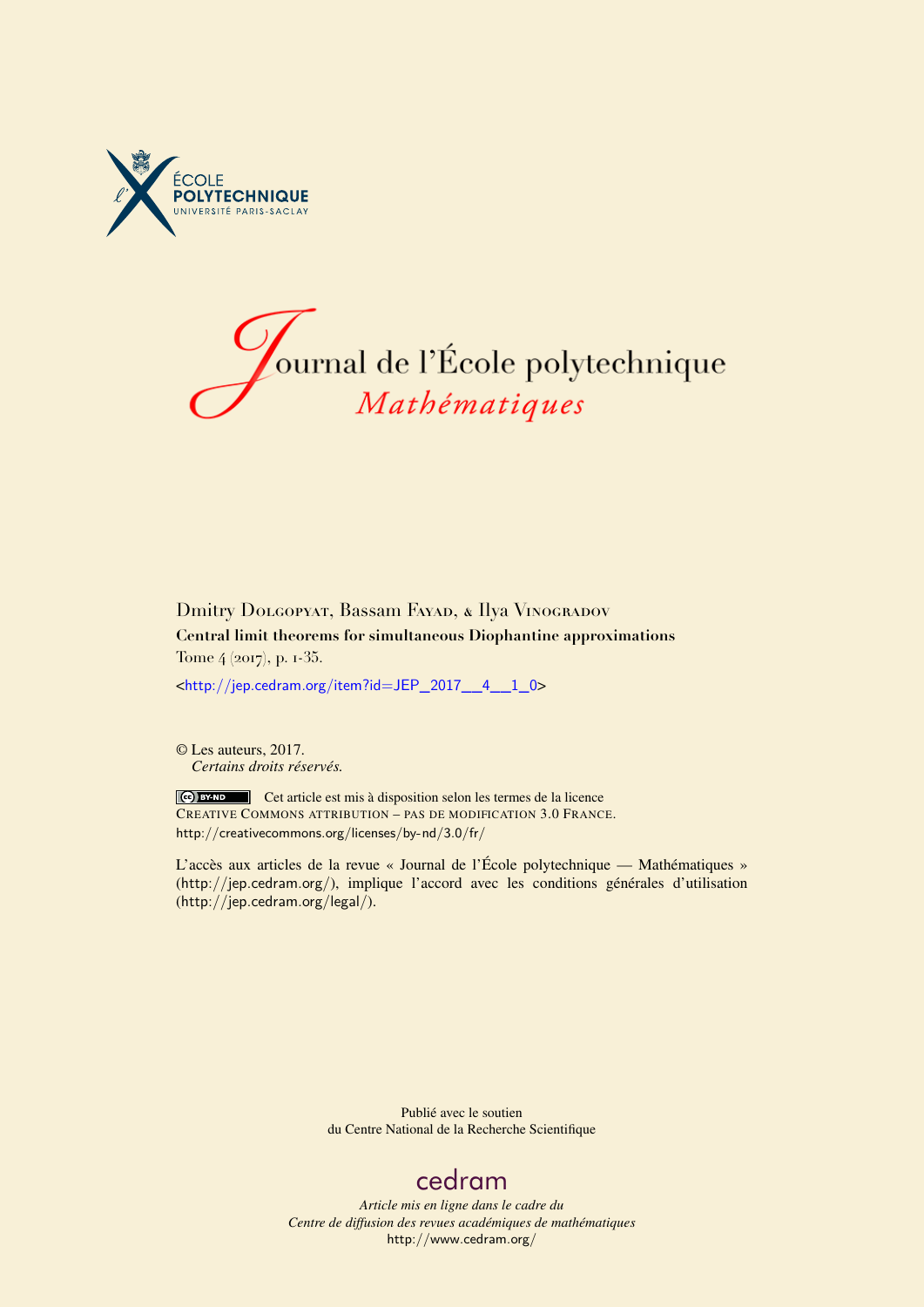ÉCOLE POLYTECHNIQUE
UNIVERSITÉ PARIS-SACLAY

# Journal de l'École polytechnique
## *Mathématiques*

Dmitry Dolgopyat, Bassam Fayad, & Ilya Vinogradov

**Central limit theorems for simultaneous Diophantine approximations**

Tome 4 (2017), p. 1-35.

<http://jep.cedram.org/item?id=JEP_2017__4__1_0>

© Les auteurs, 2017.
*Certains droits réservés.*

Cet article est mis à disposition selon les termes de la licence CREATIVE COMMONS ATTRIBUTION – PAS DE MODIFICATION 3.0 FRANCE.
http://creativecommons.org/licenses/by-nd/3.0/fr/

L'accès aux articles de la revue « Journal de l'École polytechnique — Mathématiques » (http://jep.cedram.org/), implique l'accord avec les conditions générales d'utilisation (http://jep.cedram.org/legal/).

Publié avec le soutien
du Centre National de la Recherche Scientifique

cedram

*Article mis en ligne dans le cadre du*
*Centre de diffusion des revues académiques de mathématiques*
http://www.cedram.org/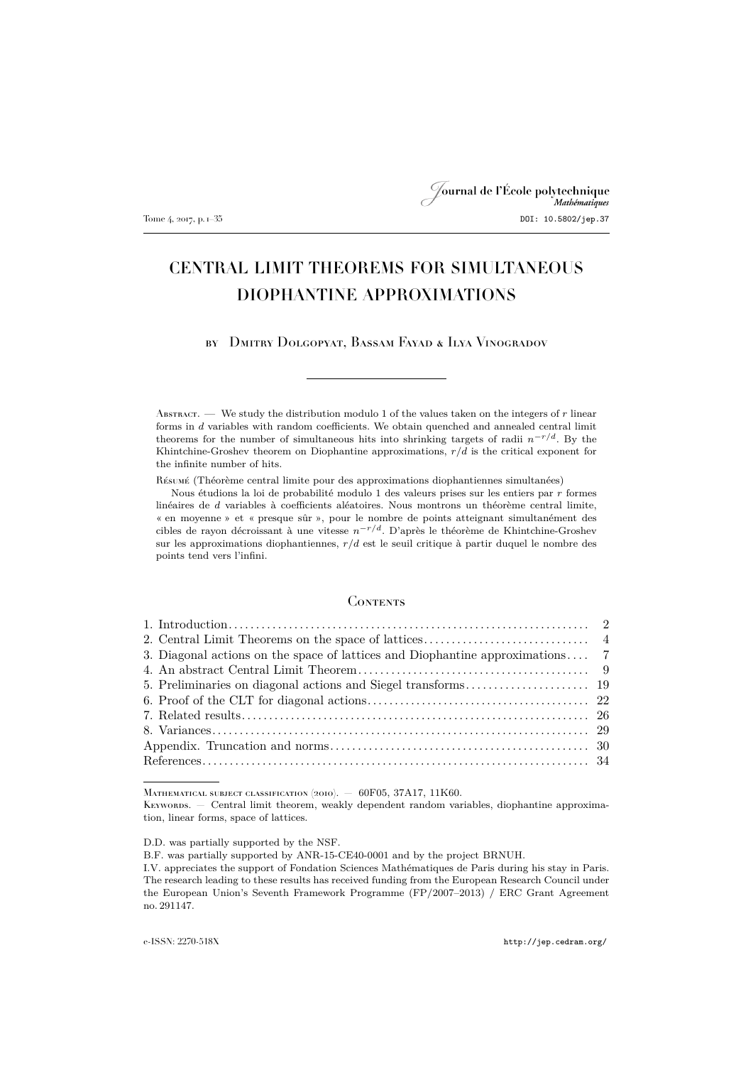# CENTRAL LIMIT THEOREMS FOR SIMULTANEOUS DIOPHANTINE APPROXIMATIONS

by Dmitry Dolgopyat, Bassam Fayad & Ilya Vinogradov

---

Abstract. — We study the distribution modulo 1 of the values taken on the integers of $r$ linear forms in $d$ variables with random coefficients. We obtain quenched and annealed central limit theorems for the number of simultaneous hits into shrinking targets of radii $n^{-r/d}$. By the Khintchine-Groshev theorem on Diophantine approximations, $r/d$ is the critical exponent for the infinite number of hits.

Résumé (Théorème central limite pour des approximations diophantiennes simultanées)

Nous étudions la loi de probabilité modulo 1 des valeurs prises sur les entiers par $r$ formes linéaires de $d$ variables à coefficients aléatoires. Nous montrons un théorème central limite, « en moyenne » et « presque sûr », pour le nombre de points atteignant simultanément des cibles de rayon décroissant à une vitesse $n^{-r/d}$. D'après le théorème de Khintchine-Groshev sur les approximations diophantiennes, $r/d$ est le seuil critique à partir duquel le nombre des points tend vers l'infini.

## Contents

1. Introduction ... 2
2. Central Limit Theorems on the space of lattices ... 4
3. Diagonal actions on the space of lattices and Diophantine approximations ... 7
4. An abstract Central Limit Theorem ... 9
5. Preliminaries on diagonal actions and Siegel transforms ... 19
6. Proof of the CLT for diagonal actions ... 22
7. Related results ... 26
8. Variances ... 29

Appendix. Truncation and norms ... 30

References ... 34

---

Mathematical subject classification (2010). — 60F05, 37A17, 11K60.

Keywords. — Central limit theorem, weakly dependent random variables, diophantine approximation, linear forms, space of lattices.

D.D. was partially supported by the NSF.

B.F. was partially supported by ANR-15-CE40-0001 and by the project BRNUH.

I.V. appreciates the support of Fondation Sciences Mathématiques de Paris during his stay in Paris. The research leading to these results has received funding from the European Research Council under the European Union's Seventh Framework Programme (FP/2007–2013) / ERC Grant Agreement no. 291147.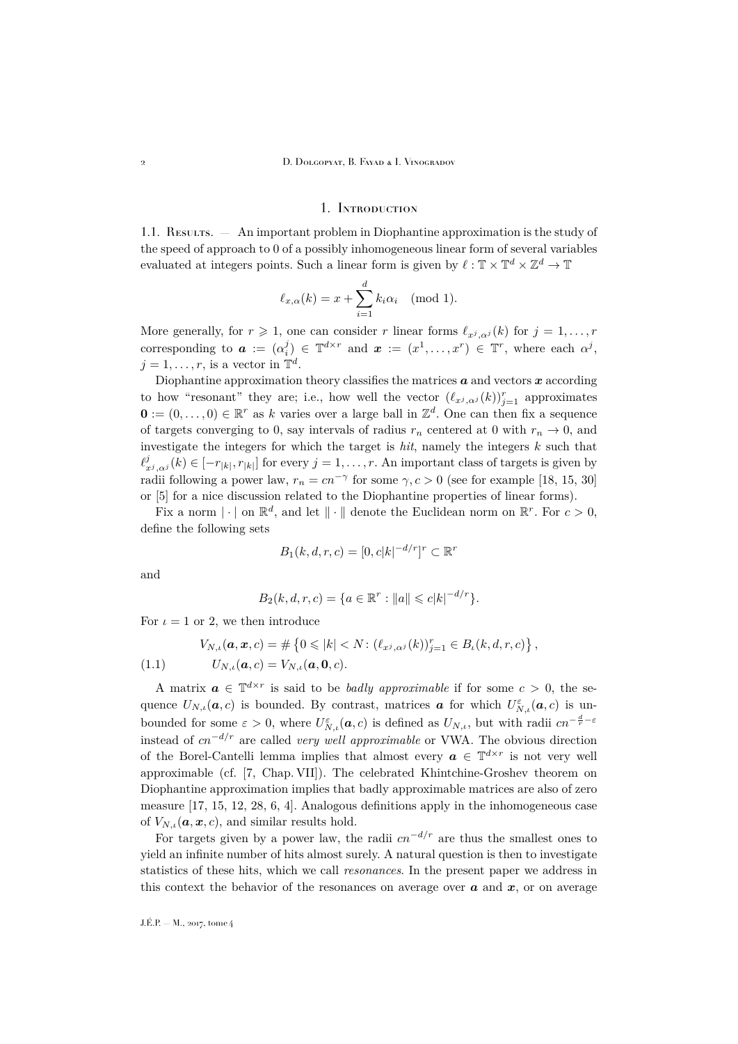## 1. Introduction

1.1. Results. — An important problem in Diophantine approximation is the study of the speed of approach to 0 of a possibly inhomogeneous linear form of several variables evaluated at integers points. Such a linear form is given by $\ell : \mathbb{T} \times \mathbb{T}^d \times \mathbb{Z}^d \to \mathbb{T}$

$$\ell_{x,\alpha}(k) = x + \sum_{i=1}^{d} k_i \alpha_i \pmod 1.$$

More generally, for $r \geqslant 1$, one can consider $r$ linear forms $\ell_{x^j,\alpha^j}(k)$ for $j = 1, \dots, r$ corresponding to $\boldsymbol{a} := (\alpha_i^j) \in \mathbb{T}^{d\times r}$ and $\boldsymbol{x} := (x^1, \dots, x^r) \in \mathbb{T}^r$, where each $\alpha^j$, $j = 1, \dots, r$, is a vector in $\mathbb{T}^d$.

Diophantine approximation theory classifies the matrices $\boldsymbol{a}$ and vectors $\boldsymbol{x}$ according to how "resonant" they are; i.e., how well the vector $(\ell_{x^j,\alpha^j}(k))_{j=1}^r$ approximates $\mathbf{0} := (0, \dots, 0) \in \mathbb{R}^r$ as $k$ varies over a large ball in $\mathbb{Z}^d$. One can then fix a sequence of targets converging to 0, say intervals of radius $r_n$ centered at 0 with $r_n \to 0$, and investigate the integers for which the target is *hit*, namely the integers $k$ such that $\ell^j_{x^j,\alpha^j}(k) \in [-r_{|k|}, r_{|k|}]$ for every $j = 1, \dots, r$. An important class of targets is given by radii following a power law, $r_n = cn^{-\gamma}$ for some $\gamma, c > 0$ (see for example [18, 15, 30] or [5] for a nice discussion related to the Diophantine properties of linear forms).

Fix a norm $|\cdot|$ on $\mathbb{R}^d$, and let $\|\cdot\|$ denote the Euclidean norm on $\mathbb{R}^r$. For $c > 0$, define the following sets

$$B_1(k, d, r, c) = [0, c|k|^{-d/r}]^r \subset \mathbb{R}^r$$

and

$$B_2(k, d, r, c) = \{a \in \mathbb{R}^r : \|a\| \leqslant c|k|^{-d/r}\}.$$

For $\iota = 1$ or $2$, we then introduce

$$
\begin{aligned}
&V_{N,\iota}(\boldsymbol{a}, \boldsymbol{x}, c) = \#\left\{0 \leqslant |k| < N : (\ell_{x^j,\alpha^j}(k))_{j=1}^r \in B_\iota(k, d, r, c)\right\}, \\
(1.1)\qquad &U_{N,\iota}(\boldsymbol{a}, c) = V_{N,\iota}(\boldsymbol{a}, \mathbf{0}, c).
\end{aligned}
$$

A matrix $\boldsymbol{a} \in \mathbb{T}^{d\times r}$ is said to be *badly approximable* if for some $c > 0$, the sequence $U_{N,\iota}(\boldsymbol{a}, c)$ is bounded. By contrast, matrices $\boldsymbol{a}$ for which $U^\varepsilon_{N,\iota}(\boldsymbol{a}, c)$ is unbounded for some $\varepsilon > 0$, where $U^\varepsilon_{N,\iota}(\boldsymbol{a}, c)$ is defined as $U_{N,\iota}$, but with radii $cn^{-\frac{d}{r}-\varepsilon}$ instead of $cn^{-d/r}$ are called *very well approximable* or VWA. The obvious direction of the Borel-Cantelli lemma implies that almost every $\boldsymbol{a} \in \mathbb{T}^{d\times r}$ is not very well approximable (cf. [7, Chap. VII]). The celebrated Khintchine-Groshev theorem on Diophantine approximation implies that badly approximable matrices are also of zero measure [17, 15, 12, 28, 6, 4]. Analogous definitions apply in the inhomogeneous case of $V_{N,\iota}(\boldsymbol{a}, \boldsymbol{x}, c)$, and similar results hold.

For targets given by a power law, the radii $cn^{-d/r}$ are thus the smallest ones to yield an infinite number of hits almost surely. A natural question is then to investigate statistics of these hits, which we call *resonances*. In the present paper we address in this context the behavior of the resonances on average over $\boldsymbol{a}$ and $\boldsymbol{x}$, or on average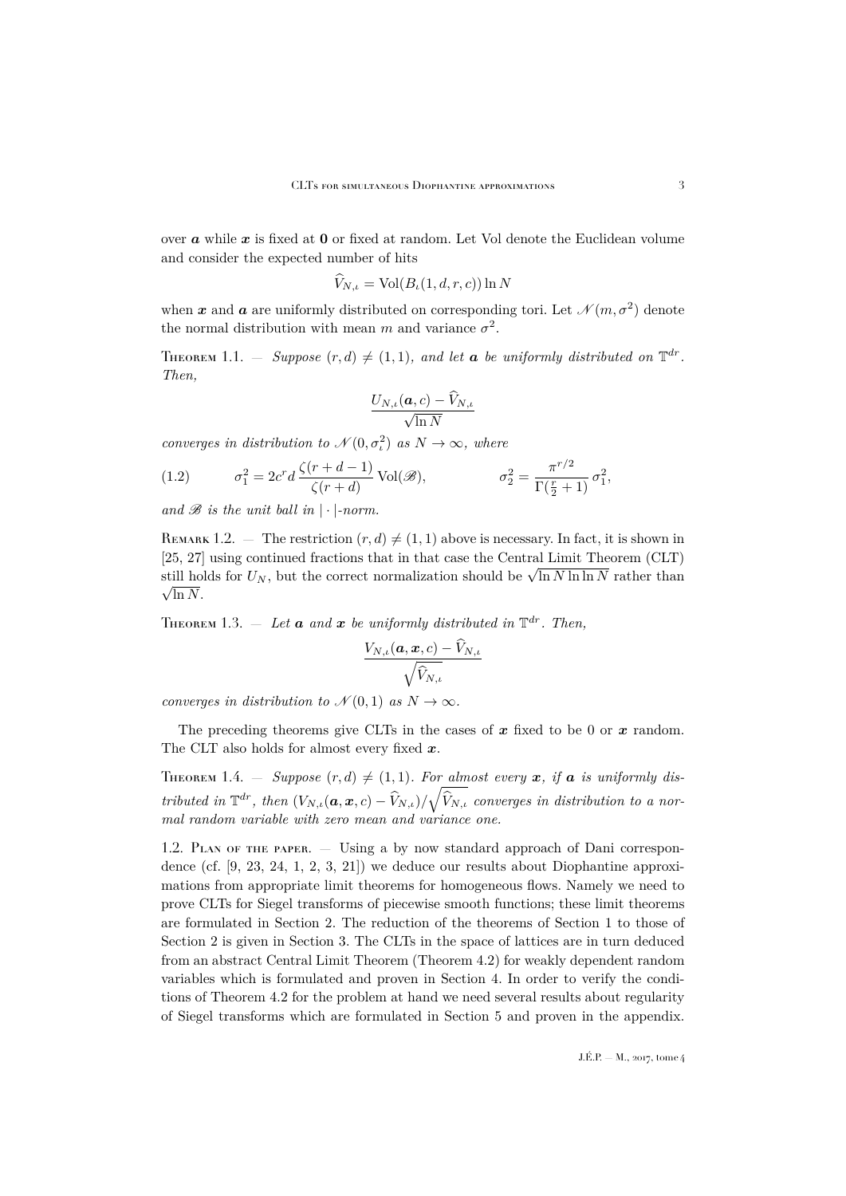over $\boldsymbol{a}$ while $\boldsymbol{x}$ is fixed at $\mathbf{0}$ or fixed at random. Let Vol denote the Euclidean volume and consider the expected number of hits

$$\widehat{V}_{N,\iota} = \mathrm{Vol}(B_\iota(1,d,r,c)) \ln N$$

when $\boldsymbol{x}$ and $\boldsymbol{a}$ are uniformly distributed on corresponding tori. Let $\mathscr{N}(m,\sigma^2)$ denote the normal distribution with mean $m$ and variance $\sigma^2$.

**Theorem 1.1.** — *Suppose $(r,d) \neq (1,1)$, and let $\boldsymbol{a}$ be uniformly distributed on $\mathbb{T}^{dr}$. Then,*

$$\frac{U_{N,\iota}(\boldsymbol{a},c) - \widehat{V}_{N,\iota}}{\sqrt{\ln N}}$$

*converges in distribution to $\mathscr{N}(0,\sigma_\iota^2)$ as $N \to \infty$, where*

$$\sigma_1^2 = 2c^r d \, \frac{\zeta(r+d-1)}{\zeta(r+d)} \, \mathrm{Vol}(\mathscr{B}), \qquad \sigma_2^2 = \frac{\pi^{r/2}}{\Gamma(\frac{r}{2}+1)} \, \sigma_1^2, \tag{1.2}$$

*and $\mathscr{B}$ is the unit ball in $|\cdot|$-norm.*

**Remark 1.2.** — The restriction $(r,d) \neq (1,1)$ above is necessary. In fact, it is shown in [25, 27] using continued fractions that in that case the Central Limit Theorem (CLT) still holds for $U_N$, but the correct normalization should be $\sqrt{\ln N \ln \ln N}$ rather than $\sqrt{\ln N}$.

**Theorem 1.3.** — *Let $\boldsymbol{a}$ and $\boldsymbol{x}$ be uniformly distributed in $\mathbb{T}^{dr}$. Then,*

$$\frac{V_{N,\iota}(\boldsymbol{a},\boldsymbol{x},c) - \widehat{V}_{N,\iota}}{\sqrt{\widehat{V}_{N,\iota}}}$$

*converges in distribution to $\mathscr{N}(0,1)$ as $N \to \infty$.*

The preceding theorems give CLTs in the cases of $\boldsymbol{x}$ fixed to be 0 or $\boldsymbol{x}$ random. The CLT also holds for almost every fixed $\boldsymbol{x}$.

**Theorem 1.4.** — *Suppose $(r,d) \neq (1,1)$. For almost every $\boldsymbol{x}$, if $\boldsymbol{a}$ is uniformly distributed in $\mathbb{T}^{dr}$, then $(V_{N,\iota}(\boldsymbol{a},\boldsymbol{x},c) - \widehat{V}_{N,\iota})/\sqrt{\widehat{V}_{N,\iota}}$ converges in distribution to a normal random variable with zero mean and variance one.*

### 1.2. Plan of the paper.

— Using a by now standard approach of Dani correspondence (cf. [9, 23, 24, 1, 2, 3, 21]) we deduce our results about Diophantine approximations from appropriate limit theorems for homogeneous flows. Namely we need to prove CLTs for Siegel transforms of piecewise smooth functions; these limit theorems are formulated in Section 2. The reduction of the theorems of Section 1 to those of Section 2 is given in Section 3. The CLTs in the space of lattices are in turn deduced from an abstract Central Limit Theorem (Theorem 4.2) for weakly dependent random variables which is formulated and proven in Section 4. In order to verify the conditions of Theorem 4.2 for the problem at hand we need several results about regularity of Siegel transforms which are formulated in Section 5 and proven in the appendix.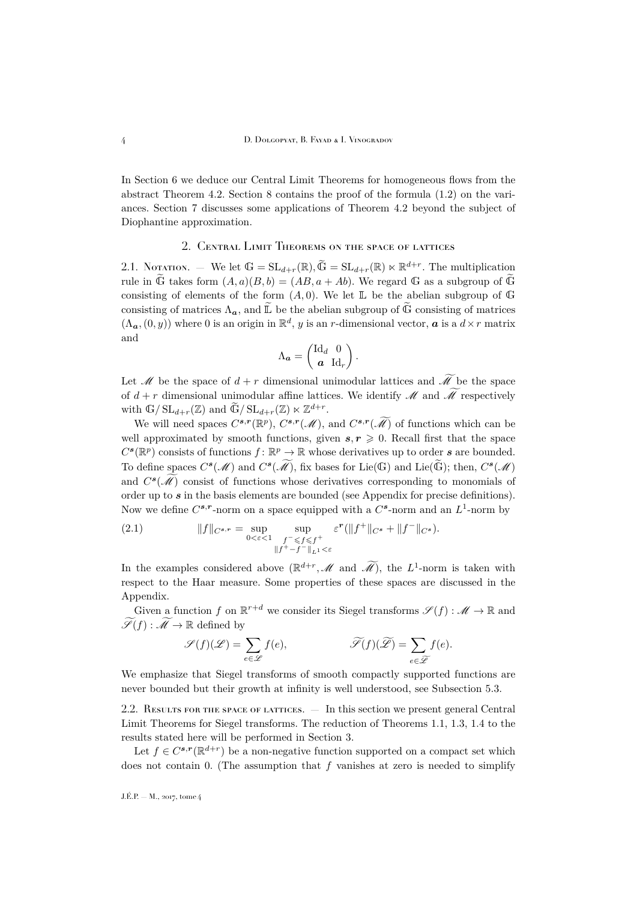In Section 6 we deduce our Central Limit Theorems for homogeneous flows from the abstract Theorem 4.2. Section 8 contains the proof of the formula (1.2) on the variances. Section 7 discusses some applications of Theorem 4.2 beyond the subject of Diophantine approximation.

## 2. Central Limit Theorems on the space of lattices

2.1. Notation. — We let $\mathbb{G} = \mathrm{SL}_{d+r}(\mathbb{R}), \widetilde{\mathbb{G}} = \mathrm{SL}_{d+r}(\mathbb{R}) \ltimes \mathbb{R}^{d+r}$. The multiplication rule in $\widetilde{\mathbb{G}}$ takes form $(A, a)(B, b) = (AB, a + Ab)$. We regard $\mathbb{G}$ as a subgroup of $\widetilde{\mathbb{G}}$ consisting of elements of the form $(A, 0)$. We let $\mathbb{L}$ be the abelian subgroup of $\mathbb{G}$ consisting of matrices $\Lambda_{\boldsymbol{a}}$, and $\widetilde{\mathbb{L}}$ be the abelian subgroup of $\widetilde{\mathbb{G}}$ consisting of matrices $(\Lambda_{\boldsymbol{a}}, (0, y))$ where 0 is an origin in $\mathbb{R}^d$, $y$ is an $r$-dimensional vector, $\boldsymbol{a}$ is a $d \times r$ matrix and

$$\Lambda_{\boldsymbol{a}} = \begin{pmatrix} \mathrm{Id}_d & 0 \\ \boldsymbol{a} & \mathrm{Id}_r \end{pmatrix}.$$

Let $\mathscr{M}$ be the space of $d + r$ dimensional unimodular lattices and $\widetilde{\mathscr{M}}$ be the space of $d + r$ dimensional unimodular affine lattices. We identify $\mathscr{M}$ and $\widetilde{\mathscr{M}}$ respectively with $\mathbb{G}/\mathrm{SL}_{d+r}(\mathbb{Z})$ and $\widetilde{\mathbb{G}}/\mathrm{SL}_{d+r}(\mathbb{Z}) \ltimes \mathbb{Z}^{d+r}$.

We will need spaces $C^{\boldsymbol{s},\boldsymbol{r}}(\mathbb{R}^p)$, $C^{\boldsymbol{s},\boldsymbol{r}}(\mathscr{M})$, and $C^{\boldsymbol{s},\boldsymbol{r}}(\widetilde{\mathscr{M}})$ of functions which can be well approximated by smooth functions, given $\boldsymbol{s}, \boldsymbol{r} \geqslant 0$. Recall first that the space $C^{\boldsymbol{s}}(\mathbb{R}^p)$ consists of functions $f \colon \mathbb{R}^p \to \mathbb{R}$ whose derivatives up to order $\boldsymbol{s}$ are bounded. To define spaces $C^{\boldsymbol{s}}(\mathscr{M})$ and $C^{\boldsymbol{s}}(\widetilde{\mathscr{M}})$, fix bases for $\mathrm{Lie}(\mathbb{G})$ and $\mathrm{Lie}(\widetilde{\mathbb{G}})$; then, $C^{\boldsymbol{s}}(\mathscr{M})$ and $C^{\boldsymbol{s}}(\widetilde{\mathscr{M}})$ consist of functions whose derivatives corresponding to monomials of order up to $\boldsymbol{s}$ in the basis elements are bounded (see Appendix for precise definitions). Now we define $C^{\boldsymbol{s},\boldsymbol{r}}$-norm on a space equipped with a $C^{\boldsymbol{s}}$-norm and an $L^1$-norm by

$$\|f\|_{C^{\boldsymbol{s},\boldsymbol{r}}} = \sup_{0<\varepsilon<1} \sup_{\substack{f^- \leqslant f \leqslant f^+ \\ \|f^+ - f^-\|_{L^1} < \varepsilon}} \varepsilon^{\boldsymbol{r}} (\|f^+\|_{C^{\boldsymbol{s}}} + \|f^-\|_{C^{\boldsymbol{s}}}). \tag{2.1}$$

In the examples considered above ($\mathbb{R}^{d+r}, \mathscr{M}$ and $\widetilde{\mathscr{M}}$), the $L^1$-norm is taken with respect to the Haar measure. Some properties of these spaces are discussed in the Appendix.

Given a function $f$ on $\mathbb{R}^{r+d}$ we consider its Siegel transforms $\mathscr{S}(f) : \mathscr{M} \to \mathbb{R}$ and $\widetilde{\mathscr{S}}(f) : \widetilde{\mathscr{M}} \to \mathbb{R}$ defined by

$$\mathscr{S}(f)(\mathscr{L}) = \sum_{e \in \mathscr{L}} f(e), \qquad \widetilde{\mathscr{S}}(f)(\widetilde{\mathscr{L}}) = \sum_{e \in \widetilde{\mathscr{L}}} f(e).$$

We emphasize that Siegel transforms of smooth compactly supported functions are never bounded but their growth at infinity is well understood, see Subsection 5.3.

2.2. Results for the space of lattices. — In this section we present general Central Limit Theorems for Siegel transforms. The reduction of Theorems 1.1, 1.3, 1.4 to the results stated here will be performed in Section 3.

Let $f \in C^{\boldsymbol{s},\boldsymbol{r}}(\mathbb{R}^{d+r})$ be a non-negative function supported on a compact set which does not contain 0. (The assumption that $f$ vanishes at zero is needed to simplify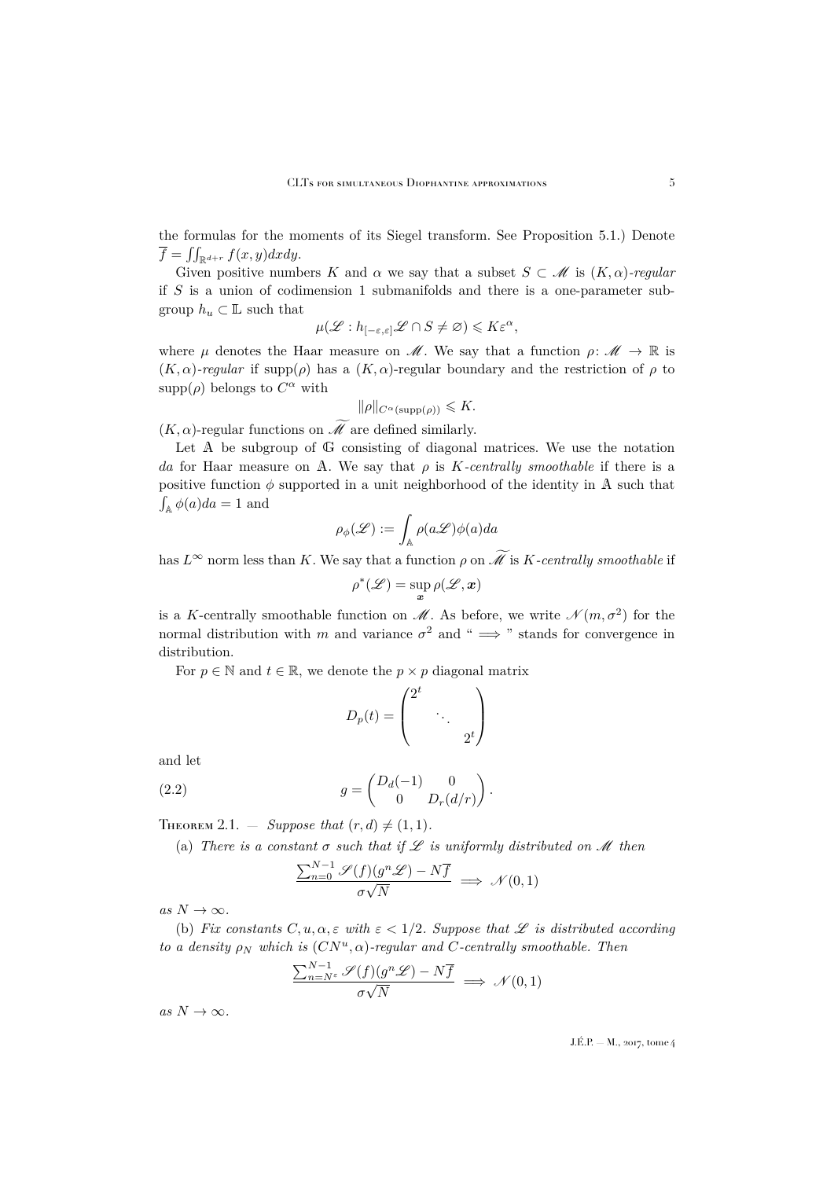the formulas for the moments of its Siegel transform. See Proposition 5.1.) Denote $\overline{f} = \iint_{\mathbb{R}^{d+r}} f(x, y) dx dy$.

Given positive numbers $K$ and $\alpha$ we say that a subset $S \subset \mathscr{M}$ is $(K, \alpha)$*-regular* if $S$ is a union of codimension 1 submanifolds and there is a one-parameter subgroup $h_u \subset \mathbb{L}$ such that

$$\mu(\mathscr{L} : h_{[-\varepsilon,\varepsilon]}\mathscr{L} \cap S \neq \varnothing) \leqslant K\varepsilon^{\alpha},$$

where $\mu$ denotes the Haar measure on $\mathscr{M}$. We say that a function $\rho \colon \mathscr{M} \to \mathbb{R}$ is $(K, \alpha)$*-regular* if $\operatorname{supp}(\rho)$ has a $(K, \alpha)$-regular boundary and the restriction of $\rho$ to $\operatorname{supp}(\rho)$ belongs to $C^{\alpha}$ with

$$\|\rho\|_{C^{\alpha}(\operatorname{supp}(\rho))} \leqslant K.$$

$(K, \alpha)$-regular functions on $\widetilde{\mathscr{M}}$ are defined similarly.

Let $\mathbb{A}$ be subgroup of $\mathbb{G}$ consisting of diagonal matrices. We use the notation $da$ for Haar measure on $\mathbb{A}$. We say that $\rho$ is $K$*-centrally smoothable* if there is a positive function $\phi$ supported in a unit neighborhood of the identity in $\mathbb{A}$ such that $\int_{\mathbb{A}} \phi(a) da = 1$ and

$$\rho_{\phi}(\mathscr{L}) := \int_{\mathbb{A}} \rho(a\mathscr{L})\phi(a) da$$

has $L^{\infty}$ norm less than $K$. We say that a function $\rho$ on $\widetilde{\mathscr{M}}$ is $K$*-centrally smoothable* if

$$\rho^{*}(\mathscr{L}) = \sup_{\boldsymbol{x}} \rho(\mathscr{L}, \boldsymbol{x})$$

is a $K$-centrally smoothable function on $\mathscr{M}$. As before, we write $\mathscr{N}(m, \sigma^2)$ for the normal distribution with $m$ and variance $\sigma^2$ and " $\Longrightarrow$ " stands for convergence in distribution.

For $p \in \mathbb{N}$ and $t \in \mathbb{R}$, we denote the $p \times p$ diagonal matrix

$$D_p(t) = \begin{pmatrix} 2^t & & \\ & \ddots & \\ & & 2^t \end{pmatrix}$$

and let

$$g = \begin{pmatrix} D_d(-1) & 0 \\ 0 & D_r(d/r) \end{pmatrix}. \tag{2.2}$$

Theorem 2.1. — *Suppose that* $(r, d) \neq (1, 1)$.

(a) *There is a constant* $\sigma$ *such that if* $\mathscr{L}$ *is uniformly distributed on* $\mathscr{M}$ *then*

$$\frac{\sum_{n=0}^{N-1} \mathscr{S}(f)(g^n \mathscr{L}) - N\overline{f}}{\sigma\sqrt{N}} \Longrightarrow \mathscr{N}(0, 1)$$

*as* $N \to \infty$.

(b) *Fix constants* $C, u, \alpha, \varepsilon$ *with* $\varepsilon < 1/2$. *Suppose that* $\mathscr{L}$ *is distributed according to a density* $\rho_N$ *which is* $(CN^u, \alpha)$*-regular and* $C$*-centrally smoothable. Then*

$$\frac{\sum_{n=N^{\varepsilon}}^{N-1} \mathscr{S}(f)(g^n \mathscr{L}) - N\overline{f}}{\sigma\sqrt{N}} \Longrightarrow \mathscr{N}(0, 1)$$

*as* $N \to \infty$.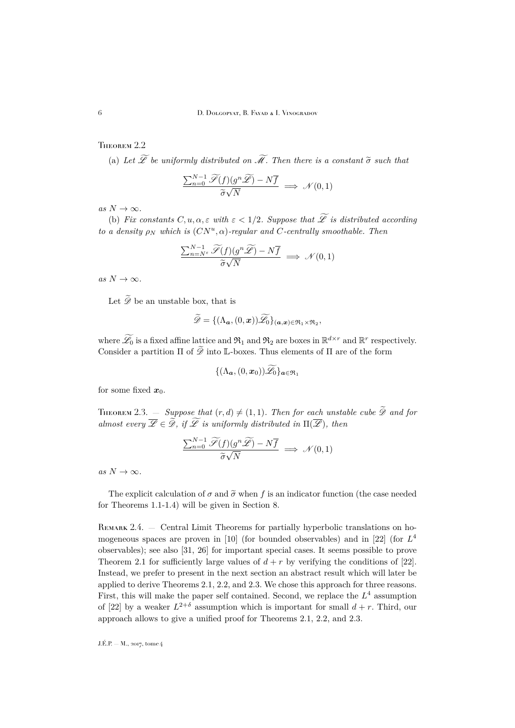Theorem 2.2

(a) *Let $\widetilde{\mathscr{L}}$ be uniformly distributed on $\widetilde{\mathscr{M}}$. Then there is a constant $\widetilde{\sigma}$ such that*

$$\frac{\sum_{n=0}^{N-1} \widetilde{\mathscr{S}}(f)(g^n \widetilde{\mathscr{L}}) - N\overline{f}}{\widetilde{\sigma}\sqrt{N}} \implies \mathscr{N}(0,1)$$

*as $N \to \infty$.*

(b) *Fix constants $C, u, \alpha, \varepsilon$ with $\varepsilon < 1/2$. Suppose that $\widetilde{\mathscr{L}}$ is distributed according to a density $\rho_N$ which is $(CN^u, \alpha)$-regular and $C$-centrally smoothable. Then*

$$\frac{\sum_{n=N^\varepsilon}^{N-1} \widetilde{\mathscr{S}}(f)(g^n \widetilde{\mathscr{L}}) - N\overline{f}}{\widetilde{\sigma}\sqrt{N}} \implies \mathscr{N}(0,1)$$

*as $N \to \infty$.*

Let $\widetilde{\mathscr{D}}$ be an unstable box, that is

$$\widetilde{\mathscr{D}} = \{(\Lambda_{\boldsymbol{a}}, (0, \boldsymbol{x}))\widetilde{\mathscr{L}_0}\}_{(\boldsymbol{a},\boldsymbol{x})\in\mathfrak{R}_1\times\mathfrak{R}_2},$$

where $\widetilde{\mathscr{L}_0}$ is a fixed affine lattice and $\mathfrak{R}_1$ and $\mathfrak{R}_2$ are boxes in $\mathbb{R}^{d\times r}$ and $\mathbb{R}^r$ respectively. Consider a partition $\Pi$ of $\widetilde{\mathscr{D}}$ into $\mathbb{L}$-boxes. Thus elements of $\Pi$ are of the form

$$\{(\Lambda_{\boldsymbol{a}}, (0, \boldsymbol{x}_0))\widetilde{\mathscr{L}_0}\}_{\boldsymbol{a}\in\mathfrak{R}_1}$$

for some fixed $\boldsymbol{x}_0$.

Theorem 2.3. — *Suppose that $(r, d) \neq (1, 1)$. Then for each unstable cube $\widetilde{\mathscr{D}}$ and for almost every $\overline{\mathscr{L}} \in \widetilde{\mathscr{D}}$, if $\widetilde{\mathscr{L}}$ is uniformly distributed in $\Pi(\overline{\mathscr{L}})$, then*

$$\frac{\sum_{n=0}^{N-1} \widetilde{\mathscr{S}}(f)(g^n \widetilde{\mathscr{L}}) - N\overline{f}}{\widetilde{\sigma}\sqrt{N}} \implies \mathscr{N}(0,1)$$

*as $N \to \infty$.*

The explicit calculation of $\sigma$ and $\widetilde{\sigma}$ when $f$ is an indicator function (the case needed for Theorems 1.1-1.4) will be given in Section 8.

Remark 2.4. — Central Limit Theorems for partially hyperbolic translations on homogeneous spaces are proven in [10] (for bounded observables) and in [22] (for $L^4$ observables); see also [31, 26] for important special cases. It seems possible to prove Theorem 2.1 for sufficiently large values of $d + r$ by verifying the conditions of [22]. Instead, we prefer to present in the next section an abstract result which will later be applied to derive Theorems 2.1, 2.2, and 2.3. We chose this approach for three reasons. First, this will make the paper self contained. Second, we replace the $L^4$ assumption of [22] by a weaker $L^{2+\delta}$ assumption which is important for small $d + r$. Third, our approach allows to give a unified proof for Theorems 2.1, 2.2, and 2.3.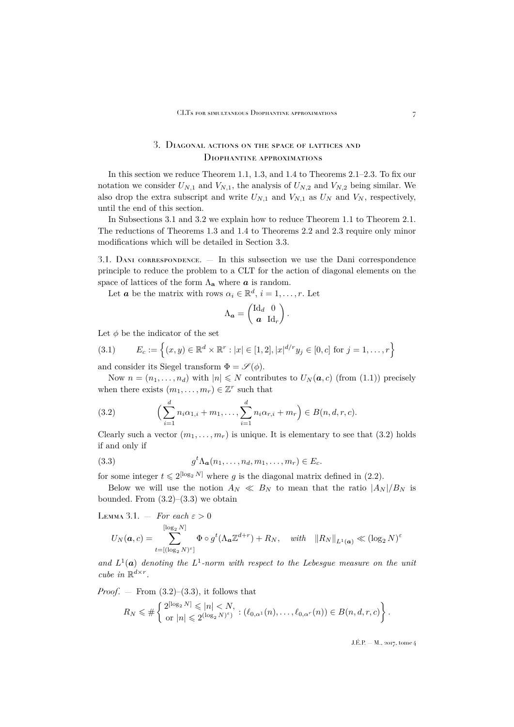## 3. Diagonal actions on the space of lattices and Diophantine approximations

In this section we reduce Theorem 1.1, 1.3, and 1.4 to Theorems 2.1–2.3. To fix our notation we consider $U_{N,1}$ and $V_{N,1}$, the analysis of $U_{N,2}$ and $V_{N,2}$ being similar. We also drop the extra subscript and write $U_{N,1}$ and $V_{N,1}$ as $U_N$ and $V_N$, respectively, until the end of this section.

In Subsections 3.1 and 3.2 we explain how to reduce Theorem 1.1 to Theorem 2.1. The reductions of Theorems 1.3 and 1.4 to Theorems 2.2 and 2.3 require only minor modifications which will be detailed in Section 3.3.

3.1. Dani correspondence. — In this subsection we use the Dani correspondence principle to reduce the problem to a CLT for the action of diagonal elements on the space of lattices of the form $\Lambda_{\mathbf{a}}$ where $\boldsymbol{a}$ is random.

Let $\boldsymbol{a}$ be the matrix with rows $\alpha_i \in \mathbb{R}^d$, $i = 1, \ldots, r$. Let

$$\Lambda_{\boldsymbol{a}} = \begin{pmatrix} \mathrm{Id}_d & 0 \\ \boldsymbol{a} & \mathrm{Id}_r \end{pmatrix}.$$

Let $\phi$ be the indicator of the set

$$E_c := \left\{ (x, y) \in \mathbb{R}^d \times \mathbb{R}^r : |x| \in [1, 2], |x|^{d/r} y_j \in [0, c] \text{ for } j = 1, \ldots, r \right\} \tag{3.1}$$

and consider its Siegel transform $\Phi = \mathscr{S}(\phi)$.

Now $n = (n_1, \ldots, n_d)$ with $|n| \leqslant N$ contributes to $U_N(\boldsymbol{a}, c)$ (from (1.1)) precisely when there exists $(m_1, \ldots, m_r) \in \mathbb{Z}^r$ such that

$$\Big( \sum_{i=1}^{d} n_i \alpha_{1,i} + m_1, \ldots, \sum_{i=1}^{d} n_i \alpha_{r,i} + m_r \Big) \in B(n, d, r, c). \tag{3.2}$$

Clearly such a vector $(m_1, \ldots, m_r)$ is unique. It is elementary to see that (3.2) holds if and only if

$$g^t \Lambda_{\boldsymbol{a}} (n_1, \ldots, n_d, m_1, \ldots, m_r) \in E_c. \tag{3.3}$$

for some integer $t \leqslant 2^{[\log_2 N]}$ where $g$ is the diagonal matrix defined in (2.2).

Below we will use the notion $A_N \ll B_N$ to mean that the ratio $|A_N|/B_N$ is bounded. From (3.2)–(3.3) we obtain

Lemma 3.1. — *For each $\varepsilon > 0$*

$$U_N(\boldsymbol{a}, c) = \sum_{t=[(\log_2 N)^{\varepsilon}]}^{[\log_2 N]} \Phi \circ g^t (\Lambda_{\boldsymbol{a}} \mathbb{Z}^{d+r}) + R_N, \quad \textit{with} \quad \| R_N \|_{L^1(\boldsymbol{a})} \ll (\log_2 N)^{\varepsilon}$$

*and $L^1(\boldsymbol{a})$ denoting the $L^1$-norm with respect to the Lebesgue measure on the unit cube in $\mathbb{R}^{d \times r}$.*

*Proof*. — From (3.2)–(3.3), it follows that

$$R_N \leqslant \# \left\{ \begin{array}{l} 2^{[\log_2 N]} \leqslant |n| < N, \\ \text{or } |n| \leqslant 2^{(\log_2 N)^{\varepsilon})} \end{array} : (\ell_{0,\alpha^1}(n), \ldots, \ell_{0,\alpha^r}(n)) \in B(n, d, r, c) \right\}.$$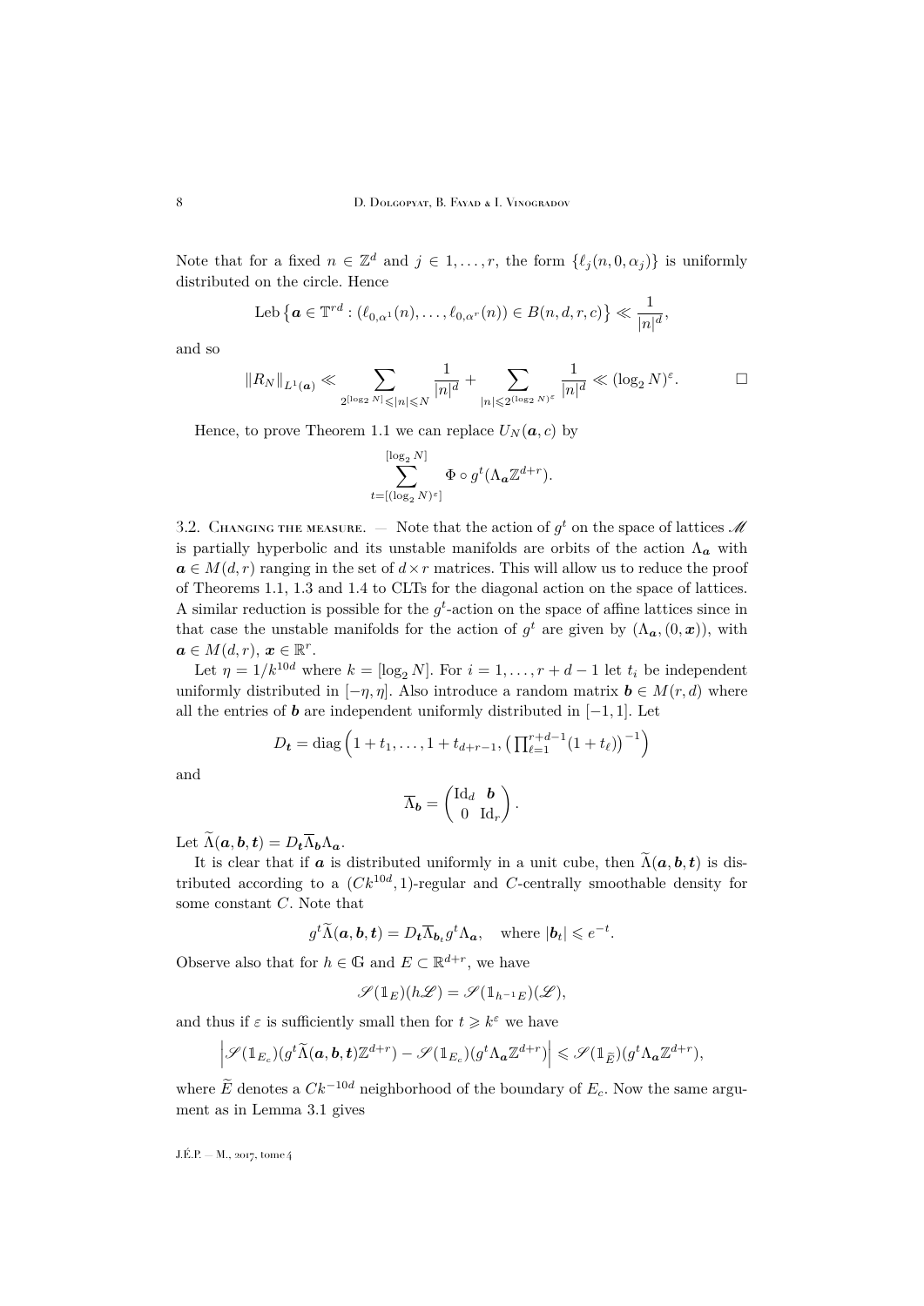Note that for a fixed $n \in \mathbb{Z}^d$ and $j \in 1, \dots, r$, the form $\{\ell_j(n, 0, \alpha_j)\}$ is uniformly distributed on the circle. Hence

$$\operatorname{Leb}\left\{\boldsymbol{a} \in \mathbb{T}^{rd} : (\ell_{0,\alpha^1}(n), \dots, \ell_{0,\alpha^r}(n)) \in B(n, d, r, c)\right\} \ll \frac{1}{|n|^d},$$

and so

$$\|R_N\|_{L^1(\boldsymbol{a})} \ll \sum_{2^{[\log_2 N]} \leqslant |n| \leqslant N} \frac{1}{|n|^d} + \sum_{|n| \leqslant 2^{(\log_2 N)^\varepsilon}} \frac{1}{|n|^d} \ll (\log_2 N)^\varepsilon. \qquad \square$$

Hence, to prove Theorem 1.1 we can replace $U_N(\boldsymbol{a}, c)$ by

$$\sum_{t=[(\log_2 N)^\varepsilon]}^{[\log_2 N]} \Phi \circ g^t(\Lambda_{\boldsymbol{a}} \mathbb{Z}^{d+r}).$$

3.2. Changing the measure. — Note that the action of $g^t$ on the space of lattices $\mathscr{M}$ is partially hyperbolic and its unstable manifolds are orbits of the action $\Lambda_{\boldsymbol{a}}$ with $\boldsymbol{a} \in M(d,r)$ ranging in the set of $d \times r$ matrices. This will allow us to reduce the proof of Theorems 1.1, 1.3 and 1.4 to CLTs for the diagonal action on the space of lattices. A similar reduction is possible for the $g^t$-action on the space of affine lattices since in that case the unstable manifolds for the action of $g^t$ are given by $(\Lambda_{\boldsymbol{a}}, (0, \boldsymbol{x}))$, with $\boldsymbol{a} \in M(d,r)$, $\boldsymbol{x} \in \mathbb{R}^r$.

Let $\eta = 1/k^{10d}$ where $k = [\log_2 N]$. For $i = 1, \dots, r+d-1$ let $t_i$ be independent uniformly distributed in $[-\eta, \eta]$. Also introduce a random matrix $\boldsymbol{b} \in M(r,d)$ where all the entries of $\boldsymbol{b}$ are independent uniformly distributed in $[-1,1]$. Let

$$D_{\boldsymbol{t}} = \operatorname{diag}\left(1+t_1, \dots, 1+t_{d+r-1}, \left(\textstyle\prod_{\ell=1}^{r+d-1}(1+t_\ell)\right)^{-1}\right)$$

and

$$\overline{\Lambda}_{\boldsymbol{b}} = \begin{pmatrix} \mathrm{Id}_d & \boldsymbol{b} \\ 0 & \mathrm{Id}_r \end{pmatrix}.$$

Let $\widetilde{\Lambda}(\boldsymbol{a}, \boldsymbol{b}, \boldsymbol{t}) = D_{\boldsymbol{t}} \overline{\Lambda}_{\boldsymbol{b}} \Lambda_{\boldsymbol{a}}$.

It is clear that if $\boldsymbol{a}$ is distributed uniformly in a unit cube, then $\widetilde{\Lambda}(\boldsymbol{a}, \boldsymbol{b}, \boldsymbol{t})$ is distributed according to a $(Ck^{10d}, 1)$-regular and $C$-centrally smoothable density for some constant $C$. Note that

$$g^t \widetilde{\Lambda}(\boldsymbol{a}, \boldsymbol{b}, \boldsymbol{t}) = D_{\boldsymbol{t}} \overline{\Lambda}_{\boldsymbol{b}_t} g^t \Lambda_{\boldsymbol{a}}, \quad \text{where } |\boldsymbol{b}_t| \leqslant e^{-t}.$$

Observe also that for $h \in \mathbb{G}$ and $E \subset \mathbb{R}^{d+r}$, we have

$$\mathscr{S}(\mathbb{1}_E)(h\mathscr{L}) = \mathscr{S}(\mathbb{1}_{h^{-1}E})(\mathscr{L}),$$

and thus if $\varepsilon$ is sufficiently small then for $t \geqslant k^\varepsilon$ we have

$$\left|\mathscr{S}(\mathbb{1}_{E_c})(g^t \widetilde{\Lambda}(\boldsymbol{a}, \boldsymbol{b}, \boldsymbol{t})\mathbb{Z}^{d+r}) - \mathscr{S}(\mathbb{1}_{E_c})(g^t \Lambda_{\boldsymbol{a}} \mathbb{Z}^{d+r})\right| \leqslant \mathscr{S}(\mathbb{1}_{\widetilde{E}})(g^t \Lambda_{\boldsymbol{a}} \mathbb{Z}^{d+r}),$$

where $\widetilde{E}$ denotes a $Ck^{-10d}$ neighborhood of the boundary of $E_c$. Now the same argument as in Lemma 3.1 gives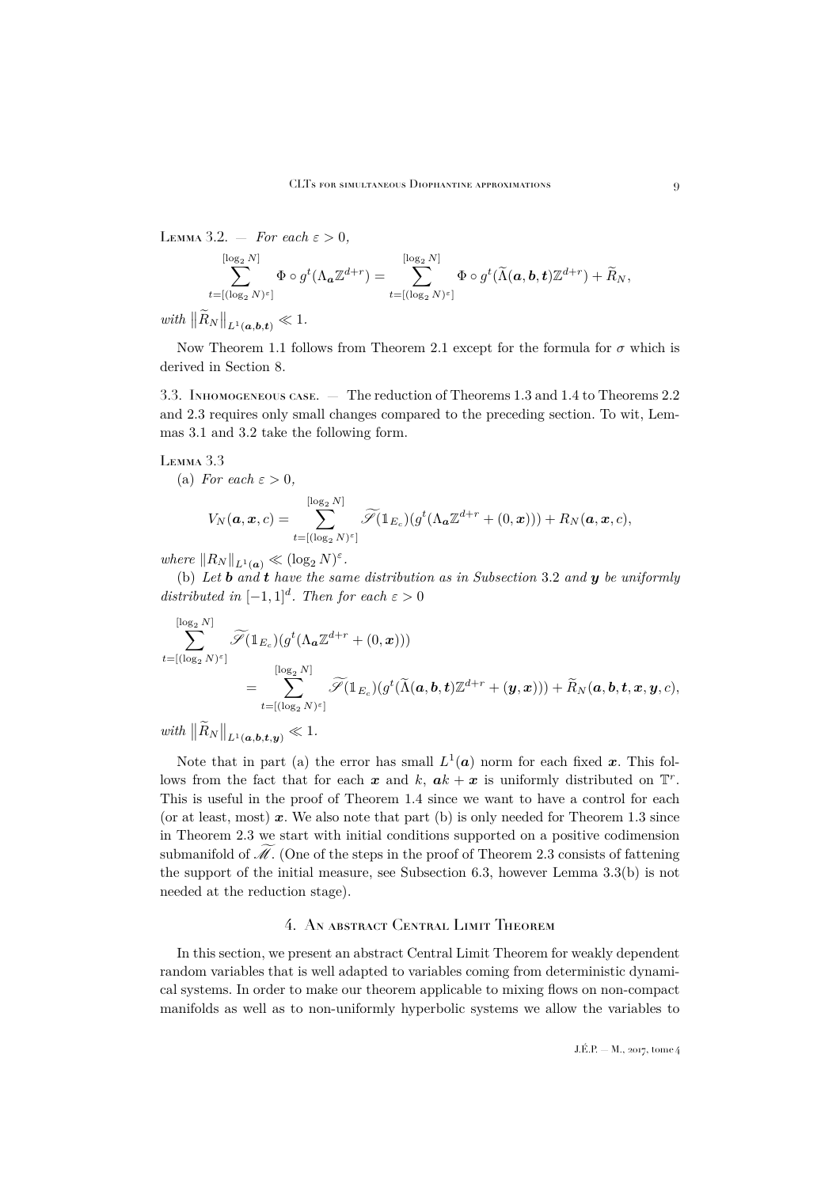**Lemma 3.2.** — *For each $\varepsilon > 0$,*

$$\sum_{t=[(\log_2 N)^\varepsilon]}^{[\log_2 N]} \Phi \circ g^t(\Lambda_{\boldsymbol{a}} \mathbb{Z}^{d+r}) = \sum_{t=[(\log_2 N)^\varepsilon]}^{[\log_2 N]} \Phi \circ g^t(\widetilde{\Lambda}(\boldsymbol{a}, \boldsymbol{b}, \boldsymbol{t})\mathbb{Z}^{d+r}) + \widetilde{R}_N,$$

*with* $\|\widetilde{R}_N\|_{L^1(\boldsymbol{a},\boldsymbol{b},\boldsymbol{t})} \ll 1$.

Now Theorem 1.1 follows from Theorem 2.1 except for the formula for $\sigma$ which is derived in Section 8.

3.3. Inhomogeneous case. — The reduction of Theorems 1.3 and 1.4 to Theorems 2.2 and 2.3 requires only small changes compared to the preceding section. To wit, Lemmas 3.1 and 3.2 take the following form.

**Lemma 3.3**

(a) *For each $\varepsilon > 0$,*

$$V_N(\boldsymbol{a}, \boldsymbol{x}, c) = \sum_{t=[(\log_2 N)^\varepsilon]}^{[\log_2 N]} \widetilde{\mathscr{S}}(\mathbb{1}_{E_c})(g^t(\Lambda_{\boldsymbol{a}} \mathbb{Z}^{d+r} + (0, \boldsymbol{x}))) + R_N(\boldsymbol{a}, \boldsymbol{x}, c),$$

*where* $\|R_N\|_{L^1(\boldsymbol{a})} \ll (\log_2 N)^\varepsilon$.

(b) *Let $\boldsymbol{b}$ and $\boldsymbol{t}$ have the same distribution as in Subsection 3.2 and $\boldsymbol{y}$ be uniformly distributed in $[-1,1]^d$. Then for each $\varepsilon > 0$*

$$\begin{aligned}\sum_{t=[(\log_2 N)^\varepsilon]}^{[\log_2 N]} &\widetilde{\mathscr{S}}(\mathbb{1}_{E_c})(g^t(\Lambda_{\boldsymbol{a}} \mathbb{Z}^{d+r} + (0, \boldsymbol{x}))) \\ &= \sum_{t=[(\log_2 N)^\varepsilon]}^{[\log_2 N]} \widetilde{\mathscr{S}}(\mathbb{1}_{E_c})(g^t(\widetilde{\Lambda}(\boldsymbol{a}, \boldsymbol{b}, \boldsymbol{t})\mathbb{Z}^{d+r} + (\boldsymbol{y}, \boldsymbol{x}))) + \widetilde{R}_N(\boldsymbol{a}, \boldsymbol{b}, \boldsymbol{t}, \boldsymbol{x}, \boldsymbol{y}, c),\end{aligned}$$

*with* $\|\widetilde{R}_N\|_{L^1(\boldsymbol{a},\boldsymbol{b},\boldsymbol{t},\boldsymbol{y})} \ll 1$.

Note that in part (a) the error has small $L^1(\boldsymbol{a})$ norm for each fixed $\boldsymbol{x}$. This follows from the fact that for each $\boldsymbol{x}$ and $k$, $\boldsymbol{a}k + \boldsymbol{x}$ is uniformly distributed on $\mathbb{T}^r$. This is useful in the proof of Theorem 1.4 since we want to have a control for each (or at least, most) $\boldsymbol{x}$. We also note that part (b) is only needed for Theorem 1.3 since in Theorem 2.3 we start with initial conditions supported on a positive codimension submanifold of $\widetilde{\mathscr{M}}$. (One of the steps in the proof of Theorem 2.3 consists of fattening the support of the initial measure, see Subsection 6.3, however Lemma 3.3(b) is not needed at the reduction stage).

## 4. An abstract Central Limit Theorem

In this section, we present an abstract Central Limit Theorem for weakly dependent random variables that is well adapted to variables coming from deterministic dynamical systems. In order to make our theorem applicable to mixing flows on non-compact manifolds as well as to non-uniformly hyperbolic systems we allow the variables to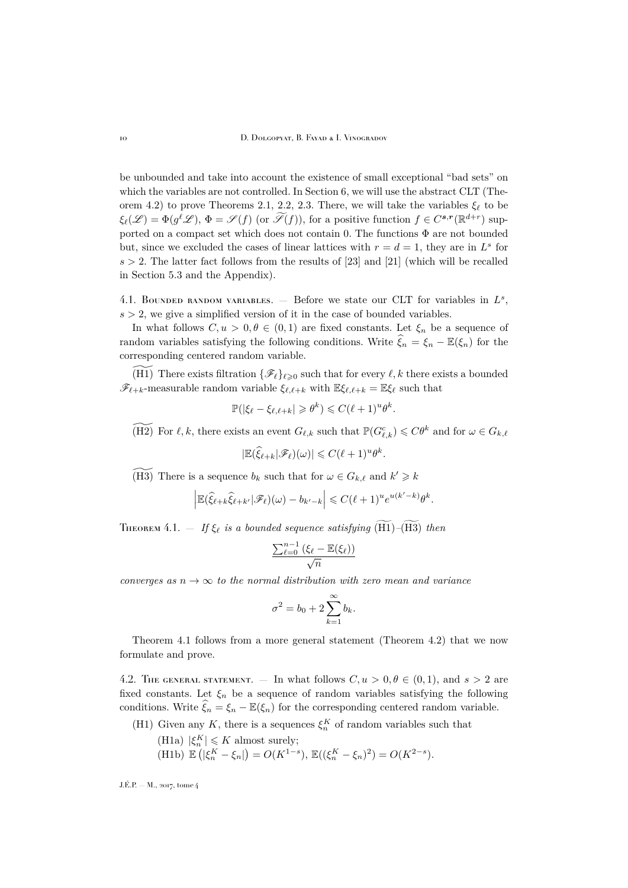be unbounded and take into account the existence of small exceptional "bad sets" on which the variables are not controlled. In Section 6, we will use the abstract CLT (Theorem 4.2) to prove Theorems 2.1, 2.2, 2.3. There, we will take the variables $\xi_\ell$ to be $\xi_\ell(\mathscr{L}) = \Phi(g^\ell \mathscr{L})$, $\Phi = \mathscr{S}(f)$ (or $\widetilde{\mathscr{S}}(f)$), for a positive function $f \in C^{\boldsymbol{s},\boldsymbol{r}}(\mathbb{R}^{d+r})$ supported on a compact set which does not contain 0. The functions $\Phi$ are not bounded but, since we excluded the cases of linear lattices with $r = d = 1$, they are in $L^s$ for $s > 2$. The latter fact follows from the results of [23] and [21] (which will be recalled in Section 5.3 and the Appendix).

## 4.1. Bounded random variables.

— Before we state our CLT for variables in $L^s$, $s > 2$, we give a simplified version of it in the case of bounded variables.

In what follows $C, u > 0, \theta \in (0,1)$ are fixed constants. Let $\xi_n$ be a sequence of random variables satisfying the following conditions. Write $\widehat{\xi}_n = \xi_n - \mathbb{E}(\xi_n)$ for the corresponding centered random variable.

$\widetilde{\text{(H1)}}$ There exists filtration $\{\mathscr{F}_\ell\}_{\ell \geqslant 0}$ such that for every $\ell, k$ there exists a bounded $\mathscr{F}_{\ell+k}$-measurable random variable $\xi_{\ell,\ell+k}$ with $\mathbb{E}\xi_{\ell,\ell+k} = \mathbb{E}\xi_\ell$ such that

$$\mathbb{P}(|\xi_\ell - \xi_{\ell,\ell+k}| \geqslant \theta^k) \leqslant C(\ell+1)^u \theta^k.$$

$\widetilde{\text{(H2)}}$ For $\ell, k$, there exists an event $G_{\ell,k}$ such that $\mathbb{P}(G_{\ell,k}^c) \leqslant C\theta^k$ and for $\omega \in G_{k,\ell}$

$$|\mathbb{E}(\widehat{\xi}_{\ell+k} | \mathscr{F}_\ell)(\omega)| \leqslant C(\ell+1)^u \theta^k.$$

$\widetilde{\text{(H3)}}$ There is a sequence $b_k$ such that for $\omega \in G_{k,\ell}$ and $k' \geqslant k$

$$\left| \mathbb{E}(\widehat{\xi}_{\ell+k}\widehat{\xi}_{\ell+k'} | \mathscr{F}_\ell)(\omega) - b_{k'-k} \right| \leqslant C(\ell+1)^u e^{u(k'-k)} \theta^k.$$

Theorem 4.1. — *If $\xi_\ell$ is a bounded sequence satisfying $\widetilde{\text{(H1)}}$–$\widetilde{\text{(H3)}}$ then*

$$\frac{\sum_{\ell=0}^{n-1} (\xi_\ell - \mathbb{E}(\xi_\ell))}{\sqrt{n}}$$

*converges as $n \to \infty$ to the normal distribution with zero mean and variance*

$$\sigma^2 = b_0 + 2\sum_{k=1}^{\infty} b_k.$$

Theorem 4.1 follows from a more general statement (Theorem 4.2) that we now formulate and prove.

## 4.2. The general statement.

— In what follows $C, u > 0, \theta \in (0,1)$, and $s > 2$ are fixed constants. Let $\xi_n$ be a sequence of random variables satisfying the following conditions. Write $\widehat{\xi}_n = \xi_n - \mathbb{E}(\xi_n)$ for the corresponding centered random variable.

(H1) Given any $K$, there is a sequences $\xi_n^K$ of random variables such that

(H1a) $|\xi_n^K| \leqslant K$ almost surely;

(H1b) $\mathbb{E}\left(|\xi_n^K - \xi_n|\right) = O(K^{1-s})$, $\mathbb{E}((\xi_n^K - \xi_n)^2) = O(K^{2-s})$.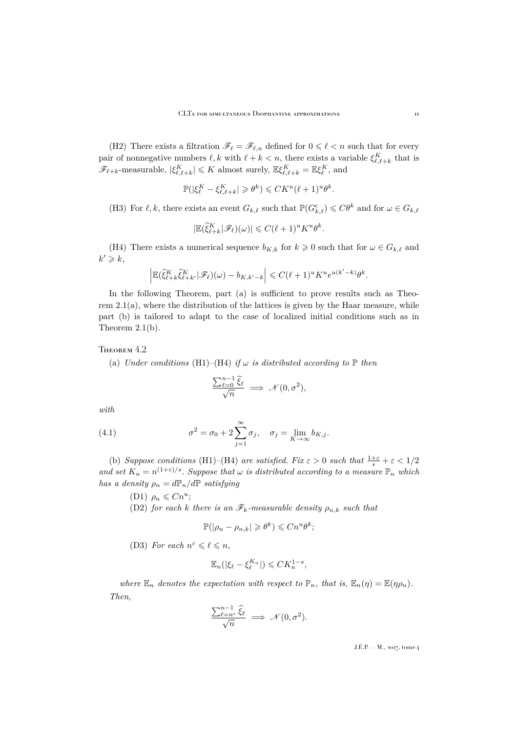(H2) There exists a filtration $\mathscr{F}_\ell = \mathscr{F}_{\ell,n}$ defined for $0 \leqslant \ell < n$ such that for every pair of nonnegative numbers $\ell, k$ with $\ell + k < n$, there exists a variable $\xi^K_{\ell,\ell+k}$ that is $\mathscr{F}_{\ell+k}$-measurable, $|\xi^K_{\ell,\ell+k}| \leqslant K$ almost surely, $\mathbb{E}\xi^K_{\ell,\ell+k} = \mathbb{E}\xi^K_\ell$, and

$$\mathbb{P}(|\xi^K_\ell - \xi^K_{\ell,\ell+k}| \geqslant \theta^k) \leqslant CK^u(\ell+1)^u\theta^k.$$

(H3) For $\ell, k$, there exists an event $G_{k,\ell}$ such that $\mathbb{P}(G^c_{k,\ell}) \leqslant C\theta^k$ and for $\omega \in G_{k,\ell}$

$$|\mathbb{E}(\widehat{\xi}^K_{\ell+k}|\mathscr{F}_\ell)(\omega)| \leqslant C(\ell+1)^u K^u \theta^k.$$

(H4) There exists a numerical sequence $b_{K,k}$ for $k \geqslant 0$ such that for $\omega \in G_{k,\ell}$ and $k' \geqslant k$,

$$\left|\mathbb{E}(\widehat{\xi}^K_{\ell+k}\widehat{\xi}^K_{\ell+k'}|\mathscr{F}_\ell)(\omega) - b_{K,k'-k}\right| \leqslant C(\ell+1)^u K^u e^{u(k'-k)}\theta^k.$$

In the following Theorem, part (a) is sufficient to prove results such as Theorem 2.1(a), where the distribution of the lattices is given by the Haar measure, while part (b) is tailored to adapt to the case of localized initial conditions such as in Theorem 2.1(b).

**Theorem 4.2**

(a) *Under conditions* (H1)–(H4) *if $\omega$ is distributed according to $\mathbb{P}$ then*

$$\frac{\sum_{\ell=0}^{n-1}\widehat{\xi}_\ell}{\sqrt{n}} \implies \mathscr{N}(0,\sigma^2),$$

*with*

$$\sigma^2 = \sigma_0 + 2\sum_{j=1}^{\infty}\sigma_j, \quad \sigma_j = \lim_{K\to\infty} b_{K,j}. \tag{4.1}$$

(b) *Suppose conditions* (H1)–(H4) *are satisfied. Fix $\varepsilon > 0$ such that $\frac{1+\varepsilon}{s} + \varepsilon < 1/2$ and set $K_n = n^{(1+\varepsilon)/s}$. Suppose that $\omega$ is distributed according to a measure $\mathbb{P}_n$ which has a density $\rho_n = d\mathbb{P}_n/d\mathbb{P}$ satisfying*

(D1) $\rho_n \leqslant Cn^u$;

(D2) *for each $k$ there is an $\mathscr{F}_k$-measurable density $\rho_{n,k}$ such that*

$$\mathbb{P}(|\rho_n - \rho_{n,k}| \geqslant \theta^k) \leqslant Cn^u\theta^k;$$

(D3) *For each $n^\varepsilon \leqslant \ell \leqslant n$,*

$$\mathbb{E}_n(|\xi_\ell - \xi^{K_n}_\ell|) \leqslant CK_n^{1-s},$$

*where $\mathbb{E}_n$ denotes the expectation with respect to $\mathbb{P}_n$, that is, $\mathbb{E}_n(\eta) = \mathbb{E}(\eta\rho_n)$.*

*Then,*

$$\frac{\sum_{\ell=n^\varepsilon}^{n-1}\widehat{\xi}_\ell}{\sqrt{n}} \implies \mathscr{N}(0,\sigma^2).$$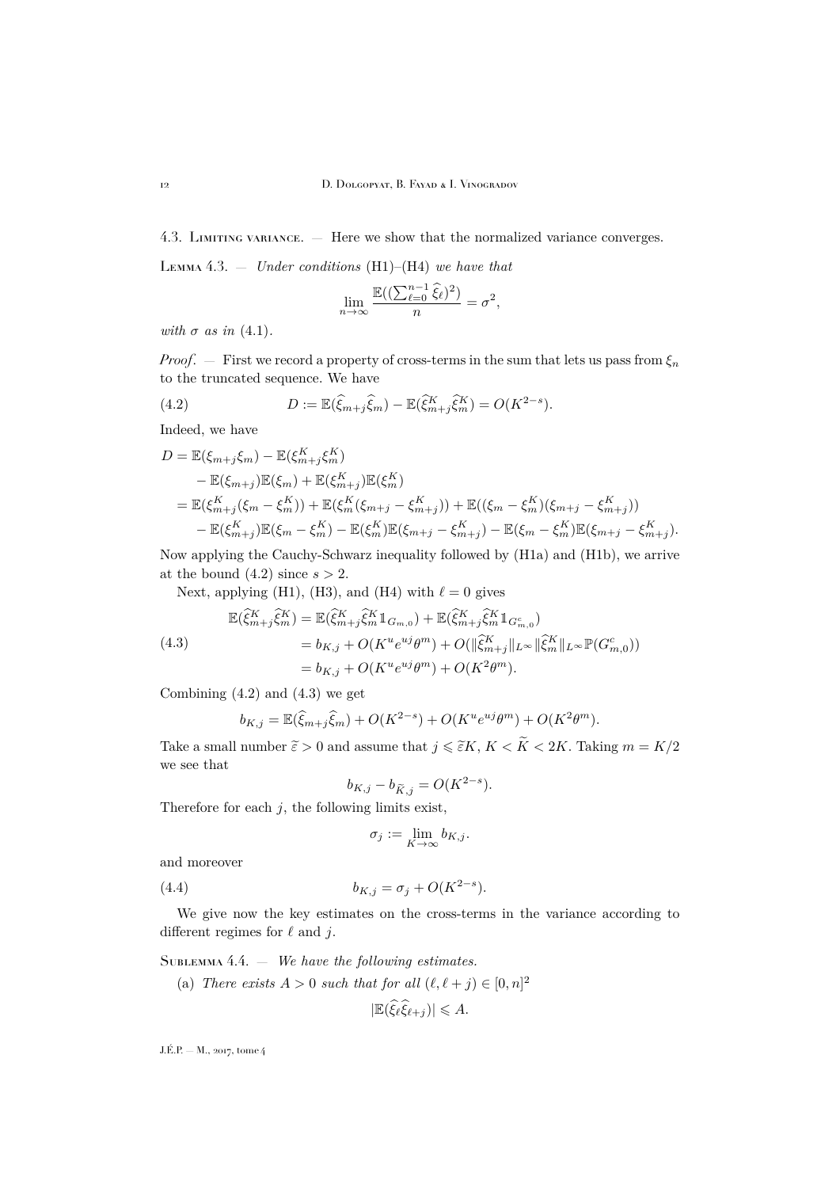4.3. Limiting variance. — Here we show that the normalized variance converges.

Lemma 4.3. — *Under conditions* (H1)–(H4) *we have that*

$$\lim_{n\to\infty} \frac{\mathbb{E}((\sum_{\ell=0}^{n-1} \widehat{\xi}_\ell)^2)}{n} = \sigma^2,$$

*with* $\sigma$ *as in* (4.1).

*Proof*. — First we record a property of cross-terms in the sum that lets us pass from $\xi_n$ to the truncated sequence. We have

$$D := \mathbb{E}(\widehat{\xi}_{m+j}\widehat{\xi}_m) - \mathbb{E}(\widehat{\xi}^K_{m+j}\widehat{\xi}^K_m) = O(K^{2-s}). \tag{4.2}$$

Indeed, we have

$$\begin{aligned}
D &= \mathbb{E}(\xi_{m+j}\xi_m) - \mathbb{E}(\xi^K_{m+j}\xi^K_m)\\
&\quad - \mathbb{E}(\xi_{m+j})\mathbb{E}(\xi_m) + \mathbb{E}(\xi^K_{m+j})\mathbb{E}(\xi^K_m)\\
&= \mathbb{E}(\xi^K_{m+j}(\xi_m - \xi^K_m)) + \mathbb{E}(\xi^K_m(\xi_{m+j} - \xi^K_{m+j})) + \mathbb{E}((\xi_m - \xi^K_m)(\xi_{m+j} - \xi^K_{m+j}))\\
&\quad - \mathbb{E}(\xi^K_{m+j})\mathbb{E}(\xi_m - \xi^K_m) - \mathbb{E}(\xi^K_m)\mathbb{E}(\xi_{m+j} - \xi^K_{m+j}) - \mathbb{E}(\xi_m - \xi^K_m)\mathbb{E}(\xi_{m+j} - \xi^K_{m+j}).
\end{aligned}$$

Now applying the Cauchy-Schwarz inequality followed by (H1a) and (H1b), we arrive at the bound (4.2) since $s > 2$.

Next, applying (H1), (H3), and (H4) with $\ell = 0$ gives

$$\begin{aligned}
\mathbb{E}(\widehat{\xi}^K_{m+j}\widehat{\xi}^K_m) &= \mathbb{E}(\widehat{\xi}^K_{m+j}\widehat{\xi}^K_m \mathbb{1}_{G_{m,0}}) + \mathbb{E}(\widehat{\xi}^K_{m+j}\widehat{\xi}^K_m \mathbb{1}_{G^c_{m,0}})\\
&= b_{K,j} + O(K^u e^{uj}\theta^m) + O(\|\widehat{\xi}^K_{m+j}\|_{L^\infty}\|\widehat{\xi}^K_m\|_{L^\infty}\mathbb{P}(G^c_{m,0}))\\
&= b_{K,j} + O(K^u e^{uj}\theta^m) + O(K^2\theta^m).
\end{aligned} \tag{4.3}$$

Combining (4.2) and (4.3) we get

$$b_{K,j} = \mathbb{E}(\widehat{\xi}_{m+j}\widehat{\xi}_m) + O(K^{2-s}) + O(K^u e^{uj}\theta^m) + O(K^2\theta^m).$$

Take a small number $\widetilde{\varepsilon} > 0$ and assume that $j \leqslant \widetilde{\varepsilon}K$, $K < \widetilde{K} < 2K$. Taking $m = K/2$ we see that

$$b_{K,j} - b_{\widetilde{K},j} = O(K^{2-s}).$$

Therefore for each $j$, the following limits exist,

$$\sigma_j := \lim_{K\to\infty} b_{K,j}.$$

and moreover

$$b_{K,j} = \sigma_j + O(K^{2-s}). \tag{4.4}$$

We give now the key estimates on the cross-terms in the variance according to different regimes for $\ell$ and $j$.

Sublemma 4.4. — *We have the following estimates.*

(a) *There exists* $A > 0$ *such that for all* $(\ell, \ell + j) \in [0, n]^2$

$$|\mathbb{E}(\widehat{\xi}_\ell\widehat{\xi}_{\ell+j})| \leqslant A.$$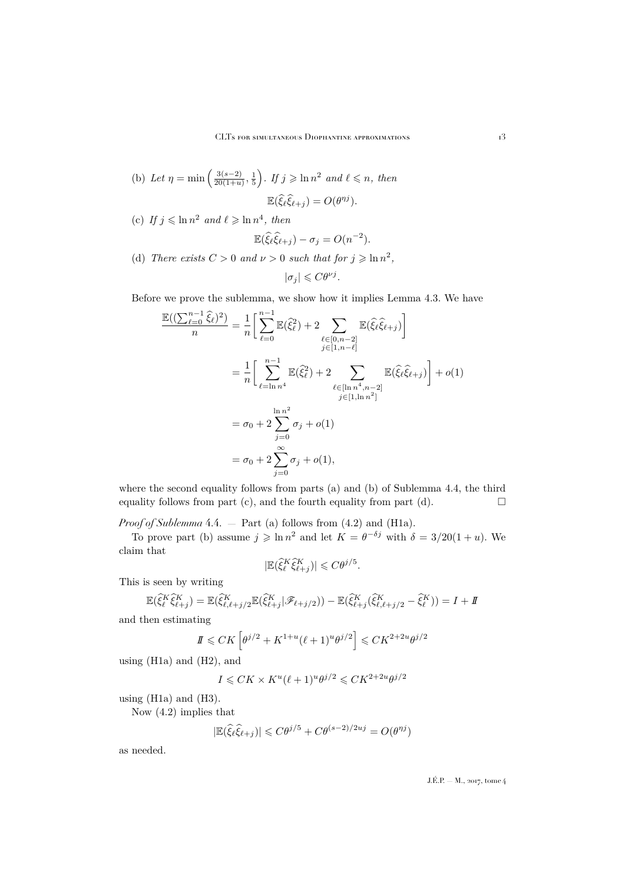(b) *Let* $\eta = \min\left(\frac{3(s-2)}{20(1+u)}, \frac{1}{5}\right)$. *If* $j \geqslant \ln n^2$ *and* $\ell \leqslant n$, *then*

$$\mathbb{E}(\widehat{\xi}_\ell \widehat{\xi}_{\ell+j}) = O(\theta^{\eta j}).$$

(c) *If* $j \leqslant \ln n^2$ *and* $\ell \geqslant \ln n^4$, *then*

$$\mathbb{E}(\widehat{\xi}_\ell \widehat{\xi}_{\ell+j}) - \sigma_j = O(n^{-2}).$$

(d) *There exists* $C > 0$ *and* $\nu > 0$ *such that for* $j \geqslant \ln n^2$,

$$|\sigma_j| \leqslant C\theta^{\nu j}.$$

Before we prove the sublemma, we show how it implies Lemma 4.3. We have

$$\begin{aligned}
\frac{\mathbb{E}((\sum_{\ell=0}^{n-1} \widehat{\xi}_\ell)^2)}{n} &= \frac{1}{n}\Bigg[\sum_{\ell=0}^{n-1} \mathbb{E}(\widehat{\xi}_\ell^2) + 2 \sum_{\substack{\ell \in [0, n-2] \\ j \in [1, n-\ell]}} \mathbb{E}(\widehat{\xi}_\ell \widehat{\xi}_{\ell+j})\Bigg] \\
&= \frac{1}{n}\Bigg[\sum_{\ell=\ln n^4}^{n-1} \mathbb{E}(\widehat{\xi}_\ell^2) + 2 \sum_{\substack{\ell \in [\ln n^4, n-2] \\ j \in [1, \ln n^2]}} \mathbb{E}(\widehat{\xi}_\ell \widehat{\xi}_{\ell+j})\Bigg] + o(1) \\
&= \sigma_0 + 2\sum_{j=0}^{\ln n^2} \sigma_j + o(1) \\
&= \sigma_0 + 2\sum_{j=0}^{\infty} \sigma_j + o(1),
\end{aligned}$$

where the second equality follows from parts (a) and (b) of Sublemma 4.4, the third equality follows from part (c), and the fourth equality from part (d). $\square$

*Proof of Sublemma* 4.4. — Part (a) follows from (4.2) and (H1a).

To prove part (b) assume $j \geqslant \ln n^2$ and let $K = \theta^{-\delta j}$ with $\delta = 3/20(1+u)$. We claim that

$$|\mathbb{E}(\widehat{\xi}_\ell^K \widehat{\xi}_{\ell+j}^K)| \leqslant C\theta^{j/5}.$$

This is seen by writing

$$\mathbb{E}(\widehat{\xi}_\ell^K \widehat{\xi}_{\ell+j}^K) = \mathbb{E}(\widehat{\xi}_{\ell,\ell+j/2}^K \mathbb{E}(\widehat{\xi}_{\ell+j}^K | \mathscr{F}_{\ell+j/2})) - \mathbb{E}(\widehat{\xi}_{\ell+j}^K (\widehat{\xi}_{\ell,\ell+j/2}^K - \widehat{\xi}_\ell^K)) = I + I\!I$$

and then estimating

$$I\!I \leqslant CK\left[\theta^{j/2} + K^{1+u}(\ell+1)^u \theta^{j/2}\right] \leqslant CK^{2+2u}\theta^{j/2}$$

using (H1a) and (H2), and

$$I \leqslant CK \times K^u (\ell+1)^u \theta^{j/2} \leqslant CK^{2+2u}\theta^{j/2}$$

using (H1a) and (H3).

Now (4.2) implies that

$$|\mathbb{E}(\widehat{\xi}_\ell \widehat{\xi}_{\ell+j})| \leqslant C\theta^{j/5} + C\theta^{(s-2)/2uj} = O(\theta^{\eta j})$$

as needed.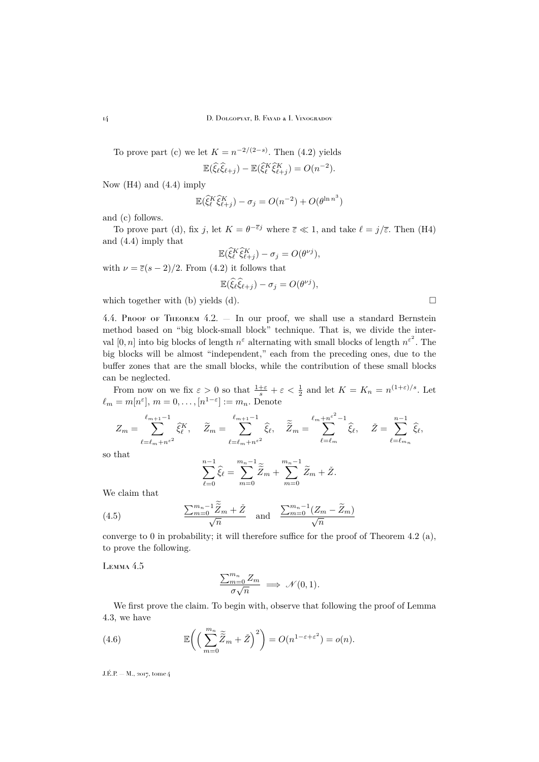To prove part (c) we let $K = n^{-2/(2-s)}$. Then (4.2) yields

$$\mathbb{E}(\widehat{\xi}_\ell \widehat{\xi}_{\ell+j}) - \mathbb{E}(\widehat{\xi}^K_\ell \widehat{\xi}^K_{\ell+j}) = O(n^{-2}).$$

Now (H4) and (4.4) imply

$$\mathbb{E}(\widehat{\xi}^K_\ell \widehat{\xi}^K_{\ell+j}) - \sigma_j = O(n^{-2}) + O(\theta^{\ln n^3})$$

and (c) follows.

To prove part (d), fix $j$, let $K = \theta^{-\overline{\varepsilon} j}$ where $\overline{\varepsilon} \ll 1$, and take $\ell = j/\overline{\varepsilon}$. Then (H4) and (4.4) imply that

$$\mathbb{E}(\widehat{\xi}^K_\ell \widehat{\xi}^K_{\ell+j}) - \sigma_j = O(\theta^{\nu j}),$$

with $\nu = \overline{\varepsilon}(s-2)/2$. From (4.2) it follows that

$$\mathbb{E}(\widehat{\xi}_\ell \widehat{\xi}_{\ell+j}) - \sigma_j = O(\theta^{\nu j}),$$

which together with (b) yields (d). □

4.4. Proof of Theorem 4.2. — In our proof, we shall use a standard Bernstein method based on "big block-small block" technique. That is, we divide the interval $[0,n]$ into big blocks of length $n^\varepsilon$ alternating with small blocks of length $n^{\varepsilon^2}$. The big blocks will be almost "independent," each from the preceding ones, due to the buffer zones that are the small blocks, while the contribution of these small blocks can be neglected.

From now on we fix $\varepsilon > 0$ so that $\frac{1+\varepsilon}{s} + \varepsilon < \frac{1}{2}$ and let $K = K_n = n^{(1+\varepsilon)/s}$. Let $\ell_m = m[n^\varepsilon]$, $m = 0, \ldots, [n^{1-\varepsilon}] := m_n$. Denote

$$Z_m = \sum_{\ell=\ell_m+n^{\varepsilon^2}}^{\ell_{m+1}-1} \widehat{\xi}^K_\ell, \quad \widetilde{Z}_m = \sum_{\ell=\ell_m+n^{\varepsilon^2}}^{\ell_{m+1}-1} \widehat{\xi}_\ell, \quad \widetilde{\widetilde{Z}}_m = \sum_{\ell=\ell_m}^{\ell_m+n^{\varepsilon^2}-1} \widehat{\xi}_\ell, \quad \check{Z} = \sum_{\ell=\ell_{m_n}}^{n-1} \widehat{\xi}_\ell,$$

so that

$$\sum_{\ell=0}^{n-1} \widehat{\xi}_\ell = \sum_{m=0}^{m_n-1} \widetilde{\widetilde{Z}}_m + \sum_{m=0}^{m_n-1} \widetilde{Z}_m + \check{Z}.$$

We claim that

$$\frac{\sum_{m=0}^{m_n-1} \widetilde{\widetilde{Z}}_m + \check{Z}}{\sqrt{n}} \quad \text{and} \quad \frac{\sum_{m=0}^{m_n-1}(Z_m - \widetilde{Z}_m)}{\sqrt{n}} \tag{4.5}$$

converge to 0 in probability; it will therefore suffice for the proof of Theorem 4.2 (a), to prove the following.

Lemma 4.5

$$\frac{\sum_{m=0}^{m_n} Z_m}{\sigma\sqrt{n}} \implies \mathscr{N}(0,1).$$

We first prove the claim. To begin with, observe that following the proof of Lemma 4.3, we have

$$\mathbb{E}\Big(\Big(\sum_{m=0}^{m_n} \widetilde{\widetilde{Z}}_m + \check{Z}\Big)^2\Big) = O(n^{1-\varepsilon+\varepsilon^2}) = o(n). \tag{4.6}$$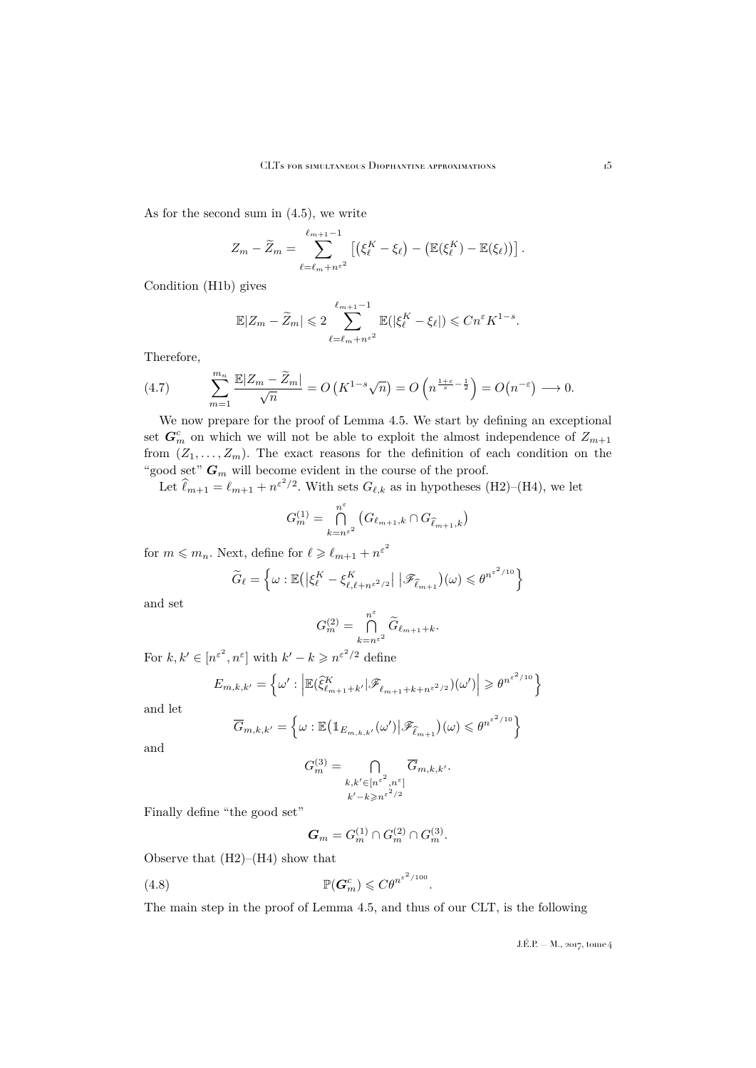As for the second sum in (4.5), we write

$$Z_m - \widetilde{Z}_m = \sum_{\ell=\ell_m+n^{\varepsilon^2}}^{\ell_{m+1}-1} \left[ \left(\xi_\ell^K - \xi_\ell\right) - \left(\mathbb{E}(\xi_\ell^K) - \mathbb{E}(\xi_\ell)\right)\right].$$

Condition (H1b) gives

$$\mathbb{E}|Z_m - \widetilde{Z}_m| \leqslant 2 \sum_{\ell=\ell_m+n^{\varepsilon^2}}^{\ell_{m+1}-1} \mathbb{E}(|\xi_\ell^K - \xi_\ell|) \leqslant C n^{\varepsilon} K^{1-s}.$$

Therefore,

$$\sum_{m=1}^{m_n} \frac{\mathbb{E}|Z_m - \widetilde{Z}_m|}{\sqrt{n}} = O\left(K^{1-s}\sqrt{n}\right) = O\left(n^{\frac{1+\varepsilon}{s}-\frac{1}{2}}\right) = O\big(n^{-\varepsilon}\big) \longrightarrow 0. \tag{4.7}$$

We now prepare for the proof of Lemma 4.5. We start by defining an exceptional set $\boldsymbol{G}_m^c$ on which we will not be able to exploit the almost independence of $Z_{m+1}$ from $(Z_1, \ldots, Z_m)$. The exact reasons for the definition of each condition on the "good set" $\boldsymbol{G}_m$ will become evident in the course of the proof.

Let $\widehat{\ell}_{m+1} = \ell_{m+1} + n^{\varepsilon^2/2}$. With sets $G_{\ell,k}$ as in hypotheses (H2)–(H4), we let

$$G_m^{(1)} = \bigcap_{k=n^{\varepsilon^2}}^{n^{\varepsilon}} \left(G_{\ell_{m+1},k} \cap G_{\widehat{\ell}_{m+1},k}\right)$$

for $m \leqslant m_n$. Next, define for $\ell \geqslant \ell_{m+1} + n^{\varepsilon^2}$

$$\widetilde{G}_\ell = \left\{\omega : \mathbb{E}\big(|\xi_\ell^K - \xi_{\ell,\ell+n^{\varepsilon^2/2}}^K| \;\big|\mathscr{F}_{\widehat{\ell}_{m+1}}\big)(\omega) \leqslant \theta^{n^{\varepsilon^2/10}}\right\}$$

and set

$$G_m^{(2)} = \bigcap_{k=n^{\varepsilon^2}}^{n^{\varepsilon}} \widetilde{G}_{\ell_{m+1}+k}.$$

For $k, k' \in [n^{\varepsilon^2}, n^{\varepsilon}]$ with $k' - k \geqslant n^{\varepsilon^2/2}$ define

$$E_{m,k,k'} = \left\{\omega' : \left|\mathbb{E}(\widehat{\xi}_{\ell_{m+1}+k'}^K | \mathscr{F}_{\ell_{m+1}+k+n^{\varepsilon^2/2}})(\omega')\right| \geqslant \theta^{n^{\varepsilon^2/10}}\right\}$$

and let

$$\overline{G}_{m,k,k'} = \left\{\omega : \mathbb{E}\big(\mathbb{1}_{E_{m,k,k'}}(\omega')\big|\mathscr{F}_{\widehat{\ell}_{m+1}}\big)(\omega) \leqslant \theta^{n^{\varepsilon^2/10}}\right\}$$

and

$$G_m^{(3)} = \bigcap_{\substack{k,k' \in [n^{\varepsilon^2}, n^{\varepsilon}] \\ k'-k \geqslant n^{\varepsilon^2/2}}} \overline{G}_{m,k,k'}.$$

Finally define "the good set"

$$\boldsymbol{G}_m = G_m^{(1)} \cap G_m^{(2)} \cap G_m^{(3)}.$$

Observe that (H2)–(H4) show that

$$\mathbb{P}(\boldsymbol{G}_m^c) \leqslant C\theta^{n^{\varepsilon^2/100}}. \tag{4.8}$$

The main step in the proof of Lemma 4.5, and thus of our CLT, is the following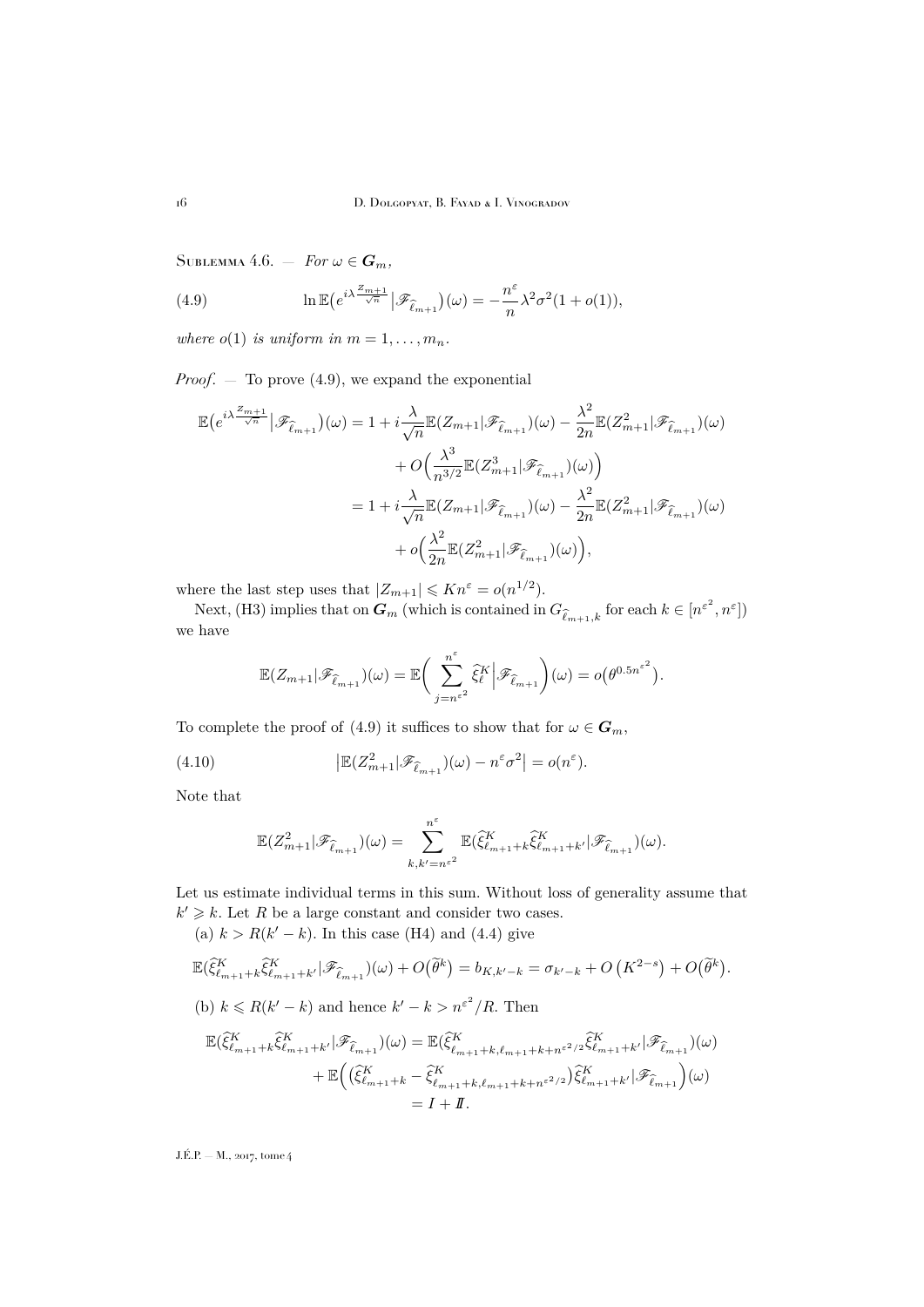Sublemma 4.6. — *For* $\omega \in \boldsymbol{G}_m$,

$$\ln \mathbb{E}\big(e^{i\lambda \frac{Z_{m+1}}{\sqrt{n}}}\big|\mathscr{F}_{\widehat{\ell}_{m+1}}\big)(\omega) = -\frac{n^{\varepsilon}}{n}\lambda^2\sigma^2(1+o(1)), \tag{4.9}$$

*where* $o(1)$ *is uniform in* $m = 1, \ldots, m_n$.

*Proof*. — To prove (4.9), we expand the exponential

$$\begin{aligned}
\mathbb{E}\big(e^{i\lambda \frac{Z_{m+1}}{\sqrt{n}}}\big|\mathscr{F}_{\widehat{\ell}_{m+1}}\big)(\omega) &= 1 + i\frac{\lambda}{\sqrt{n}}\mathbb{E}(Z_{m+1}|\mathscr{F}_{\widehat{\ell}_{m+1}})(\omega) - \frac{\lambda^2}{2n}\mathbb{E}(Z_{m+1}^2|\mathscr{F}_{\widehat{\ell}_{m+1}})(\omega) \\
&\quad + O\Big(\frac{\lambda^3}{n^{3/2}}\mathbb{E}(Z_{m+1}^3|\mathscr{F}_{\widehat{\ell}_{m+1}})(\omega)\Big) \\
&= 1 + i\frac{\lambda}{\sqrt{n}}\mathbb{E}(Z_{m+1}|\mathscr{F}_{\widehat{\ell}_{m+1}})(\omega) - \frac{\lambda^2}{2n}\mathbb{E}(Z_{m+1}^2|\mathscr{F}_{\widehat{\ell}_{m+1}})(\omega) \\
&\quad + o\Big(\frac{\lambda^2}{2n}\mathbb{E}(Z_{m+1}^2|\mathscr{F}_{\widehat{\ell}_{m+1}})(\omega)\Big),
\end{aligned}$$

where the last step uses that $|Z_{m+1}| \leqslant Kn^{\varepsilon} = o(n^{1/2})$.

Next, (H3) implies that on $\boldsymbol{G}_m$ (which is contained in $G_{\widehat{\ell}_{m+1},k}$ for each $k \in [n^{\varepsilon^2}, n^{\varepsilon}]$) we have

$$\mathbb{E}(Z_{m+1}|\mathscr{F}_{\widehat{\ell}_{m+1}})(\omega) = \mathbb{E}\Big(\sum_{j=n^{\varepsilon^2}}^{n^{\varepsilon}} \widehat{\xi}_{\ell}^{K}\Big|\mathscr{F}_{\widehat{\ell}_{m+1}}\Big)(\omega) = o\big(\theta^{0.5n^{\varepsilon^2}}\big).$$

To complete the proof of (4.9) it suffices to show that for $\omega \in \boldsymbol{G}_m$,

$$\big|\mathbb{E}(Z_{m+1}^2|\mathscr{F}_{\widehat{\ell}_{m+1}})(\omega) - n^{\varepsilon}\sigma^2\big| = o(n^{\varepsilon}). \tag{4.10}$$

Note that

$$\mathbb{E}(Z_{m+1}^2|\mathscr{F}_{\widehat{\ell}_{m+1}})(\omega) = \sum_{k,k'=n^{\varepsilon^2}}^{n^{\varepsilon}} \mathbb{E}(\widehat{\xi}_{\ell_{m+1}+k}^{K}\widehat{\xi}_{\ell_{m+1}+k'}^{K}|\mathscr{F}_{\widehat{\ell}_{m+1}})(\omega).$$

Let us estimate individual terms in this sum. Without loss of generality assume that $k' \geqslant k$. Let $R$ be a large constant and consider two cases.

(a) $k > R(k'-k)$. In this case (H4) and (4.4) give

$$\mathbb{E}(\widehat{\xi}_{\ell_{m+1}+k}^{K}\widehat{\xi}_{\ell_{m+1}+k'}^{K}|\mathscr{F}_{\widehat{\ell}_{m+1}})(\omega) + O\big(\widetilde{\theta}^{k}\big) = b_{K,k'-k} = \sigma_{k'-k} + O\left(K^{2-s}\right) + O\big(\widetilde{\theta}^{k}\big).$$

(b) $k \leqslant R(k'-k)$ and hence $k'-k > n^{\varepsilon^2}/R$. Then

$$\begin{aligned}
\mathbb{E}(\widehat{\xi}_{\ell_{m+1}+k}^{K}\widehat{\xi}_{\ell_{m+1}+k'}^{K}|\mathscr{F}_{\widehat{\ell}_{m+1}})(\omega) &= \mathbb{E}(\widehat{\xi}_{\ell_{m+1}+k,\ell_{m+1}+k+n^{\varepsilon^2}/2}^{K}\widehat{\xi}_{\ell_{m+1}+k'}^{K}|\mathscr{F}_{\widehat{\ell}_{m+1}})(\omega) \\
&\quad + \mathbb{E}\Big(\big(\widehat{\xi}_{\ell_{m+1}+k}^{K} - \widehat{\xi}_{\ell_{m+1}+k,\ell_{m+1}+k+n^{\varepsilon^2}/2}^{K}\big)\widehat{\xi}_{\ell_{m+1}+k'}^{K}|\mathscr{F}_{\widehat{\ell}_{m+1}}\Big)(\omega) \\
&= I + I\!I.
\end{aligned}$$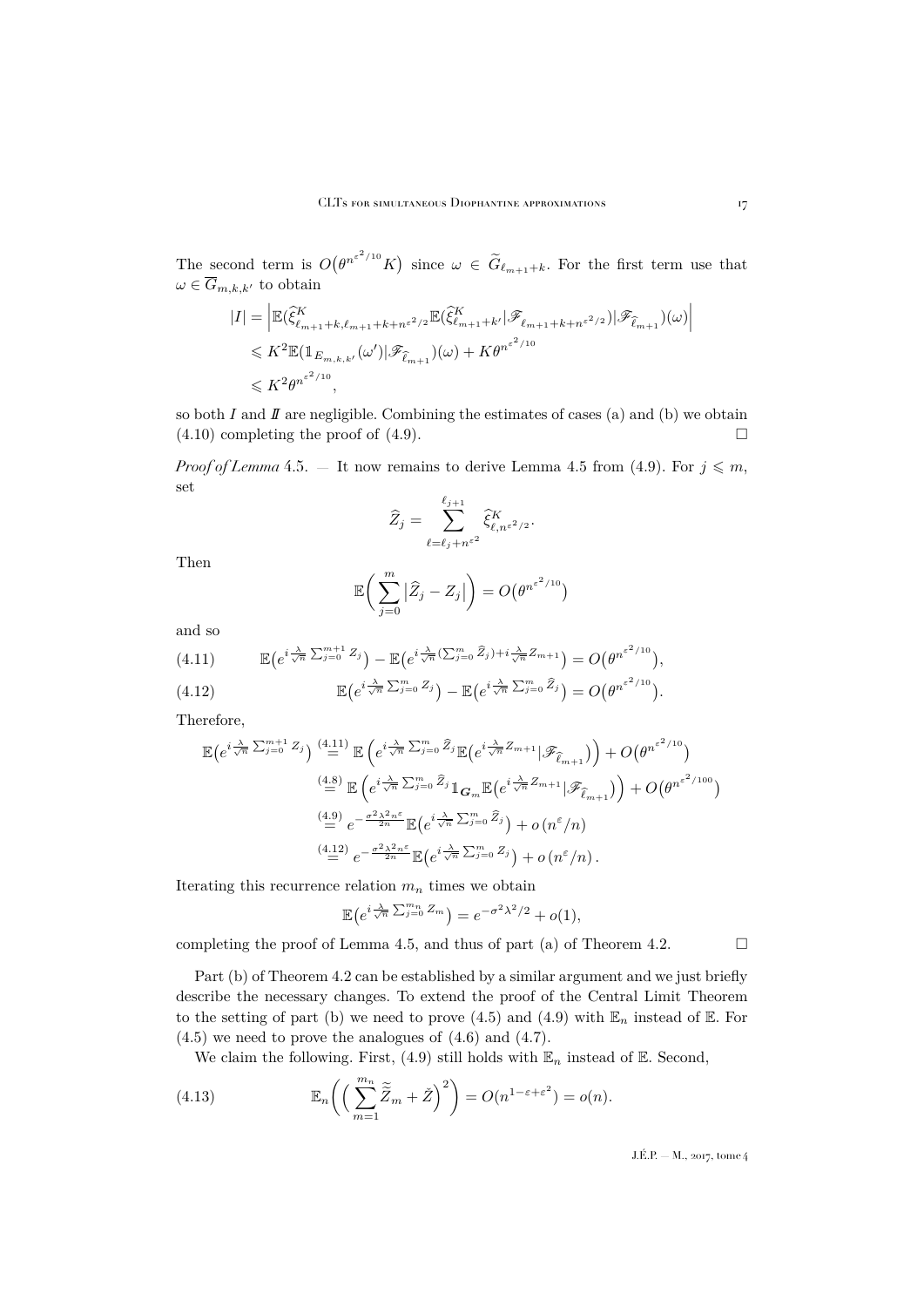The second term is $O\big(\theta^{n^{\varepsilon^2/10}}K\big)$ since $\omega \in \widetilde{G}_{\ell_{m+1}+k}$. For the first term use that $\omega \in \overline{G}_{m,k,k'}$ to obtain

$$
\begin{aligned}
|I| &= \Big|\mathbb{E}(\widehat{\xi}^K_{\ell_{m+1}+k,\ell_{m+1}+k+n^{\varepsilon^2/2}}\mathbb{E}(\widehat{\xi}^K_{\ell_{m+1}+k'}|\mathscr{F}_{\ell_{m+1}+k+n^{\varepsilon^2/2}})|\mathscr{F}_{\widehat{\ell}_{m+1}})(\omega)\Big| \\
&\leqslant K^2\mathbb{E}(\mathbb{1}_{E_{m,k,k'}}(\omega')|\mathscr{F}_{\widehat{\ell}_{m+1}})(\omega) + K\theta^{n^{\varepsilon^2/10}} \\
&\leqslant K^2\theta^{n^{\varepsilon^2/10}},
\end{aligned}
$$

so both $I$ and $\mathit{II}$ are negligible. Combining the estimates of cases (a) and (b) we obtain (4.10) completing the proof of (4.9). $\square$

*Proof of Lemma* 4.5. — It now remains to derive Lemma 4.5 from (4.9). For $j \leqslant m$, set

$$
\widehat{Z}_j = \sum_{\ell=\ell_j+n^{\varepsilon^2}}^{\ell_{j+1}} \widehat{\xi}^K_{\ell,n^{\varepsilon^2/2}}.
$$

Then

$$
\mathbb{E}\bigg(\sum_{j=0}^{m}\big|\widehat{Z}_j - Z_j\big|\bigg) = O\big(\theta^{n^{\varepsilon^2/10}}\big)
$$

and so

$$
\mathbb{E}\big(e^{i\frac{\lambda}{\sqrt{n}}\sum_{j=0}^{m+1}Z_j}\big) - \mathbb{E}\big(e^{i\frac{\lambda}{\sqrt{n}}(\sum_{j=0}^{m}\widehat{Z}_j)+i\frac{\lambda}{\sqrt{n}}Z_{m+1}}\big) = O\big(\theta^{n^{\varepsilon^2/10}}\big), \tag{4.11}
$$

$$
\mathbb{E}\big(e^{i\frac{\lambda}{\sqrt{n}}\sum_{j=0}^{m}Z_j}\big) - \mathbb{E}\big(e^{i\frac{\lambda}{\sqrt{n}}\sum_{j=0}^{m}\widehat{Z}_j}\big) = O\big(\theta^{n^{\varepsilon^2/10}}\big). \tag{4.12}
$$

Therefore,

$$
\begin{aligned}
\mathbb{E}\big(e^{i\frac{\lambda}{\sqrt{n}}\sum_{j=0}^{m+1}Z_j}\big) &\overset{(4.11)}{=} \mathbb{E}\Big(e^{i\frac{\lambda}{\sqrt{n}}\sum_{j=0}^{m}\widehat{Z}_j}\mathbb{E}\big(e^{i\frac{\lambda}{\sqrt{n}}Z_{m+1}}|\mathscr{F}_{\widehat{\ell}_{m+1}}\big)\Big) + O\big(\theta^{n^{\varepsilon^2/10}}\big) \\
&\overset{(4.8)}{=} \mathbb{E}\Big(e^{i\frac{\lambda}{\sqrt{n}}\sum_{j=0}^{m}\widehat{Z}_j}\mathbb{1}_{\boldsymbol{G}_m}\mathbb{E}\big(e^{i\frac{\lambda}{\sqrt{n}}Z_{m+1}}|\mathscr{F}_{\widehat{\ell}_{m+1}}\big)\Big) + O\big(\theta^{n^{\varepsilon^2/100}}\big) \\
&\overset{(4.9)}{=} e^{-\frac{\sigma^2\lambda^2n^{\varepsilon}}{2n}}\mathbb{E}\big(e^{i\frac{\lambda}{\sqrt{n}}\sum_{j=0}^{m}\widehat{Z}_j}\big) + o\left(n^{\varepsilon}/n\right) \\
&\overset{(4.12)}{=} e^{-\frac{\sigma^2\lambda^2n^{\varepsilon}}{2n}}\mathbb{E}\big(e^{i\frac{\lambda}{\sqrt{n}}\sum_{j=0}^{m}Z_j}\big) + o\left(n^{\varepsilon}/n\right).
\end{aligned}
$$

Iterating this recurrence relation $m_n$ times we obtain

$$
\mathbb{E}\big(e^{i\frac{\lambda}{\sqrt{n}}\sum_{j=0}^{m_n}Z_m}\big) = e^{-\sigma^2\lambda^2/2} + o(1),
$$

completing the proof of Lemma 4.5, and thus of part (a) of Theorem 4.2. $\square$

Part (b) of Theorem 4.2 can be established by a similar argument and we just briefly describe the necessary changes. To extend the proof of the Central Limit Theorem to the setting of part (b) we need to prove (4.5) and (4.9) with $\mathbb{E}_n$ instead of $\mathbb{E}$. For (4.5) we need to prove the analogues of (4.6) and (4.7).

We claim the following. First, (4.9) still holds with $\mathbb{E}_n$ instead of $\mathbb{E}$. Second,

$$
\mathbb{E}_n\bigg(\Big(\sum_{m=1}^{m_n}\widetilde{\widetilde{Z}}_m + \check{Z}\Big)^2\bigg) = O(n^{1-\varepsilon+\varepsilon^2}) = o(n). \tag{4.13}
$$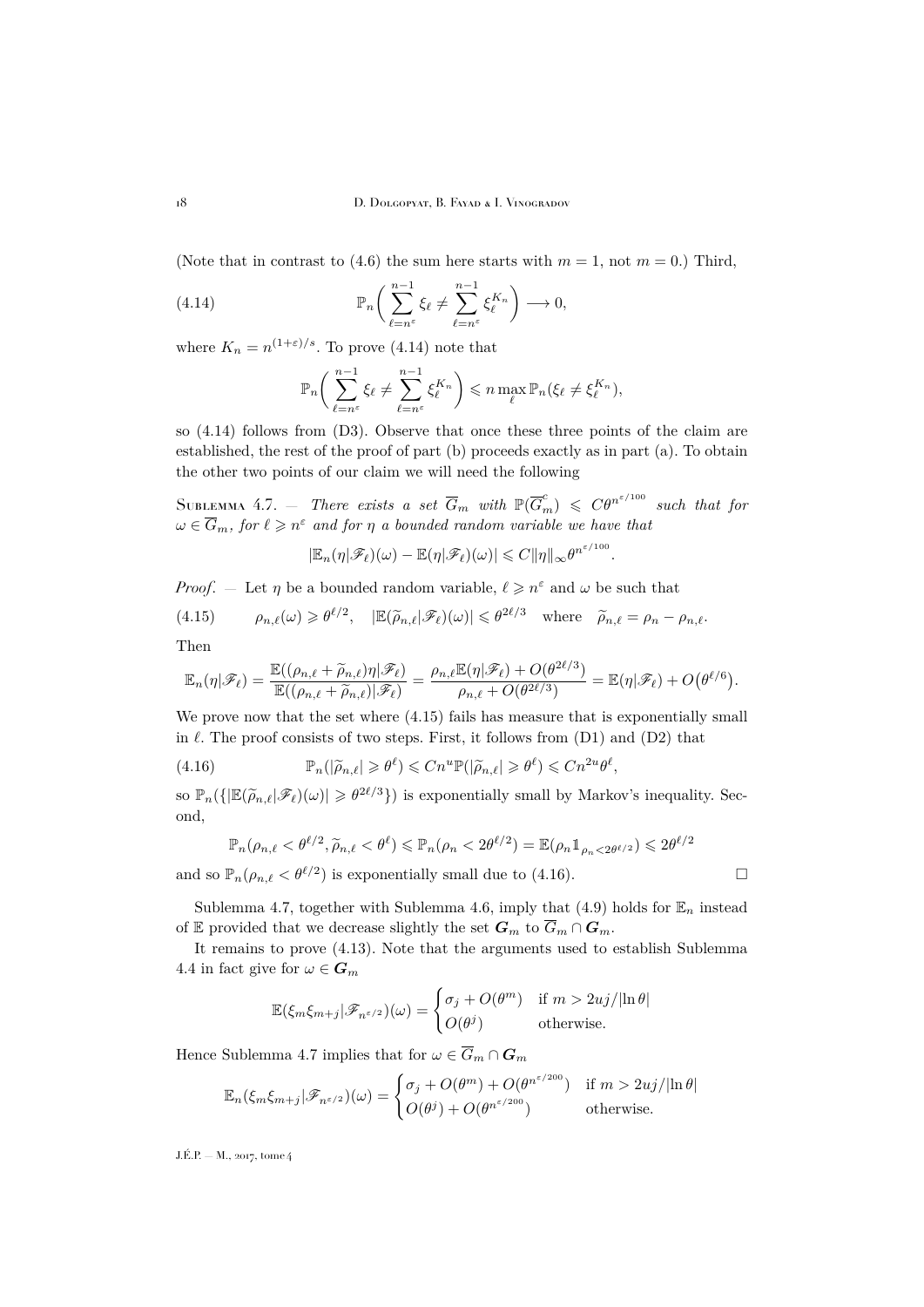(Note that in contrast to (4.6) the sum here starts with $m=1$, not $m=0$.) Third,

$$\mathbb{P}_n\Big(\sum_{\ell=n^\varepsilon}^{n-1}\xi_\ell \neq \sum_{\ell=n^\varepsilon}^{n-1}\xi_\ell^{K_n}\Big) \longrightarrow 0, \tag{4.14}$$

where $K_n = n^{(1+\varepsilon)/s}$. To prove (4.14) note that

$$\mathbb{P}_n\Big(\sum_{\ell=n^\varepsilon}^{n-1}\xi_\ell \neq \sum_{\ell=n^\varepsilon}^{n-1}\xi_\ell^{K_n}\Big) \leqslant n\max_\ell \mathbb{P}_n(\xi_\ell \neq \xi_\ell^{K_n}),$$

so (4.14) follows from (D3). Observe that once these three points of the claim are established, the rest of the proof of part (b) proceeds exactly as in part (a). To obtain the other two points of our claim we will need the following

Sublemma 4.7. — *There exists a set $\overline{G}_m$ with $\mathbb{P}(\overline{G}_m^c) \leqslant C\theta^{n^{\varepsilon/100}}$ such that for $\omega\in\overline{G}_m$, for $\ell\geqslant n^\varepsilon$ and for $\eta$ a bounded random variable we have that*

$$|\mathbb{E}_n(\eta|\mathscr{F}_\ell)(\omega) - \mathbb{E}(\eta|\mathscr{F}_\ell)(\omega)| \leqslant C\|\eta\|_\infty \theta^{n^{\varepsilon/100}}.$$

*Proof*. — Let $\eta$ be a bounded random variable, $\ell\geqslant n^\varepsilon$ and $\omega$ be such that

$$\rho_{n,\ell}(\omega)\geqslant\theta^{\ell/2},\quad |\mathbb{E}(\widetilde{\rho}_{n,\ell}|\mathscr{F}_\ell)(\omega)|\leqslant\theta^{2\ell/3}\quad\text{where}\quad \widetilde{\rho}_{n,\ell}=\rho_n-\rho_{n,\ell}. \tag{4.15}$$

Then

$$\mathbb{E}_n(\eta|\mathscr{F}_\ell) = \frac{\mathbb{E}((\rho_{n,\ell}+\widetilde{\rho}_{n,\ell})\eta|\mathscr{F}_\ell)}{\mathbb{E}((\rho_{n,\ell}+\widetilde{\rho}_{n,\ell})|\mathscr{F}_\ell)} = \frac{\rho_{n,\ell}\mathbb{E}(\eta|\mathscr{F}_\ell)+O(\theta^{2\ell/3})}{\rho_{n,\ell}+O(\theta^{2\ell/3})} = \mathbb{E}(\eta|\mathscr{F}_\ell)+O\big(\theta^{\ell/6}\big).$$

We prove now that the set where (4.15) fails has measure that is exponentially small in $\ell$. The proof consists of two steps. First, it follows from (D1) and (D2) that

$$\mathbb{P}_n(|\widetilde{\rho}_{n,\ell}|\geqslant\theta^\ell)\leqslant Cn^u\mathbb{P}(|\widetilde{\rho}_{n,\ell}|\geqslant\theta^\ell)\leqslant Cn^{2u}\theta^\ell, \tag{4.16}$$

so $\mathbb{P}_n(\{|\mathbb{E}(\widetilde{\rho}_{n,\ell}|\mathscr{F}_\ell)(\omega)|\geqslant\theta^{2\ell/3}\})$ is exponentially small by Markov's inequality. Second,

$$\mathbb{P}_n(\rho_{n,\ell}<\theta^{\ell/2},\widetilde{\rho}_{n,\ell}<\theta^\ell)\leqslant\mathbb{P}_n(\rho_n<2\theta^{\ell/2})=\mathbb{E}(\rho_n\mathbb{1}_{\rho_n<2\theta^{\ell/2}})\leqslant 2\theta^{\ell/2}$$

and so $\mathbb{P}_n(\rho_{n,\ell}<\theta^{\ell/2})$ is exponentially small due to (4.16). □

Sublemma 4.7, together with Sublemma 4.6, imply that (4.9) holds for $\mathbb{E}_n$ instead of $\mathbb{E}$ provided that we decrease slightly the set $\boldsymbol{G}_m$ to $\overline{G}_m\cap\boldsymbol{G}_m$.

It remains to prove (4.13). Note that the arguments used to establish Sublemma 4.4 in fact give for $\omega\in\boldsymbol{G}_m$

$$\mathbb{E}(\xi_m\xi_{m+j}|\mathscr{F}_{n^{\varepsilon/2}})(\omega)=\begin{cases}\sigma_j+O(\theta^m) & \text{if } m>2uj/|\ln\theta|\\ O(\theta^j) & \text{otherwise.}\end{cases}$$

Hence Sublemma 4.7 implies that for $\omega\in\overline{G}_m\cap\boldsymbol{G}_m$

$$\mathbb{E}_n(\xi_m\xi_{m+j}|\mathscr{F}_{n^{\varepsilon/2}})(\omega)=\begin{cases}\sigma_j+O(\theta^m)+O(\theta^{n^{\varepsilon/200}}) & \text{if } m>2uj/|\ln\theta|\\ O(\theta^j)+O(\theta^{n^{\varepsilon/200}}) & \text{otherwise.}\end{cases}$$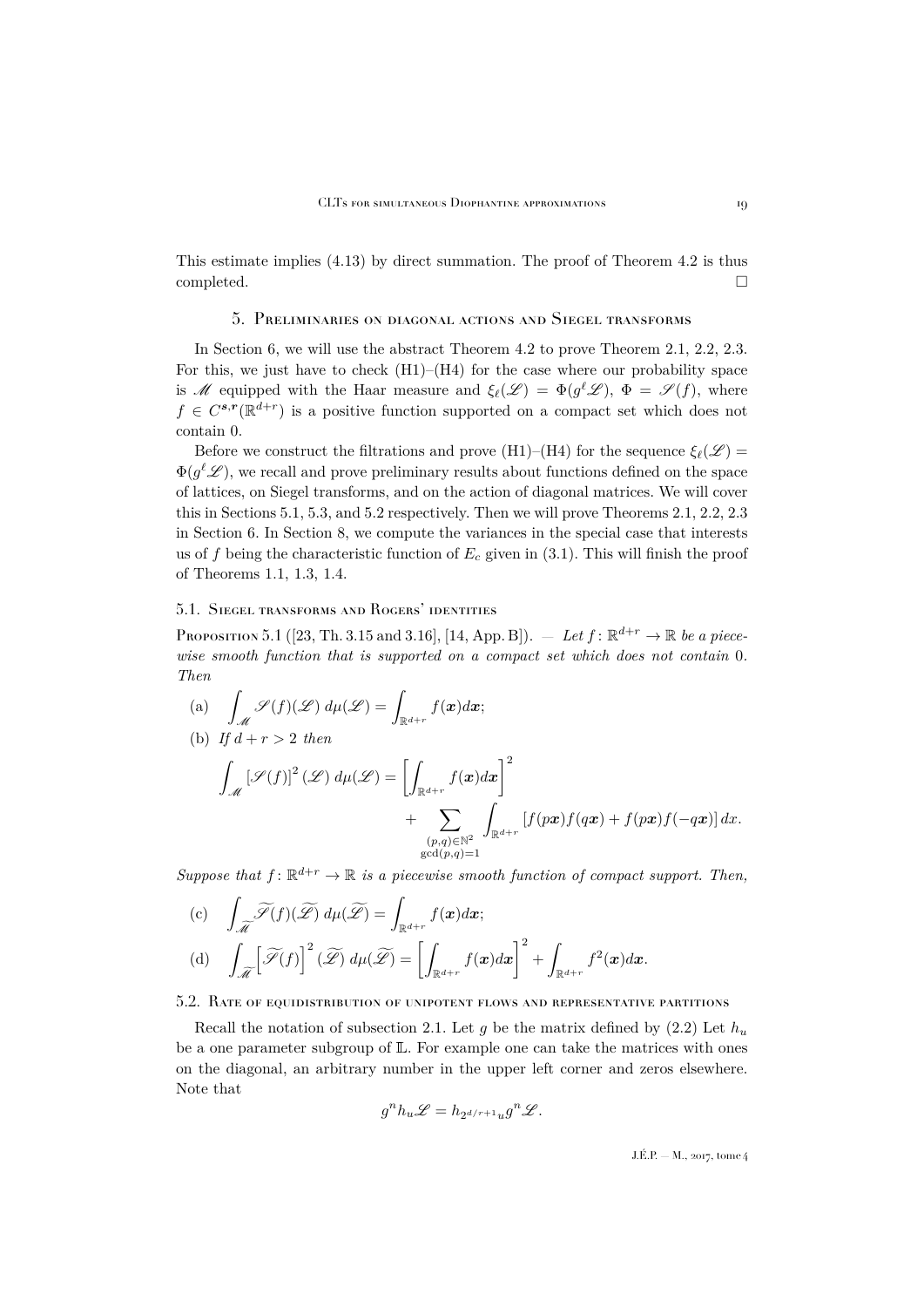This estimate implies (4.13) by direct summation. The proof of Theorem 4.2 is thus completed. □

## 5. Preliminaries on diagonal actions and Siegel transforms

In Section 6, we will use the abstract Theorem 4.2 to prove Theorem 2.1, 2.2, 2.3. For this, we just have to check (H1)–(H4) for the case where our probability space is $\mathscr{M}$ equipped with the Haar measure and $\xi_\ell(\mathscr{L}) = \Phi(g^\ell \mathscr{L})$, $\Phi = \mathscr{S}(f)$, where $f \in C^{\boldsymbol{s},\boldsymbol{r}}(\mathbb{R}^{d+r})$ is a positive function supported on a compact set which does not contain 0.

Before we construct the filtrations and prove (H1)–(H4) for the sequence $\xi_\ell(\mathscr{L}) = \Phi(g^\ell \mathscr{L})$, we recall and prove preliminary results about functions defined on the space of lattices, on Siegel transforms, and on the action of diagonal matrices. We will cover this in Sections 5.1, 5.3, and 5.2 respectively. Then we will prove Theorems 2.1, 2.2, 2.3 in Section 6. In Section 8, we compute the variances in the special case that interests us of $f$ being the characteristic function of $E_c$ given in (3.1). This will finish the proof of Theorems 1.1, 1.3, 1.4.

### 5.1. Siegel transforms and Rogers' identities

Proposition 5.1 ([23, Th. 3.15 and 3.16], [14, App. B]). — *Let $f\colon \mathbb{R}^{d+r} \to \mathbb{R}$ be a piecewise smooth function that is supported on a compact set which does not contain 0. Then*

(a) $$\int_{\mathscr{M}} \mathscr{S}(f)(\mathscr{L})\, d\mu(\mathscr{L}) = \int_{\mathbb{R}^{d+r}} f(\boldsymbol{x}) d\boldsymbol{x};$$

(b) *If $d + r > 2$ then*

$$\int_{\mathscr{M}} \left[\mathscr{S}(f)\right]^2 (\mathscr{L})\, d\mu(\mathscr{L}) = \left[\int_{\mathbb{R}^{d+r}} f(\boldsymbol{x}) d\boldsymbol{x}\right]^2 + \sum_{\substack{(p,q)\in\mathbb{N}^2\\ \gcd(p,q)=1}} \int_{\mathbb{R}^{d+r}} \left[f(p\boldsymbol{x})f(q\boldsymbol{x}) + f(p\boldsymbol{x})f(-q\boldsymbol{x})\right] dx.$$

*Suppose that $f\colon \mathbb{R}^{d+r} \to \mathbb{R}$ is a piecewise smooth function of compact support. Then,*

(c) $$\int_{\widetilde{\mathscr{M}}} \widetilde{\mathscr{S}}(f)(\widetilde{\mathscr{L}})\, d\mu(\widetilde{\mathscr{L}}) = \int_{\mathbb{R}^{d+r}} f(\boldsymbol{x}) d\boldsymbol{x};$$

(d) $$\int_{\widetilde{\mathscr{M}}} \Big[\widetilde{\mathscr{S}}(f)\Big]^2 (\widetilde{\mathscr{L}})\, d\mu(\widetilde{\mathscr{L}}) = \left[\int_{\mathbb{R}^{d+r}} f(\boldsymbol{x}) d\boldsymbol{x}\right]^2 + \int_{\mathbb{R}^{d+r}} f^2(\boldsymbol{x}) d\boldsymbol{x}.$$

### 5.2. Rate of equidistribution of unipotent flows and representative partitions

Recall the notation of subsection 2.1. Let $g$ be the matrix defined by (2.2) Let $h_u$ be a one parameter subgroup of $\mathbb{L}$. For example one can take the matrices with ones on the diagonal, an arbitrary number in the upper left corner and zeros elsewhere. Note that

$$g^n h_u \mathscr{L} = h_{2^{d/r+1}u} g^n \mathscr{L}.$$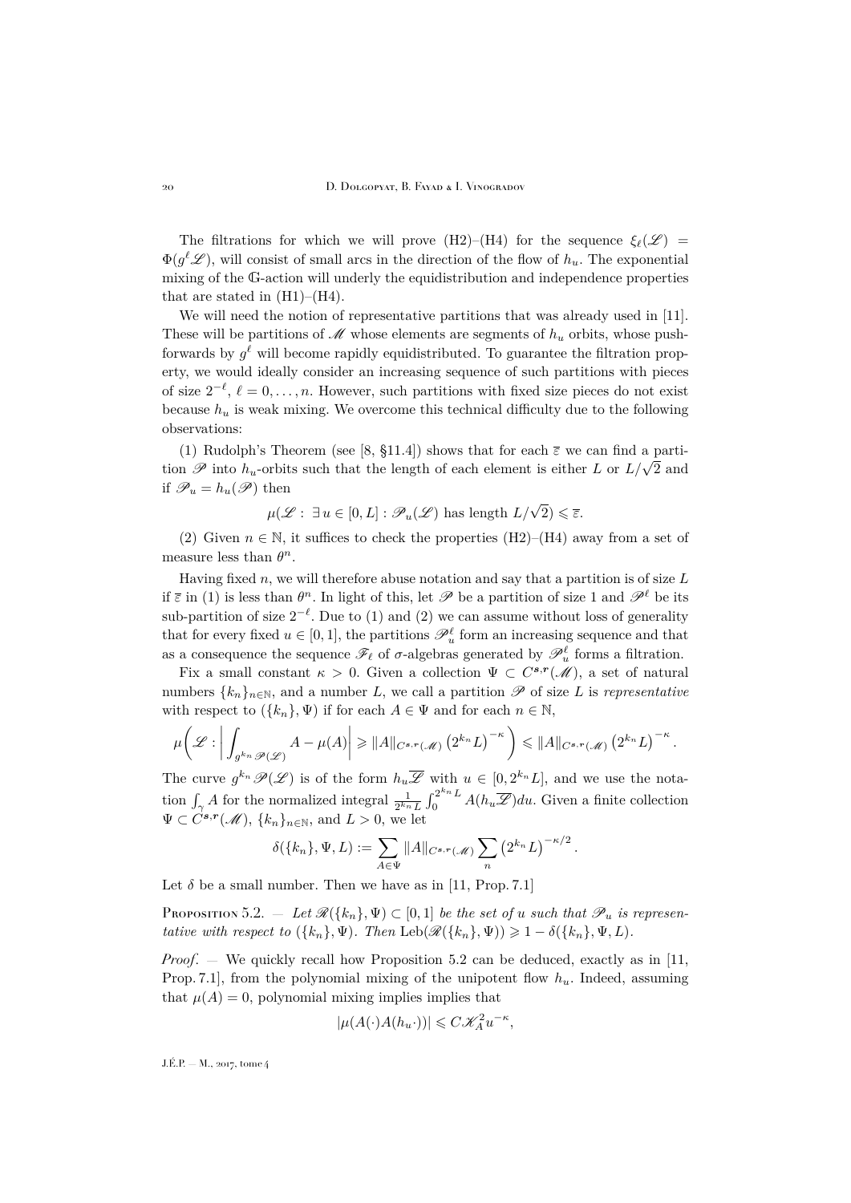The filtrations for which we will prove (H2)–(H4) for the sequence $\xi_\ell(\mathscr{L}) = \Phi(g^\ell \mathscr{L})$, will consist of small arcs in the direction of the flow of $h_u$. The exponential mixing of the $\mathbb{G}$-action will underly the equidistribution and independence properties that are stated in (H1)–(H4).

We will need the notion of representative partitions that was already used in [11]. These will be partitions of $\mathscr{M}$ whose elements are segments of $h_u$ orbits, whose push-forwards by $g^\ell$ will become rapidly equidistributed. To guarantee the filtration property, we would ideally consider an increasing sequence of such partitions with pieces of size $2^{-\ell}$, $\ell = 0, \dots, n$. However, such partitions with fixed size pieces do not exist because $h_u$ is weak mixing. We overcome this technical difficulty due to the following observations:

(1) Rudolph's Theorem (see [8, §11.4]) shows that for each $\overline{\varepsilon}$ we can find a partition $\mathscr{P}$ into $h_u$-orbits such that the length of each element is either $L$ or $L/\sqrt{2}$ and if $\mathscr{P}_u = h_u(\mathscr{P})$ then

$$\mu(\mathscr{L} : \exists\, u \in [0, L] : \mathscr{P}_u(\mathscr{L}) \text{ has length } L/\sqrt{2}) \leqslant \overline{\varepsilon}.$$

(2) Given $n \in \mathbb{N}$, it suffices to check the properties (H2)–(H4) away from a set of measure less than $\theta^n$.

Having fixed $n$, we will therefore abuse notation and say that a partition is of size $L$ if $\overline{\varepsilon}$ in (1) is less than $\theta^n$. In light of this, let $\mathscr{P}$ be a partition of size 1 and $\mathscr{P}^\ell$ be its sub-partition of size $2^{-\ell}$. Due to (1) and (2) we can assume without loss of generality that for every fixed $u \in [0, 1]$, the partitions $\mathscr{P}_u^\ell$ form an increasing sequence and that as a consequence the sequence $\mathscr{F}_\ell$ of $\sigma$-algebras generated by $\mathscr{P}_u^\ell$ forms a filtration.

Fix a small constant $\kappa > 0$. Given a collection $\Psi \subset C^{\boldsymbol{s},\boldsymbol{r}}(\mathscr{M})$, a set of natural numbers $\{k_n\}_{n\in\mathbb{N}}$, and a number $L$, we call a partition $\mathscr{P}$ of size $L$ is *representative* with respect to $(\{k_n\}, \Psi)$ if for each $A \in \Psi$ and for each $n \in \mathbb{N}$,

$$\mu\bigg(\mathscr{L} : \bigg| \int_{g^{k_n}\mathscr{P}(\mathscr{L})} A - \mu(A) \bigg| \geqslant \|A\|_{C^{\boldsymbol{s},\boldsymbol{r}}(\mathscr{M})} \left(2^{k_n} L\right)^{-\kappa} \bigg) \leqslant \|A\|_{C^{\boldsymbol{s},\boldsymbol{r}}(\mathscr{M})} \left(2^{k_n} L\right)^{-\kappa}.$$

The curve $g^{k_n}\mathscr{P}(\mathscr{L})$ is of the form $h_u \overline{\mathscr{L}}$ with $u \in [0, 2^{k_n} L]$, and we use the notation $\int_\gamma A$ for the normalized integral $\frac{1}{2^{k_n} L} \int_0^{2^{k_n} L} A(h_u \overline{\mathscr{L}}) du$. Given a finite collection $\Psi \subset C^{\boldsymbol{s},\boldsymbol{r}}(\mathscr{M})$, $\{k_n\}_{n\in\mathbb{N}}$, and $L > 0$, we let

$$\delta(\{k_n\}, \Psi, L) := \sum_{A\in\Psi} \|A\|_{C^{\boldsymbol{s},\boldsymbol{r}}(\mathscr{M})} \sum_n \left(2^{k_n} L\right)^{-\kappa/2}.$$

Let $\delta$ be a small number. Then we have as in [11, Prop. 7.1]

Proposition 5.2. — *Let $\mathscr{R}(\{k_n\}, \Psi) \subset [0, 1]$ be the set of $u$ such that $\mathscr{P}_u$ is representative with respect to $(\{k_n\}, \Psi)$. Then* $\mathrm{Leb}(\mathscr{R}(\{k_n\}, \Psi)) \geqslant 1 - \delta(\{k_n\}, \Psi, L)$.

*Proof*. — We quickly recall how Proposition 5.2 can be deduced, exactly as in [11, Prop. 7.1], from the polynomial mixing of the unipotent flow $h_u$. Indeed, assuming that $\mu(A) = 0$, polynomial mixing implies implies that

$$|\mu(A(\cdot)A(h_u \cdot))| \leqslant C\mathscr{K}_A^2 u^{-\kappa},$$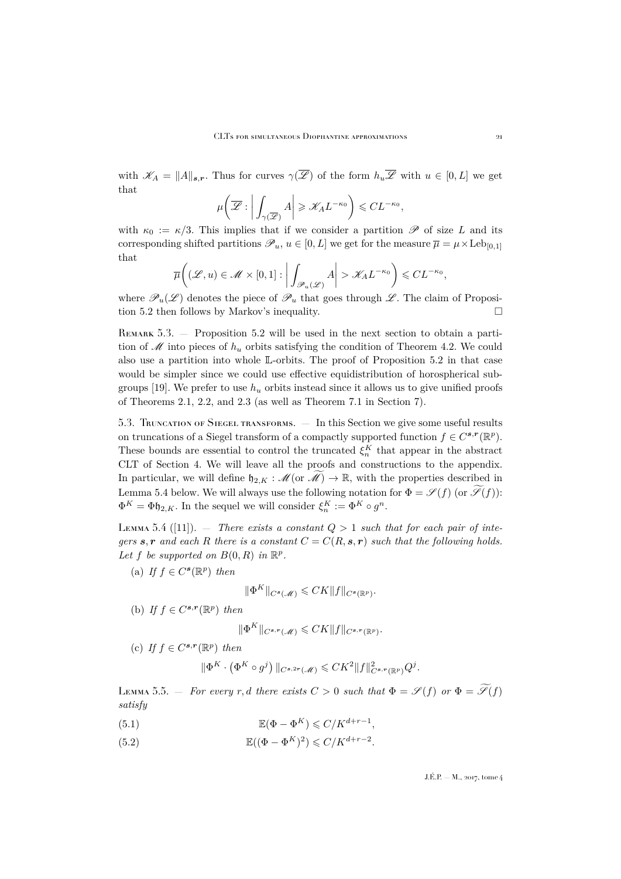with $\mathscr{K}_A = \|A\|_{\boldsymbol{s},\boldsymbol{r}}$. Thus for curves $\gamma(\overline{\mathscr{L}})$ of the form $h_u\overline{\mathscr{L}}$ with $u \in [0, L]$ we get that

$$\mu\left(\overline{\mathscr{L}} : \left| \int_{\gamma(\overline{\mathscr{L}})} A \right| \geqslant \mathscr{K}_A L^{-\kappa_0}\right) \leqslant C L^{-\kappa_0},$$

with $\kappa_0 := \kappa/3$. This implies that if we consider a partition $\mathscr{P}$ of size $L$ and its corresponding shifted partitions $\mathscr{P}_u$, $u \in [0, L]$ we get for the measure $\overline{\mu} = \mu \times \mathrm{Leb}_{[0,1]}$ that

$$\overline{\mu}\left((\mathscr{L}, u) \in \mathscr{M} \times [0, 1] : \left| \int_{\mathscr{P}_u(\mathscr{L})} A \right| > \mathscr{K}_A L^{-\kappa_0}\right) \leqslant C L^{-\kappa_0},$$

where $\mathscr{P}_u(\mathscr{L})$ denotes the piece of $\mathscr{P}_u$ that goes through $\mathscr{L}$. The claim of Proposition 5.2 then follows by Markov's inequality. □

Remark 5.3. — Proposition 5.2 will be used in the next section to obtain a partition of $\mathscr{M}$ into pieces of $h_u$ orbits satisfying the condition of Theorem 4.2. We could also use a partition into whole $\mathbb{L}$-orbits. The proof of Proposition 5.2 in that case would be simpler since we could use effective equidistribution of horospherical subgroups [19]. We prefer to use $h_u$ orbits instead since it allows us to give unified proofs of Theorems 2.1, 2.2, and 2.3 (as well as Theorem 7.1 in Section 7).

### 5.3. Truncation of Siegel transforms.

In this Section we give some useful results on truncations of a Siegel transform of a compactly supported function $f \in C^{\boldsymbol{s},\boldsymbol{r}}(\mathbb{R}^p)$. These bounds are essential to control the truncated $\xi_n^K$ that appear in the abstract CLT of Section 4. We will leave all the proofs and constructions to the appendix. In particular, we will define $\mathfrak{h}_{2,K} : \mathscr{M}(\text{or } \widetilde{\mathscr{M}}) \to \mathbb{R}$, with the properties described in Lemma 5.4 below. We will always use the following notation for $\Phi = \mathscr{S}(f)$ (or $\widetilde{\mathscr{S}}(f)$): $\Phi^K = \Phi\mathfrak{h}_{2,K}$. In the sequel we will consider $\xi_n^K := \Phi^K \circ g^n$.

Lemma 5.4 ([11]). — *There exists a constant $Q > 1$ such that for each pair of integers $\boldsymbol{s}, \boldsymbol{r}$ and each $R$ there is a constant $C = C(R, \boldsymbol{s}, \boldsymbol{r})$ such that the following holds. Let $f$ be supported on $B(0, R)$ in $\mathbb{R}^p$.*

(a) *If $f \in C^{\boldsymbol{s}}(\mathbb{R}^p)$ then*

$$\|\Phi^K\|_{C^{\boldsymbol{s}}(\mathscr{M})} \leqslant CK\|f\|_{C^{\boldsymbol{s}}(\mathbb{R}^p)}.$$

(b) *If $f \in C^{\boldsymbol{s},\boldsymbol{r}}(\mathbb{R}^p)$ then*

$$\|\Phi^K\|_{C^{\boldsymbol{s},\boldsymbol{r}}(\mathscr{M})} \leqslant CK\|f\|_{C^{\boldsymbol{s},\boldsymbol{r}}(\mathbb{R}^p)}.$$

(c) *If $f \in C^{\boldsymbol{s},\boldsymbol{r}}(\mathbb{R}^p)$ then*

$$\|\Phi^K \cdot \left(\Phi^K \circ g^j\right)\|_{C^{\boldsymbol{s},2\boldsymbol{r}}(\mathscr{M})} \leqslant CK^2\|f\|^2_{C^{\boldsymbol{s},\boldsymbol{r}}(\mathbb{R}^p)} Q^j.$$

Lemma 5.5. — *For every $r, d$ there exists $C > 0$ such that $\Phi = \mathscr{S}(f)$ or $\Phi = \widetilde{\mathscr{S}}(f)$ satisfy*

$$\mathbb{E}(\Phi - \Phi^K) \leqslant C/K^{d+r-1}, \tag{5.1}$$

$$\mathbb{E}((\Phi - \Phi^K)^2) \leqslant C/K^{d+r-2}. \tag{5.2}$$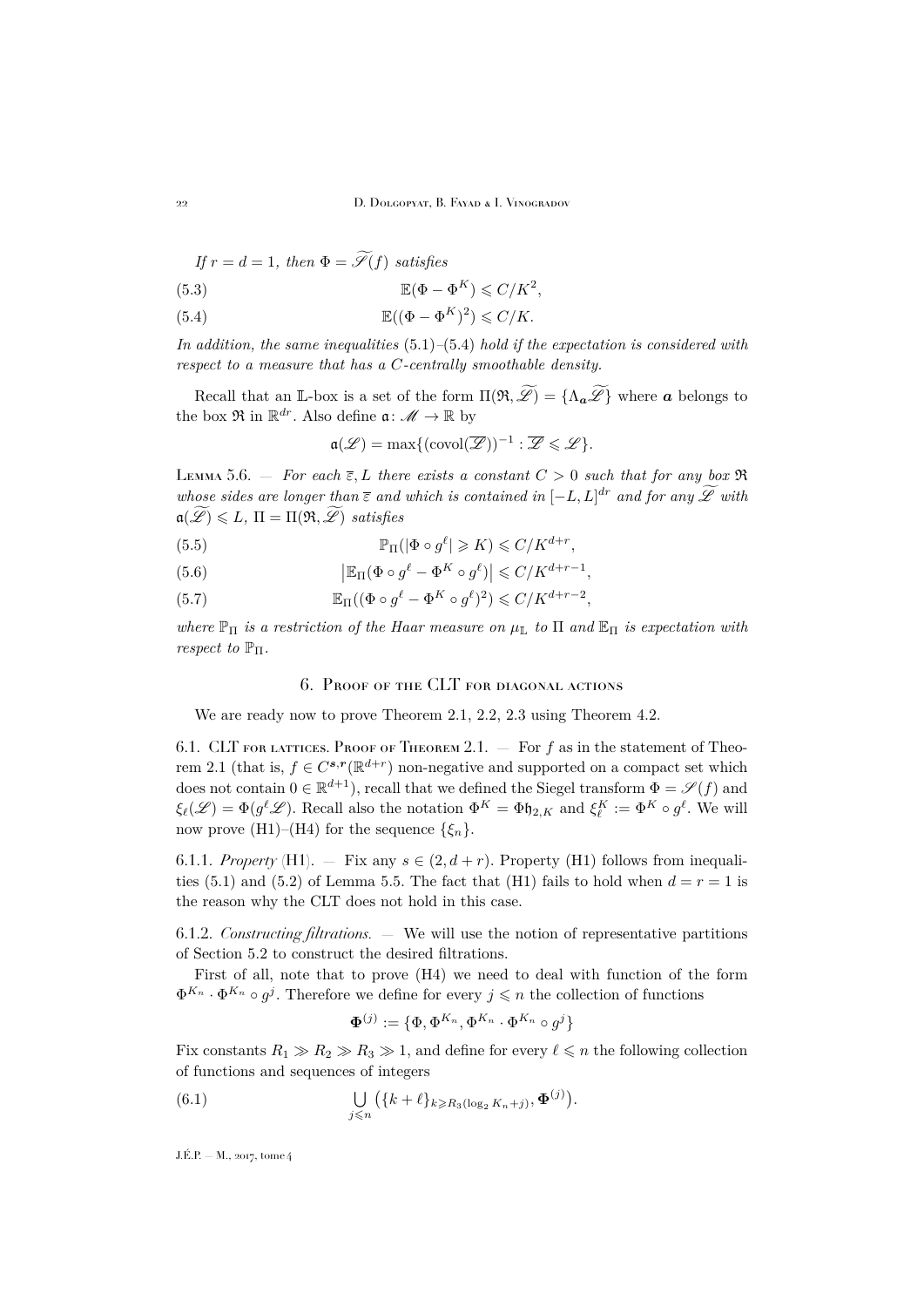*If $r = d = 1$, then $\Phi = \widetilde{\mathscr{S}}(f)$ satisfies*

$$\mathbb{E}(\Phi - \Phi^K) \leqslant C/K^2, \tag{5.3}$$

$$\mathbb{E}((\Phi - \Phi^K)^2) \leqslant C/K. \tag{5.4}$$

*In addition, the same inequalities* (5.1)–(5.4) *hold if the expectation is considered with respect to a measure that has a $C$-centrally smoothable density.*

Recall that an $\mathbb{L}$-box is a set of the form $\Pi(\mathfrak{R}, \widetilde{\mathscr{L}}) = \{\Lambda_{\boldsymbol{a}} \widetilde{\mathscr{L}}\}$ where $\boldsymbol{a}$ belongs to the box $\mathfrak{R}$ in $\mathbb{R}^{dr}$. Also define $\mathfrak{a}\colon \mathscr{M} \to \mathbb{R}$ by

$$\mathfrak{a}(\mathscr{L}) = \max\{(\operatorname{covol}(\overline{\mathscr{L}}))^{-1} : \overline{\mathscr{L}} \leqslant \mathscr{L}\}.$$

Lemma 5.6. — *For each $\overline{\varepsilon}, L$ there exists a constant $C > 0$ such that for any box $\mathfrak{R}$ whose sides are longer than $\overline{\varepsilon}$ and which is contained in $[-L, L]^{dr}$ and for any $\widetilde{\mathscr{L}}$ with $\mathfrak{a}(\widetilde{\mathscr{L}}) \leqslant L$, $\Pi = \Pi(\mathfrak{R}, \widetilde{\mathscr{L}})$ satisfies*

$$\mathbb{P}_\Pi(|\Phi \circ g^\ell| \geqslant K) \leqslant C/K^{d+r}, \tag{5.5}$$

$$\big|\mathbb{E}_\Pi(\Phi \circ g^\ell - \Phi^K \circ g^\ell)\big| \leqslant C/K^{d+r-1}, \tag{5.6}$$

$$\mathbb{E}_\Pi((\Phi \circ g^\ell - \Phi^K \circ g^\ell)^2) \leqslant C/K^{d+r-2}, \tag{5.7}$$

*where $\mathbb{P}_\Pi$ is a restriction of the Haar measure on $\mu_{\mathbb{L}}$ to $\Pi$ and $\mathbb{E}_\Pi$ is expectation with respect to $\mathbb{P}_\Pi$.*

# 6. Proof of the CLT for diagonal actions

We are ready now to prove Theorem 2.1, 2.2, 2.3 using Theorem 4.2.

## 6.1. CLT for lattices. Proof of Theorem 2.1.

— For $f$ as in the statement of Theorem 2.1 (that is, $f \in C^{\boldsymbol{s},\boldsymbol{r}}(\mathbb{R}^{d+r})$ non-negative and supported on a compact set which does not contain $0 \in \mathbb{R}^{d+1}$), recall that we defined the Siegel transform $\Phi = \mathscr{S}(f)$ and $\xi_\ell(\mathscr{L}) = \Phi(g^\ell \mathscr{L})$. Recall also the notation $\Phi^K = \Phi \mathfrak{h}_{2,K}$ and $\xi_\ell^K := \Phi^K \circ g^\ell$. We will now prove (H1)–(H4) for the sequence $\{\xi_n\}$.

### 6.1.1. *Property* (H1).

— Fix any $s \in (2, d + r)$. Property (H1) follows from inequalities (5.1) and (5.2) of Lemma 5.5. The fact that (H1) fails to hold when $d = r = 1$ is the reason why the CLT does not hold in this case.

### 6.1.2. *Constructing filtrations.*

— We will use the notion of representative partitions of Section 5.2 to construct the desired filtrations.

First of all, note that to prove (H4) we need to deal with function of the form $\Phi^{K_n} \cdot \Phi^{K_n} \circ g^j$. Therefore we define for every $j \leqslant n$ the collection of functions

$$\boldsymbol{\Phi}^{(j)} := \{\Phi, \Phi^{K_n}, \Phi^{K_n} \cdot \Phi^{K_n} \circ g^j\}$$

Fix constants $R_1 \gg R_2 \gg R_3 \gg 1$, and define for every $\ell \leqslant n$ the following collection of functions and sequences of integers

$$\bigcup_{j \leqslant n} \big(\{k + \ell\}_{k \geqslant R_3(\log_2 K_n + j)}, \boldsymbol{\Phi}^{(j)}\big). \tag{6.1}$$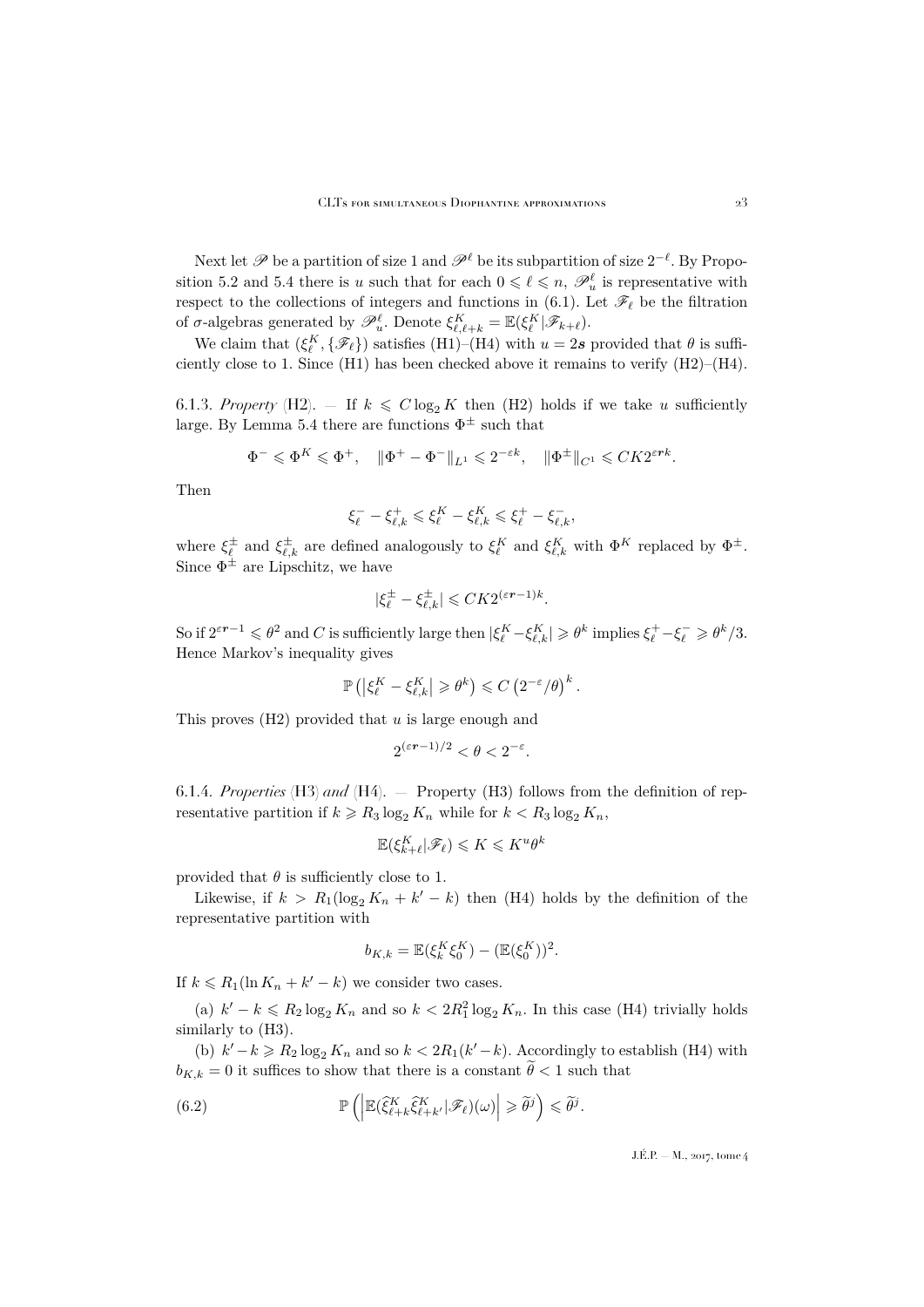Next let $\mathscr{P}$ be a partition of size 1 and $\mathscr{P}^\ell$ be its subpartition of size $2^{-\ell}$. By Proposition 5.2 and 5.4 there is $u$ such that for each $0 \leqslant \ell \leqslant n$, $\mathscr{P}_u^\ell$ is representative with respect to the collections of integers and functions in (6.1). Let $\mathscr{F}_\ell$ be the filtration of $\sigma$-algebras generated by $\mathscr{P}_u^\ell$. Denote $\xi_{\ell,\ell+k}^K = \mathbb{E}(\xi_\ell^K | \mathscr{F}_{k+\ell})$.

We claim that $(\xi_\ell^K, \{\mathscr{F}_\ell\})$ satisfies (H1)–(H4) with $u = 2\boldsymbol{s}$ provided that $\theta$ is sufficiently close to 1. Since (H1) has been checked above it remains to verify (H2)–(H4).

6.1.3. *Property* (H2). — If $k \leqslant C \log_2 K$ then (H2) holds if we take $u$ sufficiently large. By Lemma 5.4 there are functions $\Phi^\pm$ such that

$$\Phi^- \leqslant \Phi^K \leqslant \Phi^+, \quad \|\Phi^+ - \Phi^-\|_{L^1} \leqslant 2^{-\varepsilon k}, \quad \|\Phi^\pm\|_{C^1} \leqslant CK2^{\varepsilon \boldsymbol{r} k}.$$

Then

$$\xi_\ell^- - \xi_{\ell,k}^+ \leqslant \xi_\ell^K - \xi_{\ell,k}^K \leqslant \xi_\ell^+ - \xi_{\ell,k}^-,$$

where $\xi_\ell^\pm$ and $\xi_{\ell,k}^\pm$ are defined analogously to $\xi_\ell^K$ and $\xi_{\ell,k}^K$ with $\Phi^K$ replaced by $\Phi^\pm$. Since $\Phi^\pm$ are Lipschitz, we have

$$|\xi_\ell^\pm - \xi_{\ell,k}^\pm| \leqslant CK2^{(\varepsilon \boldsymbol{r} - 1)k}.$$

So if $2^{\varepsilon \boldsymbol{r} - 1} \leqslant \theta^2$ and $C$ is sufficiently large then $|\xi_\ell^K - \xi_{\ell,k}^K| \geqslant \theta^k$ implies $\xi_\ell^+ - \xi_\ell^- \geqslant \theta^k/3$. Hence Markov's inequality gives

$$\mathbb{P}\left(\left|\xi_\ell^K - \xi_{\ell,k}^K\right| \geqslant \theta^k\right) \leqslant C\left(2^{-\varepsilon}/\theta\right)^k.$$

This proves (H2) provided that $u$ is large enough and

$$2^{(\varepsilon \boldsymbol{r} - 1)/2} < \theta < 2^{-\varepsilon}.$$

6.1.4. *Properties* (H3) *and* (H4). — Property (H3) follows from the definition of representative partition if $k \geqslant R_3 \log_2 K_n$ while for $k < R_3 \log_2 K_n$,

$$\mathbb{E}(\xi_{k+\ell}^K | \mathscr{F}_\ell) \leqslant K \leqslant K^u \theta^k$$

provided that $\theta$ is sufficiently close to 1.

Likewise, if $k > R_1(\log_2 K_n + k' - k)$ then (H4) holds by the definition of the representative partition with

$$b_{K,k} = \mathbb{E}(\xi_k^K \xi_0^K) - (\mathbb{E}(\xi_0^K))^2.$$

If $k \leqslant R_1(\ln K_n + k' - k)$ we consider two cases.

(a) $k' - k \leqslant R_2 \log_2 K_n$ and so $k < 2R_1^2 \log_2 K_n$. In this case (H4) trivially holds similarly to (H3).

(b) $k' - k \geqslant R_2 \log_2 K_n$ and so $k < 2R_1(k' - k)$. Accordingly to establish (H4) with $b_{K,k} = 0$ it suffices to show that there is a constant $\widetilde{\theta} < 1$ such that

$$\mathbb{P}\left(\left|\mathbb{E}(\widehat{\xi}_{\ell+k}^K \widehat{\xi}_{\ell+k'}^K | \mathscr{F}_\ell)(\omega)\right| \geqslant \widetilde{\theta}^j\right) \leqslant \widetilde{\theta}^j. \tag{6.2}$$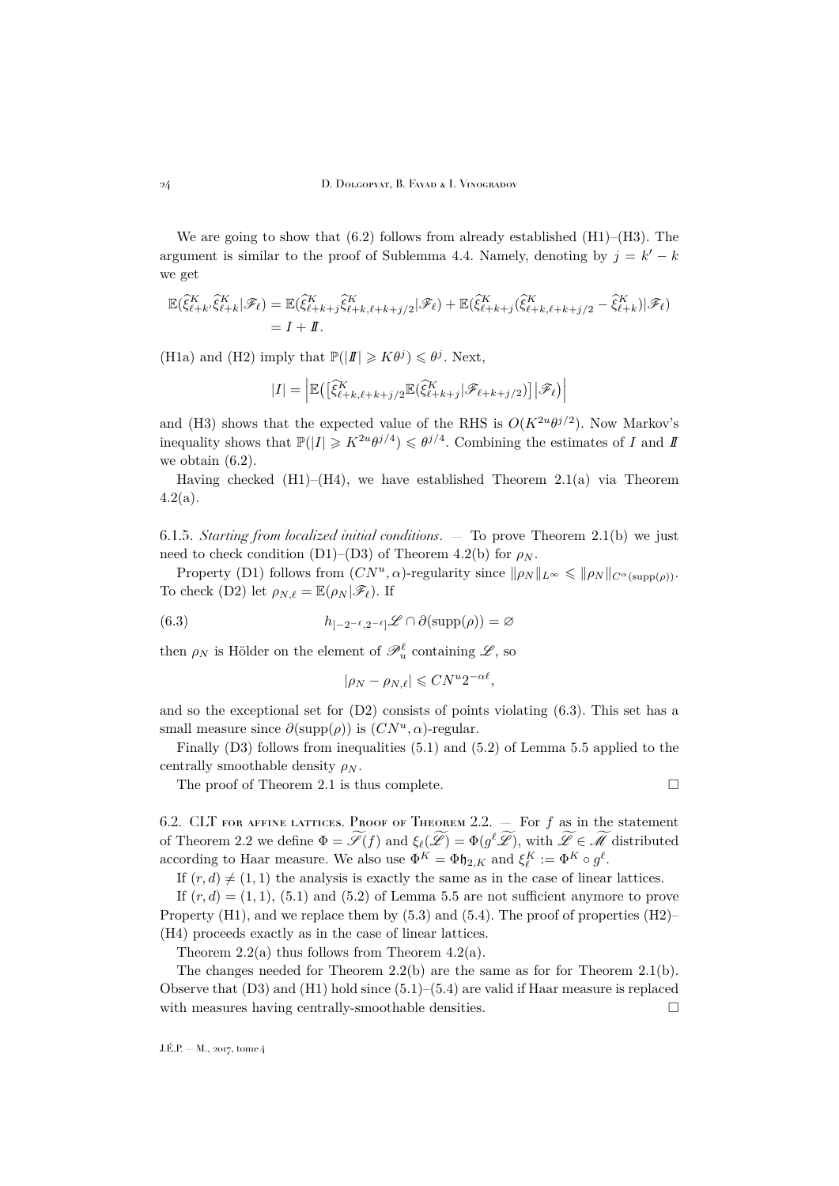We are going to show that (6.2) follows from already established (H1)–(H3). The argument is similar to the proof of Sublemma 4.4. Namely, denoting by $j = k' - k$ we get

$$\begin{aligned}\mathbb{E}(\widehat{\xi}^K_{\ell+k'}\widehat{\xi}^K_{\ell+k}|\mathscr{F}_\ell) &= \mathbb{E}(\widehat{\xi}^K_{\ell+k+j}\widehat{\xi}^K_{\ell+k,\ell+k+j/2}|\mathscr{F}_\ell) + \mathbb{E}(\widehat{\xi}^K_{\ell+k+j}(\widehat{\xi}^K_{\ell+k,\ell+k+j/2} - \widehat{\xi}^K_{\ell+k})|\mathscr{F}_\ell)\\ &= I + I\!I.\end{aligned}$$

(H1a) and (H2) imply that $\mathbb{P}(|I\!I| \geqslant K\theta^j) \leqslant \theta^j$. Next,

$$|I| = \left|\mathbb{E}\big(\big[\widehat{\xi}^K_{\ell+k,\ell+k+j/2}\mathbb{E}(\widehat{\xi}^K_{\ell+k+j}|\mathscr{F}_{\ell+k+j/2})\big]\big|\mathscr{F}_\ell\big)\right|$$

and (H3) shows that the expected value of the RHS is $O(K^{2u}\theta^{j/2})$. Now Markov's inequality shows that $\mathbb{P}(|I| \geqslant K^{2u}\theta^{j/4}) \leqslant \theta^{j/4}$. Combining the estimates of $I$ and $I\!I$ we obtain (6.2).

Having checked (H1)–(H4), we have established Theorem 2.1(a) via Theorem 4.2(a).

6.1.5. *Starting from localized initial conditions*. — To prove Theorem 2.1(b) we just need to check condition (D1)–(D3) of Theorem 4.2(b) for $\rho_N$.

Property (D1) follows from $(CN^u, \alpha)$-regularity since $\|\rho_N\|_{L^\infty} \leqslant \|\rho_N\|_{C^\alpha(\mathrm{supp}(\rho))}$. To check (D2) let $\rho_{N,\ell} = \mathbb{E}(\rho_N|\mathscr{F}_\ell)$. If

$$h_{[-2^{-\ell}, 2^{-\ell}]}\mathscr{L} \cap \partial(\mathrm{supp}(\rho)) = \varnothing \tag{6.3}$$

then $\rho_N$ is Hölder on the element of $\mathscr{P}^\ell_u$ containing $\mathscr{L}$, so

$$|\rho_N - \rho_{N,\ell}| \leqslant CN^u 2^{-\alpha\ell},$$

and so the exceptional set for (D2) consists of points violating (6.3). This set has a small measure since $\partial(\mathrm{supp}(\rho))$ is $(CN^u, \alpha)$-regular.

Finally (D3) follows from inequalities (5.1) and (5.2) of Lemma 5.5 applied to the centrally smoothable density $\rho_N$.

The proof of Theorem 2.1 is thus complete. □

6.2. CLT for affine lattices. Proof of Theorem 2.2. — For $f$ as in the statement of Theorem 2.2 we define $\Phi = \widetilde{\mathscr{T}}(f)$ and $\xi_\ell(\widetilde{\mathscr{L}}) = \Phi(g^\ell\widetilde{\mathscr{L}})$, with $\widetilde{\mathscr{L}} \in \widetilde{\mathscr{M}}$ distributed according to Haar measure. We also use $\Phi^K = \Phi\mathfrak{h}_{2,K}$ and $\xi^K_\ell := \Phi^K \circ g^\ell$.

If $(r, d) \neq (1, 1)$ the analysis is exactly the same as in the case of linear lattices.

If $(r, d) = (1, 1)$, (5.1) and (5.2) of Lemma 5.5 are not sufficient anymore to prove Property (H1), and we replace them by (5.3) and (5.4). The proof of properties (H2)–(H4) proceeds exactly as in the case of linear lattices.

Theorem 2.2(a) thus follows from Theorem 4.2(a).

The changes needed for Theorem 2.2(b) are the same as for for Theorem 2.1(b). Observe that (D3) and (H1) hold since (5.1)–(5.4) are valid if Haar measure is replaced with measures having centrally-smoothable densities. □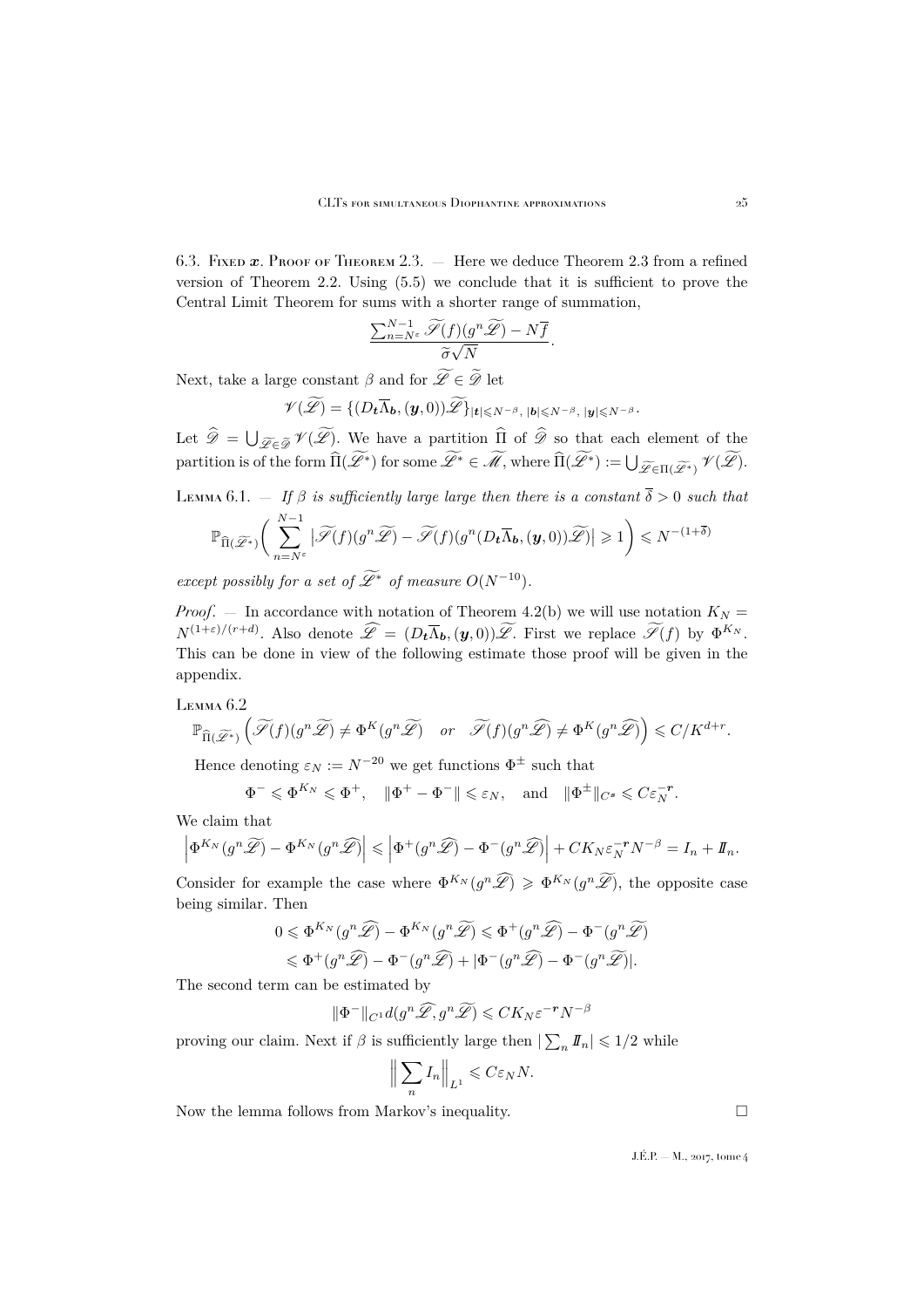6.3. Fixed $\boldsymbol{x}$. Proof of Theorem 2.3. — Here we deduce Theorem 2.3 from a refined version of Theorem 2.2. Using (5.5) we conclude that it is sufficient to prove the Central Limit Theorem for sums with a shorter range of summation,

$$\frac{\sum_{n=N^{\varepsilon}}^{N-1} \widetilde{\mathscr{S}}(f)(g^n \widetilde{\mathscr{L}}) - N\overline{f}}{\widetilde{\sigma}\sqrt{N}}.$$

Next, take a large constant $\beta$ and for $\widetilde{\mathscr{L}} \in \widetilde{\mathscr{D}}$ let

$$\mathscr{V}(\widetilde{\mathscr{L}}) = \{(D_{\boldsymbol{t}}\overline{\Lambda}_{\boldsymbol{b}}, (\boldsymbol{y}, 0))\widetilde{\mathscr{L}}\}_{|\boldsymbol{t}| \leqslant N^{-\beta},\, |\boldsymbol{b}| \leqslant N^{-\beta},\, |\boldsymbol{y}| \leqslant N^{-\beta}}.$$

Let $\widehat{\mathscr{D}} = \bigcup_{\widetilde{\mathscr{L}} \in \widetilde{\mathscr{D}}} \mathscr{V}(\widetilde{\mathscr{L}})$. We have a partition $\widehat{\Pi}$ of $\widehat{\mathscr{D}}$ so that each element of the partition is of the form $\widehat{\Pi}(\widetilde{\mathscr{L}}^*)$ for some $\widetilde{\mathscr{L}}^* \in \widetilde{\mathscr{M}}$, where $\widehat{\Pi}(\widetilde{\mathscr{L}}^*) := \bigcup_{\widetilde{\mathscr{L}} \in \Pi(\widetilde{\mathscr{L}}^*)} \mathscr{V}(\widetilde{\mathscr{L}})$.

Lemma 6.1. — *If $\beta$ is sufficiently large large then there is a constant $\overline{\delta} > 0$ such that*

$$\mathbb{P}_{\widehat{\Pi}(\widetilde{\mathscr{L}}^*)}\bigg(\sum_{n=N^{\varepsilon}}^{N-1} \big|\widetilde{\mathscr{S}}(f)(g^n \widetilde{\mathscr{L}}) - \widetilde{\mathscr{S}}(f)(g^n(D_{\boldsymbol{t}}\overline{\Lambda}_{\boldsymbol{b}}, (\boldsymbol{y}, 0))\widetilde{\mathscr{L}})\big| \geqslant 1\bigg) \leqslant N^{-(1+\overline{\delta})}$$

*except possibly for a set of $\widetilde{\mathscr{L}}^*$ of measure $O(N^{-10})$.*

*Proof*. — In accordance with notation of Theorem 4.2(b) we will use notation $K_N = N^{(1+\varepsilon)/(r+d)}$. Also denote $\widehat{\mathscr{L}} = (D_{\boldsymbol{t}}\overline{\Lambda}_{\boldsymbol{b}}, (\boldsymbol{y}, 0))\widetilde{\mathscr{L}}$. First we replace $\widetilde{\mathscr{S}}(f)$ by $\Phi^{K_N}$. This can be done in view of the following estimate those proof will be given in the appendix.

Lemma 6.2

$$\mathbb{P}_{\widehat{\Pi}(\widetilde{\mathscr{L}}^*)}\Big(\widetilde{\mathscr{S}}(f)(g^n \widetilde{\mathscr{L}}) \neq \Phi^K(g^n \widetilde{\mathscr{L}}) \quad or \quad \widetilde{\mathscr{S}}(f)(g^n \widehat{\mathscr{L}}) \neq \Phi^K(g^n \widehat{\mathscr{L}})\Big) \leqslant C/K^{d+r}.$$

Hence denoting $\varepsilon_N := N^{-20}$ we get functions $\Phi^{\pm}$ such that

$$\Phi^- \leqslant \Phi^{K_N} \leqslant \Phi^+, \quad \|\Phi^+ - \Phi^-\| \leqslant \varepsilon_N, \quad \text{and} \quad \|\Phi^{\pm}\|_{C^{\boldsymbol{s}}} \leqslant C\varepsilon_N^{-\boldsymbol{r}}.$$

We claim that

$$\Big|\Phi^{K_N}(g^n \widetilde{\mathscr{L}}) - \Phi^{K_N}(g^n \widehat{\mathscr{L}})\Big| \leqslant \Big|\Phi^+(g^n \widehat{\mathscr{L}}) - \Phi^-(g^n \widehat{\mathscr{L}})\Big| + CK_N\varepsilon_N^{-\boldsymbol{r}} N^{-\beta} = I_n + I\!I_n.$$

Consider for example the case where $\Phi^{K_N}(g^n \widehat{\mathscr{L}}) \geqslant \Phi^{K_N}(g^n \widetilde{\mathscr{L}})$, the opposite case being similar. Then

$$\begin{aligned}
0 \leqslant \Phi^{K_N}(g^n \widehat{\mathscr{L}}) - \Phi^{K_N}(g^n \widetilde{\mathscr{L}}) &\leqslant \Phi^+(g^n \widehat{\mathscr{L}}) - \Phi^-(g^n \widetilde{\mathscr{L}}) \\
&\leqslant \Phi^+(g^n \widehat{\mathscr{L}}) - \Phi^-(g^n \widehat{\mathscr{L}}) + |\Phi^-(g^n \widehat{\mathscr{L}}) - \Phi^-(g^n \widetilde{\mathscr{L}})|.
\end{aligned}$$

The second term can be estimated by

$$\|\Phi^-\|_{C^1} d(g^n \widehat{\mathscr{L}}, g^n \widetilde{\mathscr{L}}) \leqslant CK_N\varepsilon^{-\boldsymbol{r}} N^{-\beta}$$

proving our claim. Next if $\beta$ is sufficiently large then $|\sum_n I\!I_n| \leqslant 1/2$ while

$$\Big\|\sum_n I_n\Big\|_{L^1} \leqslant C\varepsilon_N N.$$

Now the lemma follows from Markov's inequality. $\square$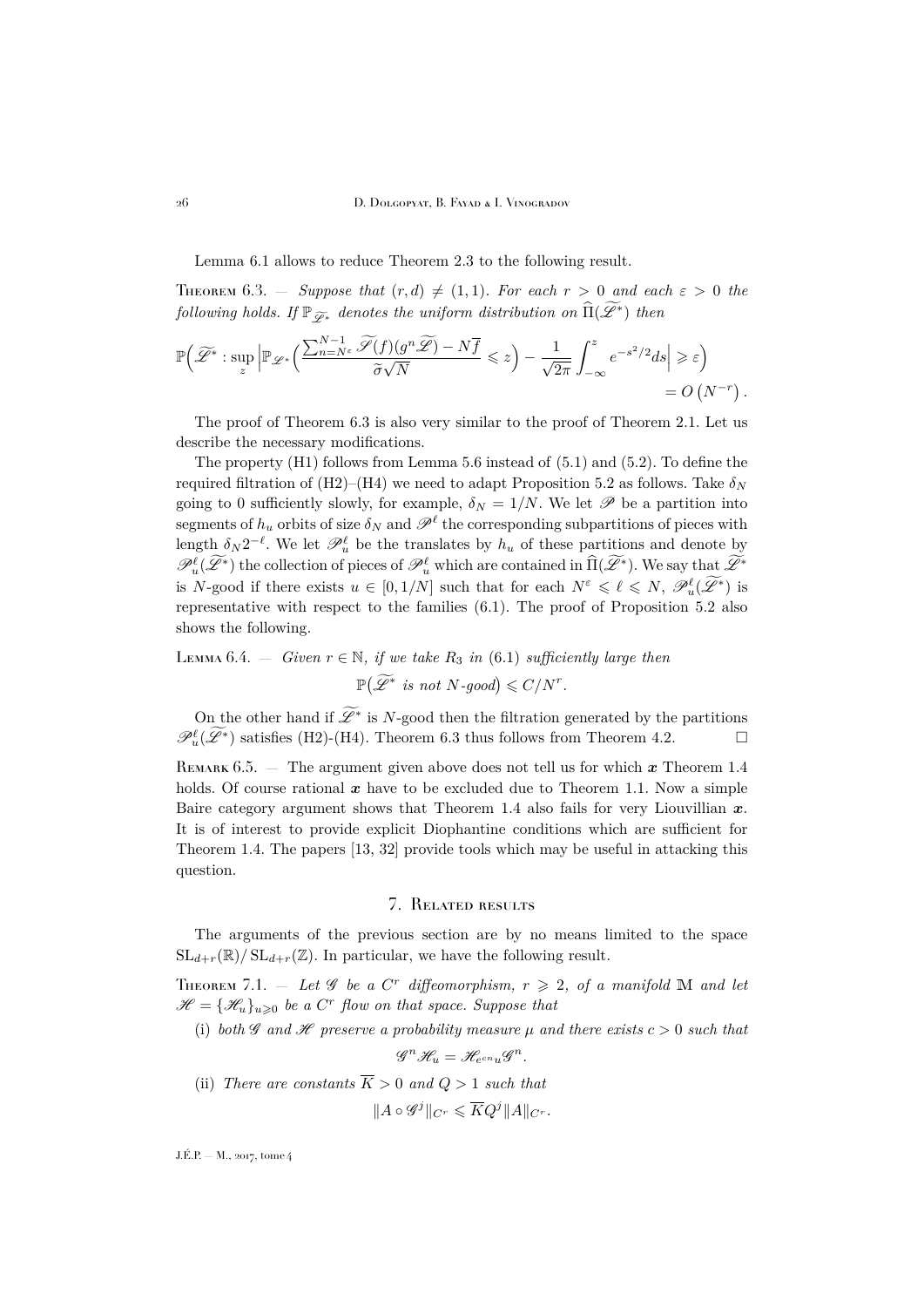Lemma 6.1 allows to reduce Theorem 2.3 to the following result.

Theorem 6.3. — *Suppose that $(r,d) \neq (1,1)$. For each $r > 0$ and each $\varepsilon > 0$ the following holds. If $\mathbb{P}_{\widetilde{\mathscr{L}}^*}$ denotes the uniform distribution on $\widehat{\Pi}(\widetilde{\mathscr{L}}^*)$ then*

$$\mathbb{P}\Big(\widetilde{\mathscr{L}}^* : \sup_z \Big|\mathbb{P}_{\mathscr{L}^*}\Big(\frac{\sum_{n=N^\varepsilon}^{N-1} \widetilde{\mathscr{S}}(f)(g^n\widetilde{\mathscr{L}}) - N\overline{f}}{\widetilde{\sigma}\sqrt{N}} \leqslant z\Big) - \frac{1}{\sqrt{2\pi}}\int_{-\infty}^{z} e^{-s^2/2}ds\Big| \geqslant \varepsilon\Big) = O\left(N^{-r}\right).$$

The proof of Theorem 6.3 is also very similar to the proof of Theorem 2.1. Let us describe the necessary modifications.

The property (H1) follows from Lemma 5.6 instead of (5.1) and (5.2). To define the required filtration of (H2)–(H4) we need to adapt Proposition 5.2 as follows. Take $\delta_N$ going to 0 sufficiently slowly, for example, $\delta_N = 1/N$. We let $\mathscr{P}$ be a partition into segments of $h_u$ orbits of size $\delta_N$ and $\mathscr{P}^\ell$ the corresponding subpartitions of pieces with length $\delta_N 2^{-\ell}$. We let $\mathscr{P}_u^\ell$ be the translates by $h_u$ of these partitions and denote by $\mathscr{P}_u^\ell(\widetilde{\mathscr{L}}^*)$ the collection of pieces of $\mathscr{P}_u^\ell$ which are contained in $\widehat{\Pi}(\widetilde{\mathscr{L}}^*)$. We say that $\widetilde{\mathscr{L}}^*$ is $N$-good if there exists $u \in [0,1/N]$ such that for each $N^\varepsilon \leqslant \ell \leqslant N$, $\mathscr{P}_u^\ell(\widetilde{\mathscr{L}}^*)$ is representative with respect to the families (6.1). The proof of Proposition 5.2 also shows the following.

Lemma 6.4. — *Given $r \in \mathbb{N}$, if we take $R_3$ in (6.1) sufficiently large then*

$$\mathbb{P}\big(\widetilde{\mathscr{L}}^* \text{ is not } N\text{-good}\big) \leqslant C/N^r.$$

On the other hand if $\widetilde{\mathscr{L}}^*$ is $N$-good then the filtration generated by the partitions $\mathscr{P}_u^\ell(\widetilde{\mathscr{L}}^*)$ satisfies (H2)-(H4). Theorem 6.3 thus follows from Theorem 4.2. □

Remark 6.5. — The argument given above does not tell us for which $\boldsymbol{x}$ Theorem 1.4 holds. Of course rational $\boldsymbol{x}$ have to be excluded due to Theorem 1.1. Now a simple Baire category argument shows that Theorem 1.4 also fails for very Liouvillian $\boldsymbol{x}$. It is of interest to provide explicit Diophantine conditions which are sufficient for Theorem 1.4. The papers [13, 32] provide tools which may be useful in attacking this question.

## 7. Related results

The arguments of the previous section are by no means limited to the space $\mathrm{SL}_{d+r}(\mathbb{R})/\mathrm{SL}_{d+r}(\mathbb{Z})$. In particular, we have the following result.

Theorem 7.1. — *Let $\mathscr{G}$ be a $C^r$ diffeomorphism, $r \geqslant 2$, of a manifold $\mathbb{M}$ and let $\mathscr{H} = \{\mathscr{H}_u\}_{u \geqslant 0}$ be a $C^r$ flow on that space. Suppose that*

(i) *both $\mathscr{G}$ and $\mathscr{H}$ preserve a probability measure $\mu$ and there exists $c > 0$ such that*

$$\mathscr{G}^n \mathscr{H}_u = \mathscr{H}_{e^{cn}u}\mathscr{G}^n.$$

(ii) *There are constants $\overline{K} > 0$ and $Q > 1$ such that*

$$\|A \circ \mathscr{G}^j\|_{C^r} \leqslant \overline{K} Q^j \|A\|_{C^r}.$$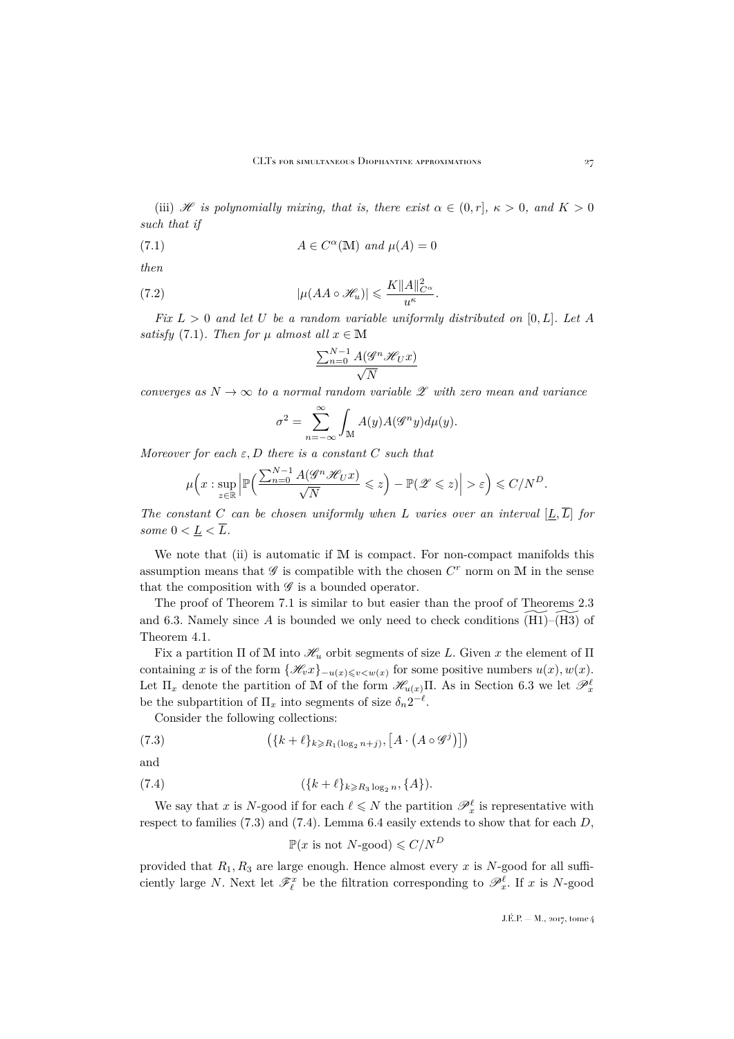(iii) $\mathscr{H}$ *is polynomially mixing, that is, there exist* $\alpha \in (0, r]$, $\kappa > 0$, *and* $K > 0$ *such that if*

$$A \in C^{\alpha}(\mathbb{M}) \text{ and } \mu(A) = 0 \tag{7.1}$$

*then*

$$|\mu(AA \circ \mathscr{H}_u)| \leqslant \frac{K\|A\|_{C^{\alpha}}^2}{u^{\kappa}}. \tag{7.2}$$

*Fix* $L > 0$ *and let* $U$ *be a random variable uniformly distributed on* $[0, L]$. *Let* $A$ *satisfy* (7.1). *Then for* $\mu$ *almost all* $x \in \mathbb{M}$

$$\frac{\sum_{n=0}^{N-1} A(\mathscr{G}^n \mathscr{H}_U x)}{\sqrt{N}}$$

*converges as* $N \to \infty$ *to a normal random variable* $\mathscr{Z}$ *with zero mean and variance*

$$\sigma^2 = \sum_{n=-\infty}^{\infty} \int_{\mathbb{M}} A(y) A(\mathscr{G}^n y) d\mu(y).$$

*Moreover for each* $\varepsilon, D$ *there is a constant* $C$ *such that*

$$\mu\Big(x : \sup_{z \in \mathbb{R}} \Big| \mathbb{P}\Big(\frac{\sum_{n=0}^{N-1} A(\mathscr{G}^n \mathscr{H}_U x)}{\sqrt{N}} \leqslant z\Big) - \mathbb{P}(\mathscr{Z} \leqslant z)\Big| > \varepsilon\Big) \leqslant C/N^D.$$

*The constant* $C$ *can be chosen uniformly when* $L$ *varies over an interval* $[\underline{L}, \overline{L}]$ *for some* $0 < \underline{L} < \overline{L}$.

We note that (ii) is automatic if $\mathbb{M}$ is compact. For non-compact manifolds this assumption means that $\mathscr{G}$ is compatible with the chosen $C^r$ norm on $\mathbb{M}$ in the sense that the composition with $\mathscr{G}$ is a bounded operator.

The proof of Theorem 7.1 is similar to but easier than the proof of Theorems 2.3 and 6.3. Namely since $A$ is bounded we only need to check conditions $\widetilde{(\mathrm{H1})}$–$\widetilde{(\mathrm{H3})}$ of Theorem 4.1.

Fix a partition $\Pi$ of $\mathbb{M}$ into $\mathscr{H}_u$ orbit segments of size $L$. Given $x$ the element of $\Pi$ containing $x$ is of the form $\{\mathscr{H}_v x\}_{-u(x) \leqslant v < w(x)}$ for some positive numbers $u(x), w(x)$. Let $\Pi_x$ denote the partition of $\mathbb{M}$ of the form $\mathscr{H}_{u(x)}\Pi$. As in Section 6.3 we let $\mathscr{P}_x^{\ell}$ be the subpartition of $\Pi_x$ into segments of size $\delta_n 2^{-\ell}$.

Consider the following collections:

$$\big(\{k + \ell\}_{k \geqslant R_1(\log_2 n + j)}, \big[A \cdot \big(A \circ \mathscr{G}^j\big)\big]\big) \tag{7.3}$$

and

$$(\{k + \ell\}_{k \geqslant R_3 \log_2 n}, \{A\}). \tag{7.4}$$

We say that $x$ is $N$-good if for each $\ell \leqslant N$ the partition $\mathscr{P}_x^{\ell}$ is representative with respect to families (7.3) and (7.4). Lemma 6.4 easily extends to show that for each $D$,

$$\mathbb{P}(x \text{ is not } N\text{-good}) \leqslant C/N^D$$

provided that $R_1, R_3$ are large enough. Hence almost every $x$ is $N$-good for all sufficiently large $N$. Next let $\mathscr{F}_{\ell}^x$ be the filtration corresponding to $\mathscr{P}_x^{\ell}$. If $x$ is $N$-good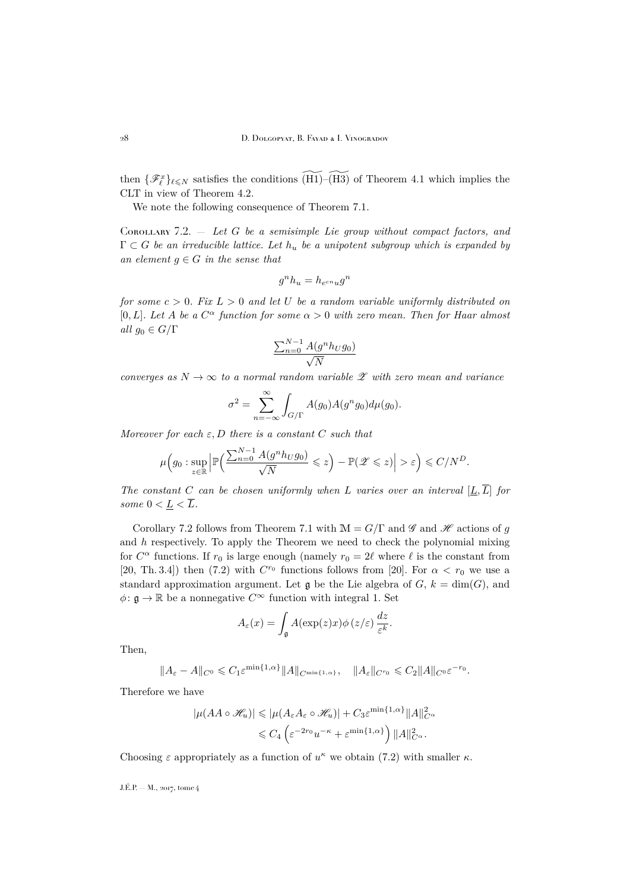then $\{\mathscr{F}_\ell^x\}_{\ell\leqslant N}$ satisfies the conditions $\widetilde{\text{(H1)}}$–$\widetilde{\text{(H3)}}$ of Theorem 4.1 which implies the CLT in view of Theorem 4.2.

We note the following consequence of Theorem 7.1.

Corollary 7.2. — *Let $G$ be a semisimple Lie group without compact factors, and $\Gamma \subset G$ be an irreducible lattice. Let $h_u$ be a unipotent subgroup which is expanded by an element $g \in G$ in the sense that*

$$g^n h_u = h_{e^{cn}u} g^n$$

*for some $c > 0$. Fix $L > 0$ and let $U$ be a random variable uniformly distributed on $[0, L]$. Let $A$ be a $C^\alpha$ function for some $\alpha > 0$ with zero mean. Then for Haar almost all $g_0 \in G/\Gamma$*

$$\frac{\sum_{n=0}^{N-1} A(g^n h_U g_0)}{\sqrt{N}}$$

*converges as $N \to \infty$ to a normal random variable $\mathscr{Z}$ with zero mean and variance*

$$\sigma^2 = \sum_{n=-\infty}^{\infty} \int_{G/\Gamma} A(g_0) A(g^n g_0) d\mu(g_0).$$

*Moreover for each $\varepsilon, D$ there is a constant $C$ such that*

$$\mu\Big(g_0 : \sup_{z\in\mathbb{R}} \Big| \mathbb{P}\Big(\frac{\sum_{n=0}^{N-1} A(g^n h_U g_0)}{\sqrt{N}} \leqslant z\Big) - \mathbb{P}(\mathscr{Z} \leqslant z) \Big| > \varepsilon \Big) \leqslant C/N^D.$$

*The constant $C$ can be chosen uniformly when $L$ varies over an interval $[\underline{L}, \overline{L}]$ for some $0 < \underline{L} < \overline{L}$.*

Corollary 7.2 follows from Theorem 7.1 with $\mathbb{M} = G/\Gamma$ and $\mathscr{G}$ and $\mathscr{H}$ actions of $g$ and $h$ respectively. To apply the Theorem we need to check the polynomial mixing for $C^\alpha$ functions. If $r_0$ is large enough (namely $r_0 = 2\ell$ where $\ell$ is the constant from [20, Th. 3.4]) then (7.2) with $C^{r_0}$ functions follows from [20]. For $\alpha < r_0$ we use a standard approximation argument. Let $\mathfrak{g}$ be the Lie algebra of $G$, $k = \dim(G)$, and $\phi\colon \mathfrak{g} \to \mathbb{R}$ be a nonnegative $C^\infty$ function with integral 1. Set

$$A_\varepsilon(x) = \int_{\mathfrak{g}} A(\exp(z)x) \phi\left(z/\varepsilon\right) \frac{dz}{\varepsilon^k}.$$

Then,

$$\|A_\varepsilon - A\|_{C^0} \leqslant C_1 \varepsilon^{\min\{1,\alpha\}} \|A\|_{C^{\min\{1,\alpha\}}}, \quad \|A_\varepsilon\|_{C^{r_0}} \leqslant C_2 \|A\|_{C^0} \varepsilon^{-r_0}.$$

Therefore we have

$$\begin{aligned}
|\mu(AA \circ \mathscr{H}_u)| &\leqslant |\mu(A_\varepsilon A_\varepsilon \circ \mathscr{H}_u)| + C_3 \varepsilon^{\min\{1,\alpha\}} \|A\|_{C^\alpha}^2 \\
&\leqslant C_4 \left(\varepsilon^{-2r_0} u^{-\kappa} + \varepsilon^{\min\{1,\alpha\}}\right) \|A\|_{C^\alpha}^2.
\end{aligned}$$

Choosing $\varepsilon$ appropriately as a function of $u^\kappa$ we obtain (7.2) with smaller $\kappa$.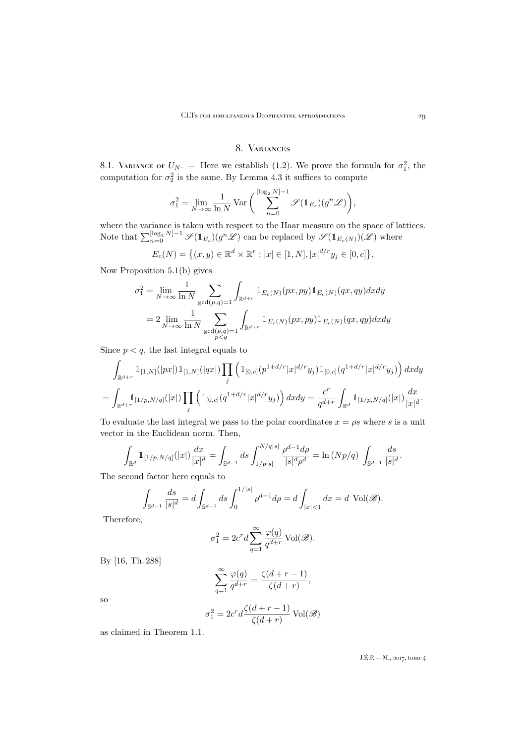## 8. Variances

8.1. Variance of $U_N$. — Here we establish (1.2). We prove the formula for $\sigma_1^2$, the computation for $\sigma_2^2$ is the same. By Lemma 4.3 it suffices to compute

$$\sigma_1^2 = \lim_{N\to\infty} \frac{1}{\ln N} \operatorname{Var}\bigg( \sum_{n=0}^{[\log_2 N]-1} \mathscr{S}(\mathbb{1}_{E_c})(g^n \mathscr{L}) \bigg),$$

where the variance is taken with respect to the Haar measure on the space of lattices. Note that $\sum_{n=0}^{[\log_2 N]-1} \mathscr{S}(\mathbb{1}_{E_c})(g^n\mathscr{L})$ can be replaced by $\mathscr{S}(\mathbb{1}_{E_c(N)})(\mathscr{L})$ where

$$E_c(N) = \big\{(x,y) \in \mathbb{R}^d \times \mathbb{R}^r : |x| \in [1,N], |x|^{d/r} y_j \in [0,c]\big\}.$$

Now Proposition 5.1(b) gives

$$\begin{aligned}
\sigma_1^2 &= \lim_{N\to\infty} \frac{1}{\ln N} \sum_{\gcd(p,q)=1} \int_{\mathbb{R}^{d+r}} \mathbb{1}_{E_c(N)}(px,py) \mathbb{1}_{E_c(N)}(qx,qy) dx dy \\
&= 2 \lim_{N\to\infty} \frac{1}{\ln N} \sum_{\substack{\gcd(p,q)=1 \\ p<q}} \int_{\mathbb{R}^{d+r}} \mathbb{1}_{E_c(N)}(px,py) \mathbb{1}_{E_c(N)}(qx,qy) dx dy
\end{aligned}$$

Since $p<q$, the last integral equals to

$$\begin{aligned}
&\int_{\mathbb{R}^{d+r}} \mathbb{1}_{[1,N]}(|px|) \mathbb{1}_{[1,N]}(|qx|) \prod_j \Big( \mathbb{1}_{[0,c]}(p^{1+d/r}|x|^{d/r} y_j) \mathbb{1}_{[0,c]}(q^{1+d/r}|x|^{d/r}y_j) \Big)\, dx dy \\
&= \int_{\mathbb{R}^{d+r}} \mathbb{1}_{[1/p,N/q]}(|x|) \prod_j \Big( \mathbb{1}_{[0,c]}(q^{1+d/r}|x|^{d/r}y_j) \Big)\, dx dy = \frac{c^r}{q^{d+r}} \int_{\mathbb{R}^d} \mathbb{1}_{[1/p,N/q]}(|x|) \frac{dx}{|x|^d}.
\end{aligned}$$

To evaluate the last integral we pass to the polar coordinates $x = \rho s$ where $s$ is a unit vector in the Euclidean norm. Then,

$$\int_{\mathbb{R}^d} \mathbb{1}_{[1/p,N/q]}(|x|) \frac{dx}{|x|^d} = \int_{\mathbb{S}^{d-1}} ds \int_{1/p|s|}^{N/q|s|} \frac{\rho^{d-1} d\rho}{|s|^d \rho^d} = \ln(Np/q) \int_{\mathbb{S}^{d-1}} \frac{ds}{|s|^d}.$$

The second factor here equals to

$$\int_{\mathbb{S}^{d-1}} \frac{ds}{|s|^d} = d \int_{\mathbb{S}^{d-1}} ds \int_0^{1/|s|} \rho^{d-1} d\rho = d \int_{|x|<1} dx = d\ \operatorname{Vol}(\mathscr{B}).$$

Therefore,

$$\sigma_1^2 = 2c^r d \sum_{q=1}^{\infty} \frac{\varphi(q)}{q^{d+r}} \operatorname{Vol}(\mathscr{B}).$$

By [16, Th. 288]

$$\sum_{q=1}^{\infty} \frac{\varphi(q)}{q^{d+r}} = \frac{\zeta(d+r-1)}{\zeta(d+r)},$$

so

$$\sigma_1^2 = 2c^r d \frac{\zeta(d+r-1)}{\zeta(d+r)} \operatorname{Vol}(\mathscr{B})$$

as claimed in Theorem 1.1.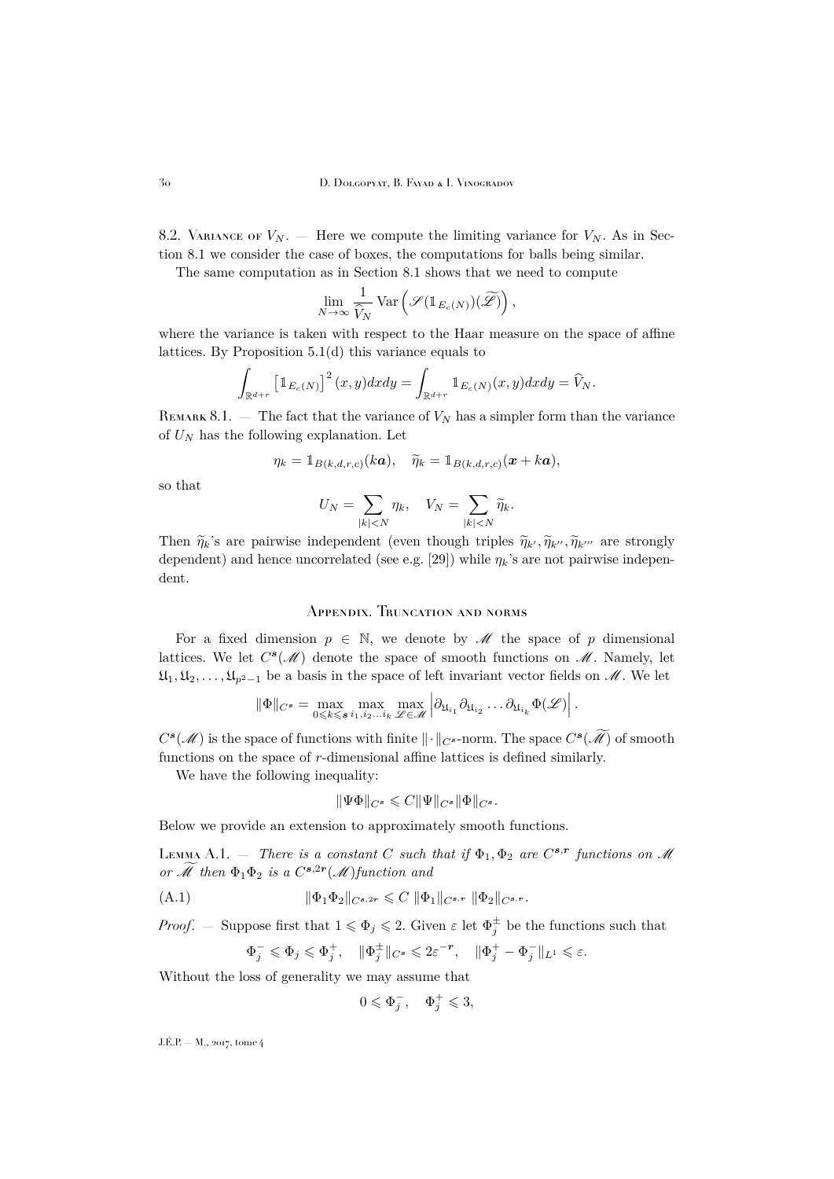8.2. Variance of $V_N$. — Here we compute the limiting variance for $V_N$. As in Section 8.1 we consider the case of boxes, the computations for balls being similar.

The same computation as in Section 8.1 shows that we need to compute

$$\lim_{N\to\infty} \frac{1}{\widehat{V}_N} \operatorname{Var}\left(\mathscr{S}(\mathbb{1}_{E_c(N)})(\widetilde{\mathscr{L}})\right),$$

where the variance is taken with respect to the Haar measure on the space of affine lattices. By Proposition 5.1(d) this variance equals to

$$\int_{\mathbb{R}^{d+r}} \left[\mathbb{1}_{E_c(N)}\right]^2 (x,y)dxdy = \int_{\mathbb{R}^{d+r}} \mathbb{1}_{E_c(N)}(x,y)dxdy = \widehat{V}_N.$$

Remark 8.1. — The fact that the variance of $V_N$ has a simpler form than the variance of $U_N$ has the following explanation. Let

$$\eta_k = \mathbb{1}_{B(k,d,r,c)}(k\boldsymbol{a}), \quad \widetilde{\eta}_k = \mathbb{1}_{B(k,d,r,c)}(\boldsymbol{x}+k\boldsymbol{a}),$$

so that

$$U_N = \sum_{|k|<N} \eta_k, \quad V_N = \sum_{|k|<N} \widetilde{\eta}_k.$$

Then $\widetilde{\eta}_k$'s are pairwise independent (even though triples $\widetilde{\eta}_{k'}, \widetilde{\eta}_{k''}, \widetilde{\eta}_{k'''}$ are strongly dependent) and hence uncorrelated (see e.g. [29]) while $\eta_k$'s are not pairwise independent.

## Appendix. Truncation and norms

For a fixed dimension $p \in \mathbb{N}$, we denote by $\mathscr{M}$ the space of $p$ dimensional lattices. We let $C^{\boldsymbol{s}}(\mathscr{M})$ denote the space of smooth functions on $\mathscr{M}$. Namely, let $\mathfrak{U}_1, \mathfrak{U}_2, \ldots, \mathfrak{U}_{p^2-1}$ be a basis in the space of left invariant vector fields on $\mathscr{M}$. We let

$$\|\Phi\|_{C^s} = \max_{0\leqslant k\leqslant \boldsymbol{s}} \max_{i_1,i_2\ldots i_k} \max_{\mathscr{L}\in\mathscr{M}} \left|\partial_{\mathfrak{U}_{i_1}} \partial_{\mathfrak{U}_{i_2}} \ldots \partial_{\mathfrak{U}_{i_k}} \Phi(\mathscr{L})\right|.$$

$C^{\boldsymbol{s}}(\mathscr{M})$ is the space of functions with finite $\|\cdot\|_{C^s}$-norm. The space $C^{\boldsymbol{s}}(\widetilde{\mathscr{M}})$ of smooth functions on the space of $r$-dimensional affine lattices is defined similarly.

We have the following inequality:

$$\|\Psi\Phi\|_{C^s} \leqslant C\|\Psi\|_{C^s}\|\Phi\|_{C^s}.$$

Below we provide an extension to approximately smooth functions.

Lemma A.1. — *There is a constant $C$ such that if $\Phi_1, \Phi_2$ are $C^{\boldsymbol{s},\boldsymbol{r}}$ functions on $\mathscr{M}$ or $\widetilde{\mathscr{M}}$ then $\Phi_1\Phi_2$ is a $C^{\boldsymbol{s},2\boldsymbol{r}}(\mathscr{M})$function and*

$$\|\Phi_1\Phi_2\|_{C^{s,2r}} \leqslant C\, \|\Phi_1\|_{C^{s,r}}\, \|\Phi_2\|_{C^{s,r}}. \tag{A.1}$$

*Proof*. — Suppose first that $1 \leqslant \Phi_j \leqslant 2$. Given $\varepsilon$ let $\Phi_j^{\pm}$ be the functions such that

$$\Phi_j^- \leqslant \Phi_j \leqslant \Phi_j^+, \quad \|\Phi_j^{\pm}\|_{C^s} \leqslant 2\varepsilon^{-\boldsymbol{r}}, \quad \|\Phi_j^+ - \Phi_j^-\|_{L^1} \leqslant \varepsilon.$$

Without the loss of generality we may assume that

$$0 \leqslant \Phi_j^-, \quad \Phi_j^+ \leqslant 3,$$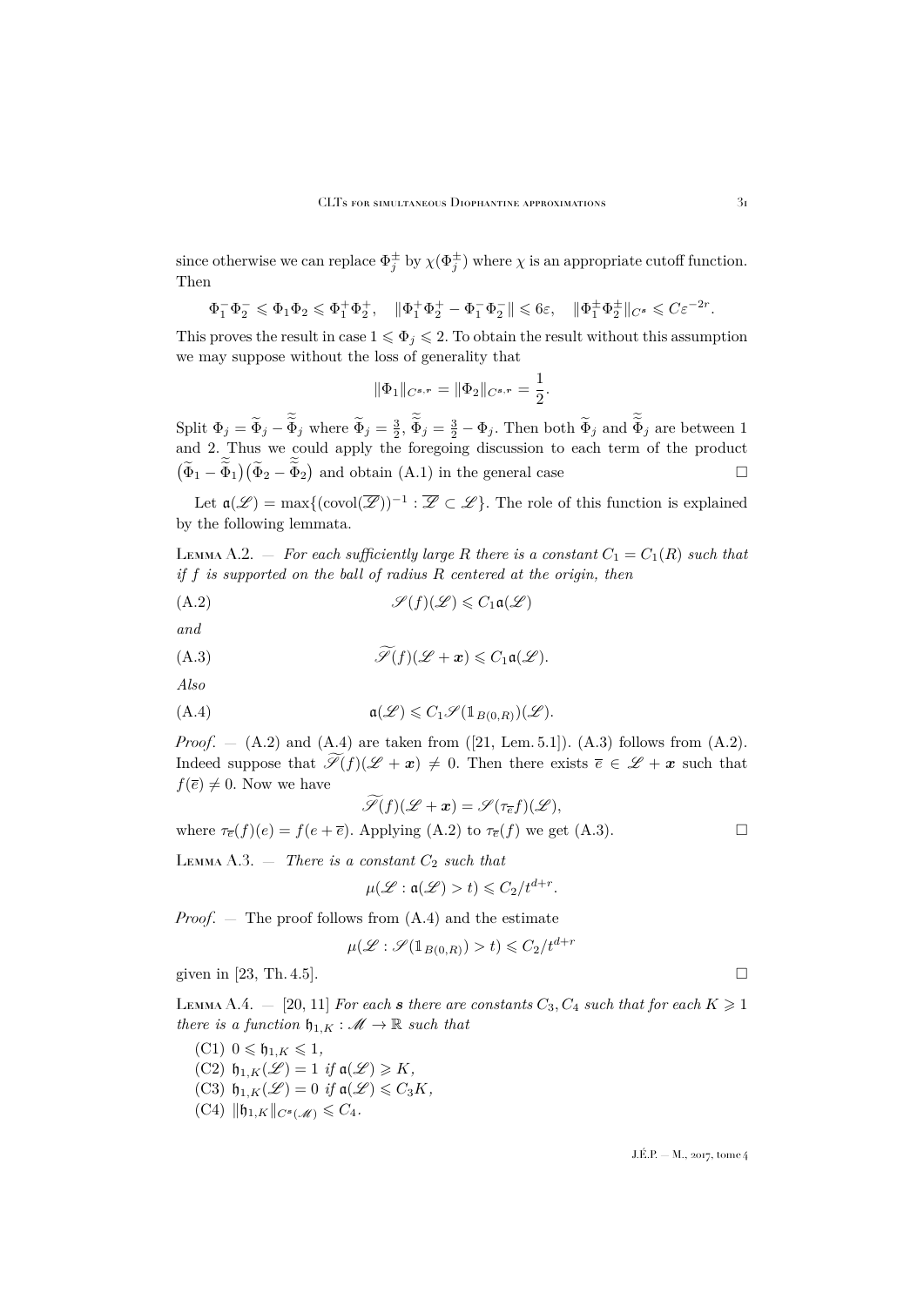since otherwise we can replace $\Phi_j^\pm$ by $\chi(\Phi_j^\pm)$ where $\chi$ is an appropriate cutoff function. Then

$$\Phi_1^-\Phi_2^- \leqslant \Phi_1\Phi_2 \leqslant \Phi_1^+\Phi_2^+, \quad \|\Phi_1^+\Phi_2^+ - \Phi_1^-\Phi_2^-\| \leqslant 6\varepsilon, \quad \|\Phi_1^\pm\Phi_2^\pm\|_{C^s} \leqslant C\varepsilon^{-2r}.$$

This proves the result in case $1 \leqslant \Phi_j \leqslant 2$. To obtain the result without this assumption we may suppose without the loss of generality that

$$\|\Phi_1\|_{C^{s,r}} = \|\Phi_2\|_{C^{s,r}} = \frac{1}{2}.$$

Split $\Phi_j = \widetilde{\Phi}_j - \widetilde{\widetilde{\Phi}}_j$ where $\widetilde{\Phi}_j = \frac{3}{2}$, $\widetilde{\widetilde{\Phi}}_j = \frac{3}{2} - \Phi_j$. Then both $\widetilde{\Phi}_j$ and $\widetilde{\widetilde{\Phi}}_j$ are between 1 and 2. Thus we could apply the foregoing discussion to each term of the product $\big(\widetilde{\Phi}_1 - \widetilde{\widetilde{\Phi}}_1\big)\big(\widetilde{\Phi}_2 - \widetilde{\widetilde{\Phi}}_2\big)$ and obtain (A.1) in the general case $\square$

Let $\mathfrak{a}(\mathscr{L}) = \max\{(\operatorname{covol}(\overline{\mathscr{L}}))^{-1} : \overline{\mathscr{L}} \subset \mathscr{L}\}$. The role of this function is explained by the following lemmata.

**Lemma A.2.** — *For each sufficiently large $R$ there is a constant $C_1 = C_1(R)$ such that if $f$ is supported on the ball of radius $R$ centered at the origin, then*

$$\mathscr{S}(f)(\mathscr{L}) \leqslant C_1\mathfrak{a}(\mathscr{L}) \tag{A.2}$$

*and*

$$\widetilde{\mathscr{S}}(f)(\mathscr{L} + \boldsymbol{x}) \leqslant C_1\mathfrak{a}(\mathscr{L}). \tag{A.3}$$

*Also*

$$\mathfrak{a}(\mathscr{L}) \leqslant C_1\mathscr{S}(\mathbb{1}_{B(0,R)})(\mathscr{L}). \tag{A.4}$$

*Proof*. — (A.2) and (A.4) are taken from ([21, Lem. 5.1]). (A.3) follows from (A.2). Indeed suppose that $\widetilde{\mathscr{S}}(f)(\mathscr{L} + \boldsymbol{x}) \neq 0$. Then there exists $\overline{e} \in \mathscr{L} + \boldsymbol{x}$ such that $f(\overline{e}) \neq 0$. Now we have

$$\widetilde{\mathscr{S}}(f)(\mathscr{L} + \boldsymbol{x}) = \mathscr{S}(\tau_{\overline{e}}f)(\mathscr{L}),$$

where $\tau_{\overline{e}}(f)(e) = f(e + \overline{e})$. Applying (A.2) to $\tau_{\overline{e}}(f)$ we get (A.3). $\square$

**Lemma A.3.** — *There is a constant $C_2$ such that*

$$\mu(\mathscr{L} : \mathfrak{a}(\mathscr{L}) > t) \leqslant C_2/t^{d+r}.$$

*Proof*. — The proof follows from (A.4) and the estimate

$$\mu(\mathscr{L} : \mathscr{S}(\mathbb{1}_{B(0,R)}) > t) \leqslant C_2/t^{d+r}$$

given in [23, Th. 4.5]. $\square$

**Lemma A.4.** — [20, 11] *For each $\boldsymbol{s}$ there are constants $C_3, C_4$ such that for each $K \geqslant 1$ there is a function $\mathfrak{h}_{1,K} : \mathscr{M} \to \mathbb{R}$ such that*

(C1) $0 \leqslant \mathfrak{h}_{1,K} \leqslant 1$,
(C2) $\mathfrak{h}_{1,K}(\mathscr{L}) = 1$ *if* $\mathfrak{a}(\mathscr{L}) \geqslant K$,
(C3) $\mathfrak{h}_{1,K}(\mathscr{L}) = 0$ *if* $\mathfrak{a}(\mathscr{L}) \leqslant C_3K$,
(C4) $\|\mathfrak{h}_{1,K}\|_{C^s(\mathscr{M})} \leqslant C_4$.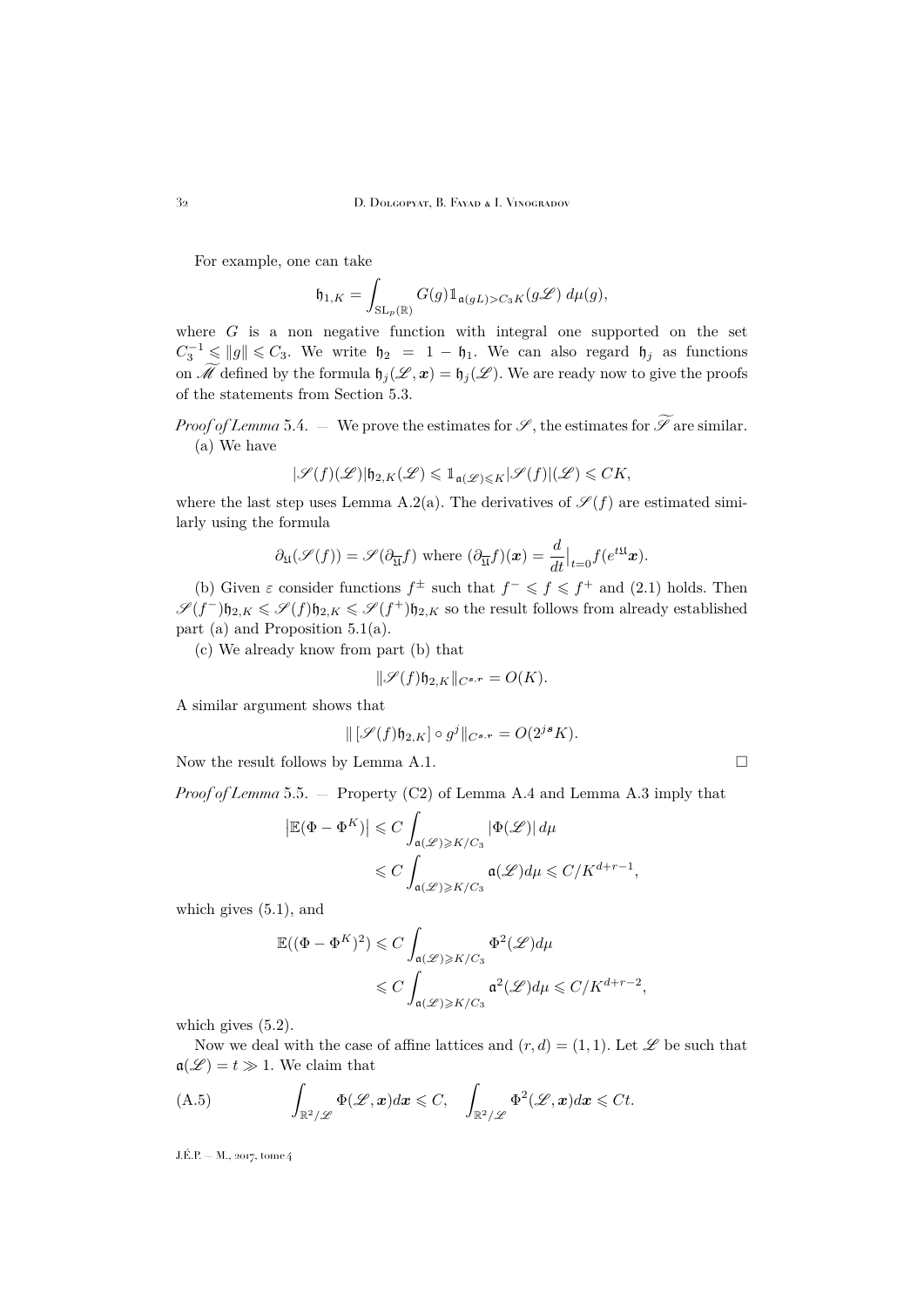For example, one can take

$$\mathfrak{h}_{1,K} = \int_{\mathrm{SL}_p(\mathbb{R})} G(g) \mathbb{1}_{\mathfrak{a}(gL) > C_3 K}(g\mathscr{L})\, d\mu(g),$$

where $G$ is a non negative function with integral one supported on the set $C_3^{-1} \leqslant \|g\| \leqslant C_3$. We write $\mathfrak{h}_2 = 1 - \mathfrak{h}_1$. We can also regard $\mathfrak{h}_j$ as functions on $\widetilde{\mathscr{M}}$ defined by the formula $\mathfrak{h}_j(\mathscr{L}, \boldsymbol{x}) = \mathfrak{h}_j(\mathscr{L})$. We are ready now to give the proofs of the statements from Section 5.3.

*Proof of Lemma* 5.4. — We prove the estimates for $\mathscr{S}$, the estimates for $\widetilde{\mathscr{S}}$ are similar.

(a) We have

$$|\mathscr{S}(f)(\mathscr{L})| \mathfrak{h}_{2,K}(\mathscr{L}) \leqslant \mathbb{1}_{\mathfrak{a}(\mathscr{L}) \leqslant K} |\mathscr{S}(f)|(\mathscr{L}) \leqslant CK,$$

where the last step uses Lemma A.2(a). The derivatives of $\mathscr{S}(f)$ are estimated similarly using the formula

$$\partial_{\mathfrak{U}}(\mathscr{S}(f)) = \mathscr{S}(\partial_{\overline{\mathfrak{U}}} f) \text{ where } (\partial_{\overline{\mathfrak{U}}} f)(\boldsymbol{x}) = \frac{d}{dt}\Big|_{t=0} f(e^{t\mathfrak{U}}\boldsymbol{x}).$$

(b) Given $\varepsilon$ consider functions $f^{\pm}$ such that $f^- \leqslant f \leqslant f^+$ and (2.1) holds. Then $\mathscr{S}(f^-)\mathfrak{h}_{2,K} \leqslant \mathscr{S}(f)\mathfrak{h}_{2,K} \leqslant \mathscr{S}(f^+)\mathfrak{h}_{2,K}$ so the result follows from already established part (a) and Proposition 5.1(a).

(c) We already know from part (b) that

$$\|\mathscr{S}(f)\mathfrak{h}_{2,K}\|_{C^{\boldsymbol{s},\boldsymbol{r}}} = O(K).$$

A similar argument shows that

$$\|\,[\mathscr{S}(f)\mathfrak{h}_{2,K}] \circ g^j\|_{C^{\boldsymbol{s},\boldsymbol{r}}} = O(2^{j\boldsymbol{s}}K).$$

Now the result follows by Lemma A.1. □

*Proof of Lemma* 5.5. — Property (C2) of Lemma A.4 and Lemma A.3 imply that

$$\begin{aligned}
\left|\mathbb{E}(\Phi - \Phi^K)\right| &\leqslant C \int_{\mathfrak{a}(\mathscr{L}) \geqslant K/C_3} |\Phi(\mathscr{L})|\, d\mu \\
&\leqslant C \int_{\mathfrak{a}(\mathscr{L}) \geqslant K/C_3} \mathfrak{a}(\mathscr{L}) d\mu \leqslant C/K^{d+r-1},
\end{aligned}$$

which gives (5.1), and

$$\begin{aligned}
\mathbb{E}((\Phi - \Phi^K)^2) &\leqslant C \int_{\mathfrak{a}(\mathscr{L}) \geqslant K/C_3} \Phi^2(\mathscr{L}) d\mu \\
&\leqslant C \int_{\mathfrak{a}(\mathscr{L}) \geqslant K/C_3} \mathfrak{a}^2(\mathscr{L}) d\mu \leqslant C/K^{d+r-2},
\end{aligned}$$

which gives (5.2).

Now we deal with the case of affine lattices and $(r, d) = (1, 1)$. Let $\mathscr{L}$ be such that $\mathfrak{a}(\mathscr{L}) = t \gg 1$. We claim that

$$\int_{\mathbb{R}^2/\mathscr{L}} \Phi(\mathscr{L}, \boldsymbol{x}) d\boldsymbol{x} \leqslant C, \quad \int_{\mathbb{R}^2/\mathscr{L}} \Phi^2(\mathscr{L}, \boldsymbol{x}) d\boldsymbol{x} \leqslant Ct. \tag{A.5}$$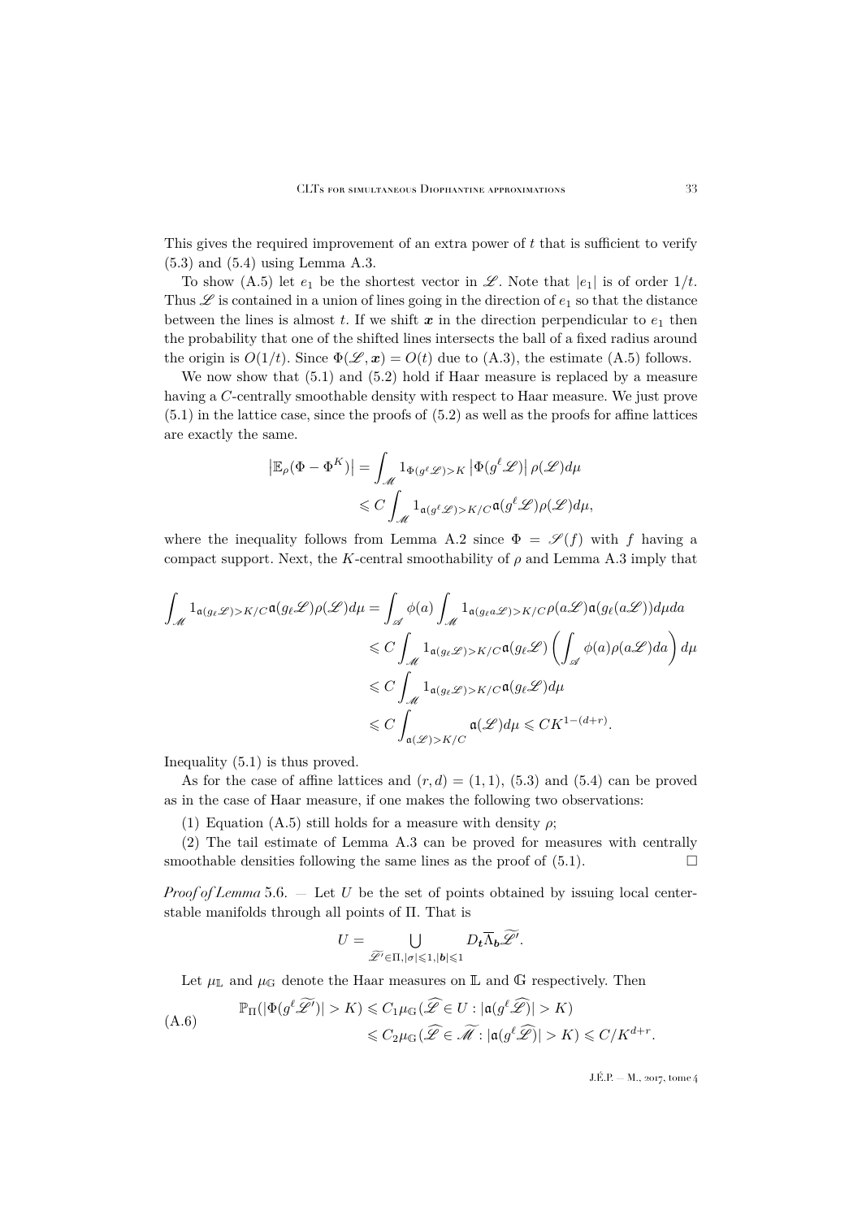This gives the required improvement of an extra power of $t$ that is sufficient to verify (5.3) and (5.4) using Lemma A.3.

To show (A.5) let $e_1$ be the shortest vector in $\mathscr{L}$. Note that $|e_1|$ is of order $1/t$. Thus $\mathscr{L}$ is contained in a union of lines going in the direction of $e_1$ so that the distance between the lines is almost $t$. If we shift $\boldsymbol{x}$ in the direction perpendicular to $e_1$ then the probability that one of the shifted lines intersects the ball of a fixed radius around the origin is $O(1/t)$. Since $\Phi(\mathscr{L}, \boldsymbol{x}) = O(t)$ due to (A.3), the estimate (A.5) follows.

We now show that (5.1) and (5.2) hold if Haar measure is replaced by a measure having a $C$-centrally smoothable density with respect to Haar measure. We just prove (5.1) in the lattice case, since the proofs of (5.2) as well as the proofs for affine lattices are exactly the same.

$$
\begin{aligned}
\left|\mathbb{E}_\rho(\Phi - \Phi^K)\right| &= \int_{\mathscr{M}} 1_{\Phi(g^\ell \mathscr{L}) > K} \left|\Phi(g^\ell \mathscr{L})\right| \rho(\mathscr{L}) d\mu \\
&\leqslant C \int_{\mathscr{M}} 1_{\mathfrak{a}(g^\ell \mathscr{L}) > K/C} \mathfrak{a}(g^\ell \mathscr{L}) \rho(\mathscr{L}) d\mu,
\end{aligned}
$$

where the inequality follows from Lemma A.2 since $\Phi = \mathscr{S}(f)$ with $f$ having a compact support. Next, the $K$-central smoothability of $\rho$ and Lemma A.3 imply that

$$
\begin{aligned}
\int_{\mathscr{M}} 1_{\mathfrak{a}(g_\ell \mathscr{L}) > K/C} \mathfrak{a}(g_\ell \mathscr{L}) \rho(\mathscr{L}) d\mu &= \int_{\mathscr{A}} \phi(a) \int_{\mathscr{M}} 1_{\mathfrak{a}(g_\ell a \mathscr{L}) > K/C} \rho(a\mathscr{L}) \mathfrak{a}(g_\ell(a\mathscr{L})) d\mu da \\
&\leqslant C \int_{\mathscr{M}} 1_{\mathfrak{a}(g_\ell \mathscr{L}) > K/C} \mathfrak{a}(g_\ell \mathscr{L}) \left(\int_{\mathscr{A}} \phi(a) \rho(a\mathscr{L}) da\right) d\mu \\
&\leqslant C \int_{\mathscr{M}} 1_{\mathfrak{a}(g_\ell \mathscr{L}) > K/C} \mathfrak{a}(g_\ell \mathscr{L}) d\mu \\
&\leqslant C \int_{\mathfrak{a}(\mathscr{L}) > K/C} \mathfrak{a}(\mathscr{L}) d\mu \leqslant C K^{1-(d+r)}.
\end{aligned}
$$

Inequality (5.1) is thus proved.

As for the case of affine lattices and $(r, d) = (1, 1)$, (5.3) and (5.4) can be proved as in the case of Haar measure, if one makes the following two observations:

(1) Equation (A.5) still holds for a measure with density $\rho$;

(2) The tail estimate of Lemma A.3 can be proved for measures with centrally smoothable densities following the same lines as the proof of (5.1). $\square$

*Proof of Lemma* 5.6. — Let $U$ be the set of points obtained by issuing local center-stable manifolds through all points of $\Pi$. That is

$$
U = \bigcup_{\widetilde{\mathscr{L}}' \in \Pi, |\sigma| \leqslant 1, |\boldsymbol{b}| \leqslant 1} D_{\boldsymbol{t}} \overline{\Lambda}_{\boldsymbol{b}} \widetilde{\mathscr{L}}'.
$$

Let $\mu_{\mathbb{L}}$ and $\mu_{\mathbb{G}}$ denote the Haar measures on $\mathbb{L}$ and $\mathbb{G}$ respectively. Then

$$
\begin{aligned}
\text{(A.6)} \qquad \mathbb{P}_\Pi(|\Phi(g^\ell \widetilde{\mathscr{L}}')| > K) &\leqslant C_1 \mu_{\mathbb{G}}(\widehat{\mathscr{L}} \in U : |\mathfrak{a}(g^\ell \widehat{\mathscr{L}})| > K) \\
&\leqslant C_2 \mu_{\mathbb{G}}(\widehat{\mathscr{L}} \in \widetilde{\mathscr{M}} : |\mathfrak{a}(g^\ell \widehat{\mathscr{L}})| > K) \leqslant C/K^{d+r}.
\end{aligned}
$$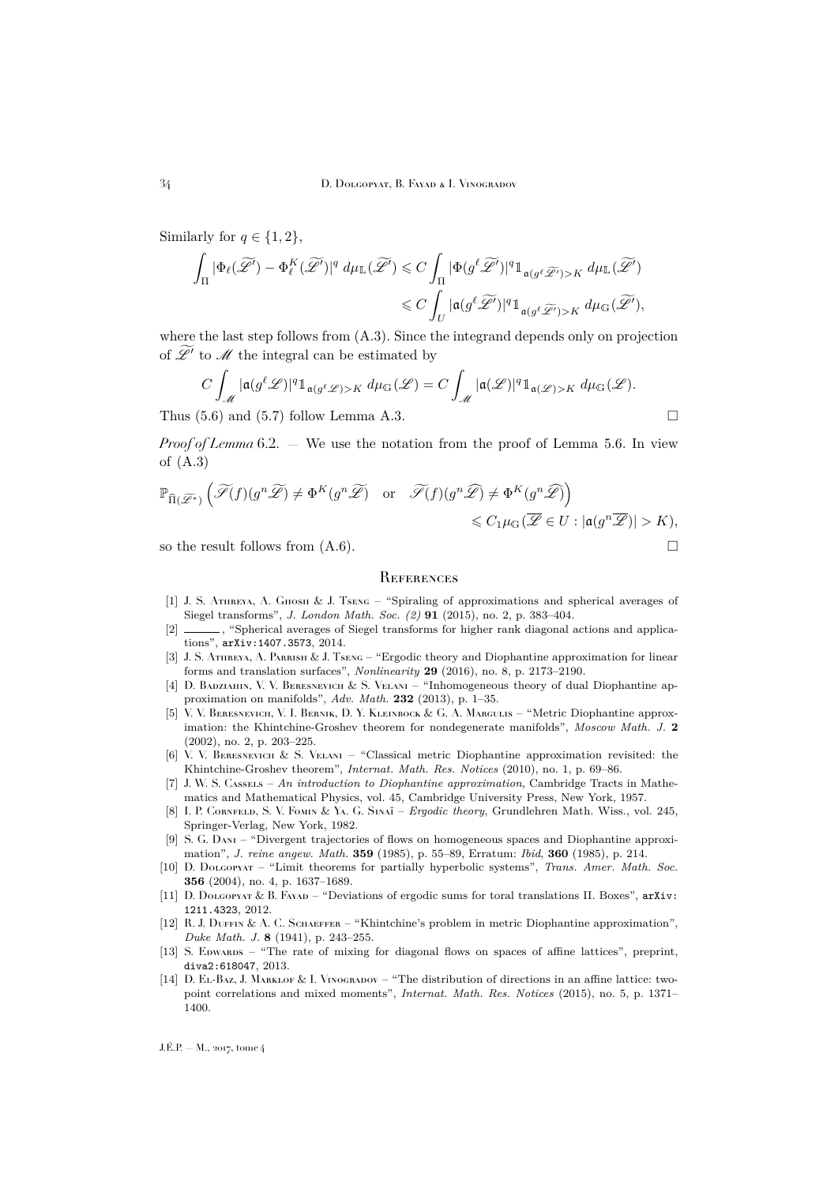Similarly for $q \in \{1, 2\}$,

$$\int_{\Pi} |\Phi_\ell(\widetilde{\mathscr{L}'}) - \Phi^K_\ell(\widetilde{\mathscr{L}'})|^q \, d\mu_{\mathbb{L}}(\widetilde{\mathscr{L}'}) \leqslant C \int_{\Pi} |\Phi(g^\ell \widetilde{\mathscr{L}'})|^q \mathbb{1}_{\mathfrak{a}(g^\ell \widetilde{\mathscr{L}'}) > K} \, d\mu_{\mathbb{L}}(\widetilde{\mathscr{L}'})$$
$$\leqslant C \int_{U} |\mathfrak{a}(g^\ell \widetilde{\mathscr{L}'})|^q \mathbb{1}_{\mathfrak{a}(g^\ell \widetilde{\mathscr{L}'}) > K} \, d\mu_{\mathbb{G}}(\widetilde{\mathscr{L}'}),$$

where the last step follows from (A.3). Since the integrand depends only on projection of $\widetilde{\mathscr{L}'}$ to $\mathscr{M}$ the integral can be estimated by

$$C \int_{\mathscr{M}} |\mathfrak{a}(g^\ell \mathscr{L})|^q \mathbb{1}_{\mathfrak{a}(g^\ell \mathscr{L}) > K} \, d\mu_{\mathbb{G}}(\mathscr{L}) = C \int_{\mathscr{M}} |\mathfrak{a}(\mathscr{L})|^q \mathbb{1}_{\mathfrak{a}(\mathscr{L}) > K} \, d\mu_{\mathbb{G}}(\mathscr{L}).$$

Thus (5.6) and (5.7) follow Lemma A.3. $\square$

*Proof of Lemma* 6.2. — We use the notation from the proof of Lemma 5.6. In view of (A.3)

$$\mathbb{P}_{\widehat{\Pi}(\widehat{\mathscr{L}^*})} \Big( \widetilde{\mathscr{S}}(f)(g^n \widetilde{\mathscr{L}}) \neq \Phi^K(g^n \widetilde{\mathscr{L}}) \quad \text{or} \quad \widetilde{\mathscr{S}}(f)(g^n \widehat{\mathscr{L}}) \neq \Phi^K(g^n \widehat{\mathscr{L}}) \Big)$$
$$\leqslant C_1 \mu_{\mathbb{G}}(\overline{\mathscr{L}} \in U : |\mathfrak{a}(g^n \overline{\mathscr{L}})| > K),$$

so the result follows from (A.6). $\square$

## References

[1] J. S. Athreya, A. Ghosh & J. Tseng – "Spiraling of approximations and spherical averages of Siegel transforms", *J. London Math. Soc. (2)* **91** (2015), no. 2, p. 383–404.

[2] ———, "Spherical averages of Siegel transforms for higher rank diagonal actions and applications", arXiv:1407.3573, 2014.

[3] J. S. Athreya, A. Parrish & J. Tseng – "Ergodic theory and Diophantine approximation for linear forms and translation surfaces", *Nonlinearity* **29** (2016), no. 8, p. 2173–2190.

[4] D. Badziahin, V. V. Beresnevich & S. Velani – "Inhomogeneous theory of dual Diophantine approximation on manifolds", *Adv. Math.* **232** (2013), p. 1–35.

[5] V. V. Beresnevich, V. I. Bernik, D. Y. Kleinbock & G. A. Margulis – "Metric Diophantine approximation: the Khintchine-Groshev theorem for nondegenerate manifolds", *Moscow Math. J.* **2** (2002), no. 2, p. 203–225.

[6] V. V. Beresnevich & S. Velani – "Classical metric Diophantine approximation revisited: the Khintchine-Groshev theorem", *Internat. Math. Res. Notices* (2010), no. 1, p. 69–86.

[7] J. W. S. Cassels – *An introduction to Diophantine approximation*, Cambridge Tracts in Mathematics and Mathematical Physics, vol. 45, Cambridge University Press, New York, 1957.

[8] I. P. Cornfeld, S. V. Fomin & Ya. G. Sinaĭ – *Ergodic theory*, Grundlehren Math. Wiss., vol. 245, Springer-Verlag, New York, 1982.

[9] S. G. Dani – "Divergent trajectories of flows on homogeneous spaces and Diophantine approximation", *J. reine angew. Math.* **359** (1985), p. 55–89, Erratum: *Ibid*, **360** (1985), p. 214.

[10] D. Dolgopyat – "Limit theorems for partially hyperbolic systems", *Trans. Amer. Math. Soc.* **356** (2004), no. 4, p. 1637–1689.

[11] D. Dolgopyat & B. Fayad – "Deviations of ergodic sums for toral translations II. Boxes", arXiv:1211.4323, 2012.

[12] R. J. Duffin & A. C. Schaeffer – "Khintchine's problem in metric Diophantine approximation", *Duke Math. J.* **8** (1941), p. 243–255.

[13] S. Edwards – "The rate of mixing for diagonal flows on spaces of affine lattices", preprint, diva2:618047, 2013.

[14] D. El-Baz, J. Marklof & I. Vinogradov – "The distribution of directions in an affine lattice: two-point correlations and mixed moments", *Internat. Math. Res. Notices* (2015), no. 5, p. 1371–1400.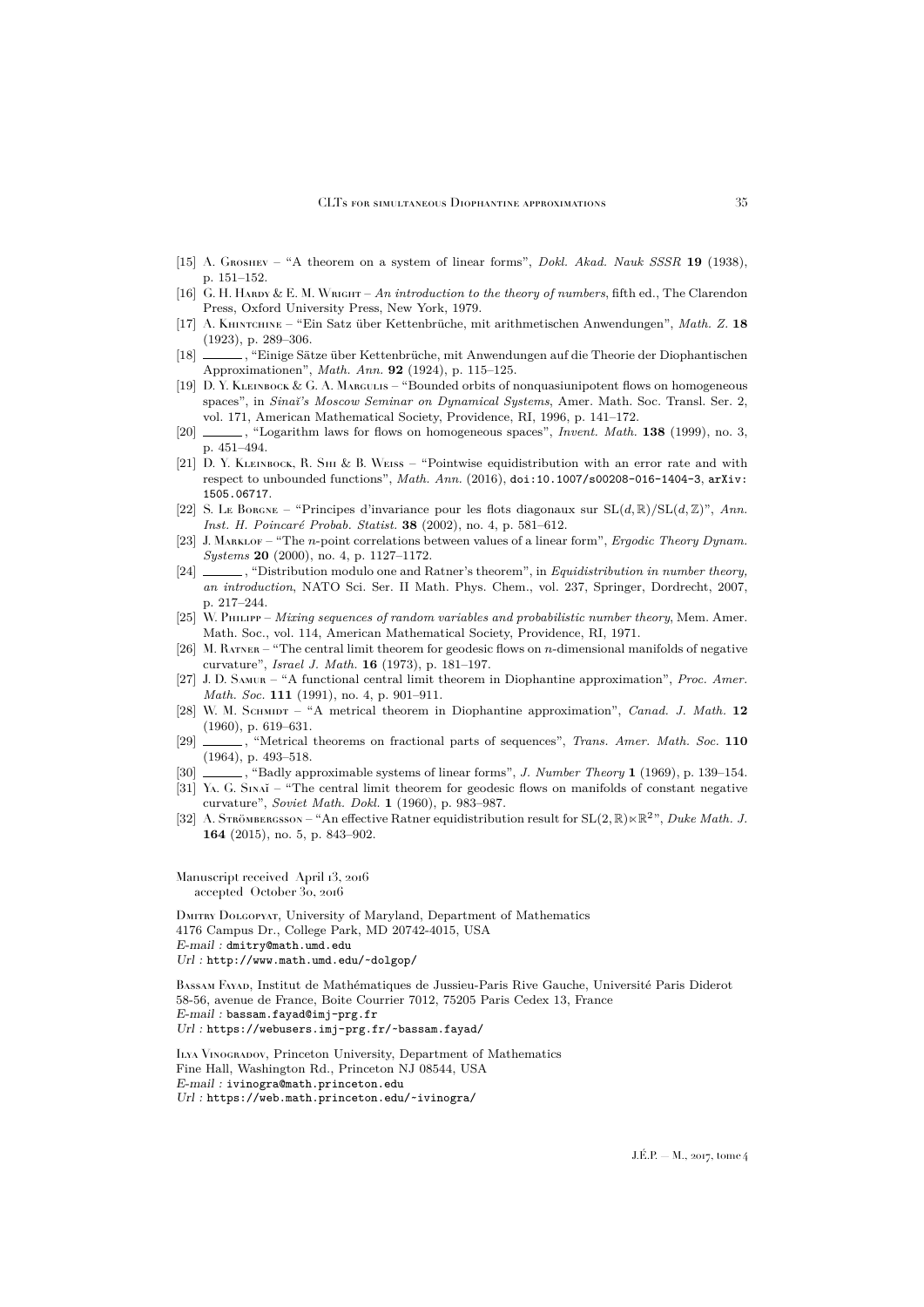[15] A. Groshev – "A theorem on a system of linear forms", *Dokl. Akad. Nauk SSSR* **19** (1938), p. 151–152.

[16] G. H. Hardy & E. M. Wright – *An introduction to the theory of numbers*, fifth ed., The Clarendon Press, Oxford University Press, New York, 1979.

[17] A. Khintchine – "Ein Satz über Kettenbrüche, mit arithmetischen Anwendungen", *Math. Z.* **18** (1923), p. 289–306.

[18] ______, "Einige Sätze über Kettenbrüche, mit Anwendungen auf die Theorie der Diophantischen Approximationen", *Math. Ann.* **92** (1924), p. 115–125.

[19] D. Y. Kleinbock & G. A. Margulis – "Bounded orbits of nonquasiunipotent flows on homogeneous spaces", in *Sinaĭ's Moscow Seminar on Dynamical Systems*, Amer. Math. Soc. Transl. Ser. 2, vol. 171, American Mathematical Society, Providence, RI, 1996, p. 141–172.

[20] ______, "Logarithm laws for flows on homogeneous spaces", *Invent. Math.* **138** (1999), no. 3, p. 451–494.

[21] D. Y. Kleinbock, R. Shi & B. Weiss – "Pointwise equidistribution with an error rate and with respect to unbounded functions", *Math. Ann.* (2016), doi:10.1007/s00208-016-1404-3, arXiv:1505.06717.

[22] S. Le Borgne – "Principes d'invariance pour les flots diagonaux sur $\mathrm{SL}(d,\mathbb{R})/\mathrm{SL}(d,\mathbb{Z})$", *Ann. Inst. H. Poincaré Probab. Statist.* **38** (2002), no. 4, p. 581–612.

[23] J. Marklof – "The $n$-point correlations between values of a linear form", *Ergodic Theory Dynam. Systems* **20** (2000), no. 4, p. 1127–1172.

[24] ______, "Distribution modulo one and Ratner's theorem", in *Equidistribution in number theory, an introduction*, NATO Sci. Ser. II Math. Phys. Chem., vol. 237, Springer, Dordrecht, 2007, p. 217–244.

[25] W. Philipp – *Mixing sequences of random variables and probabilistic number theory*, Mem. Amer. Math. Soc., vol. 114, American Mathematical Society, Providence, RI, 1971.

[26] M. Ratner – "The central limit theorem for geodesic flows on $n$-dimensional manifolds of negative curvature", *Israel J. Math.* **16** (1973), p. 181–197.

[27] J. D. Samur – "A functional central limit theorem in Diophantine approximation", *Proc. Amer. Math. Soc.* **111** (1991), no. 4, p. 901–911.

[28] W. M. Schmidt – "A metrical theorem in Diophantine approximation", *Canad. J. Math.* **12** (1960), p. 619–631.

[29] ______, "Metrical theorems on fractional parts of sequences", *Trans. Amer. Math. Soc.* **110** (1964), p. 493–518.

[30] ______, "Badly approximable systems of linear forms", *J. Number Theory* **1** (1969), p. 139–154.

[31] Ya. G. Sinaĭ – "The central limit theorem for geodesic flows on manifolds of constant negative curvature", *Soviet Math. Dokl.* **1** (1960), p. 983–987.

[32] A. Strömbergsson – "An effective Ratner equidistribution result for $\mathrm{SL}(2,\mathbb{R})\ltimes\mathbb{R}^2$", *Duke Math. J.* **164** (2015), no. 5, p. 843–902.

Manuscript received April 13, 2016
accepted October 30, 2016

Dmitry Dolgopyat, University of Maryland, Department of Mathematics
4176 Campus Dr., College Park, MD 20742-4015, USA
*E-mail :* dmitry@math.umd.edu
*Url :* http://www.math.umd.edu/~dolgop/

Bassam Fayad, Institut de Mathématiques de Jussieu-Paris Rive Gauche, Université Paris Diderot
58-56, avenue de France, Boite Courrier 7012, 75205 Paris Cedex 13, France
*E-mail :* bassam.fayad@imj-prg.fr
*Url :* https://webusers.imj-prg.fr/~bassam.fayad/

Ilya Vinogradov, Princeton University, Department of Mathematics
Fine Hall, Washington Rd., Princeton NJ 08544, USA
*E-mail :* ivinogra@math.princeton.edu
*Url :* https://web.math.princeton.edu/~ivinogra/